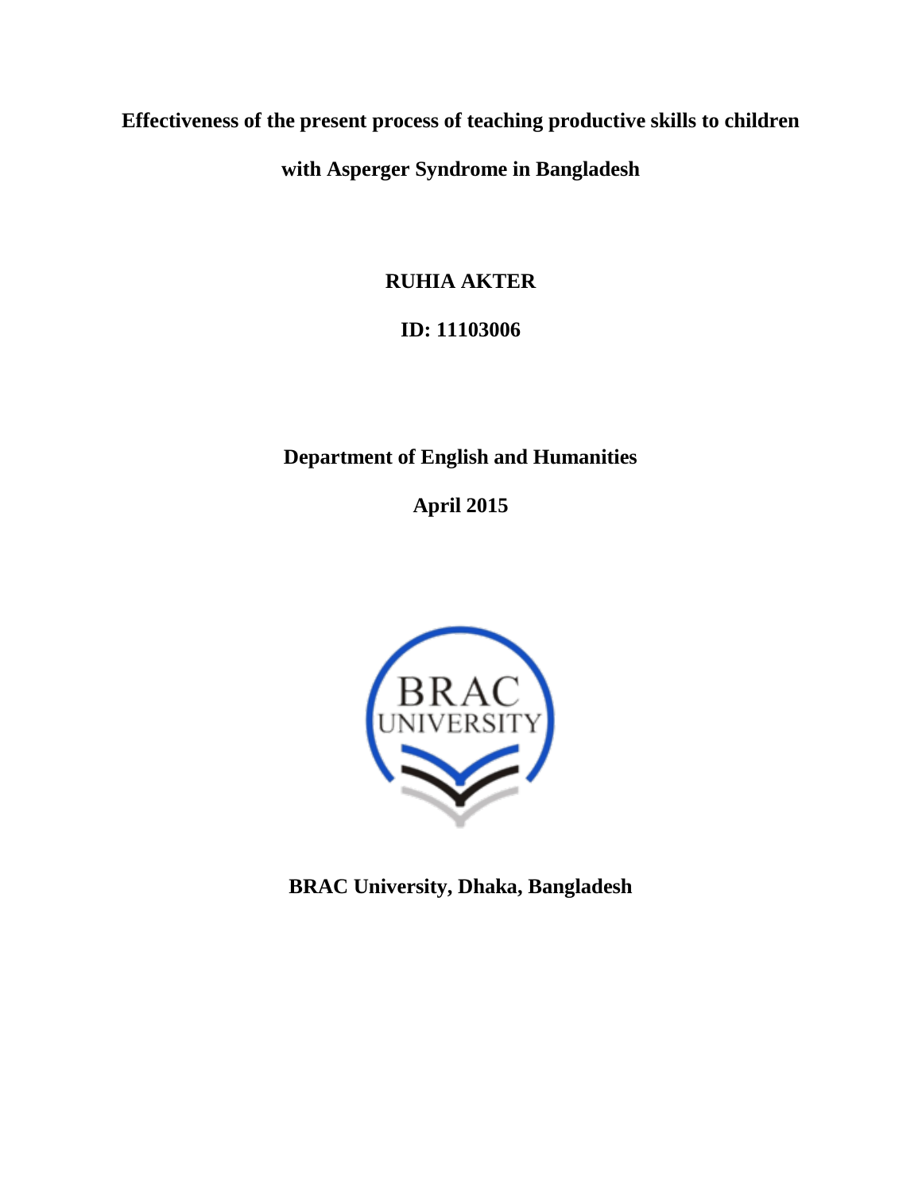# Effectiveness of the present process of teaching productive skills to children with Asperger Syndrome in Bangladesh

**RUHIA AKTER**

**ID: 11103006**

**Department of English and Humanities**

**April 2015**

BRAC UNIVERSITY

**BRAC University, Dhaka, Bangladesh**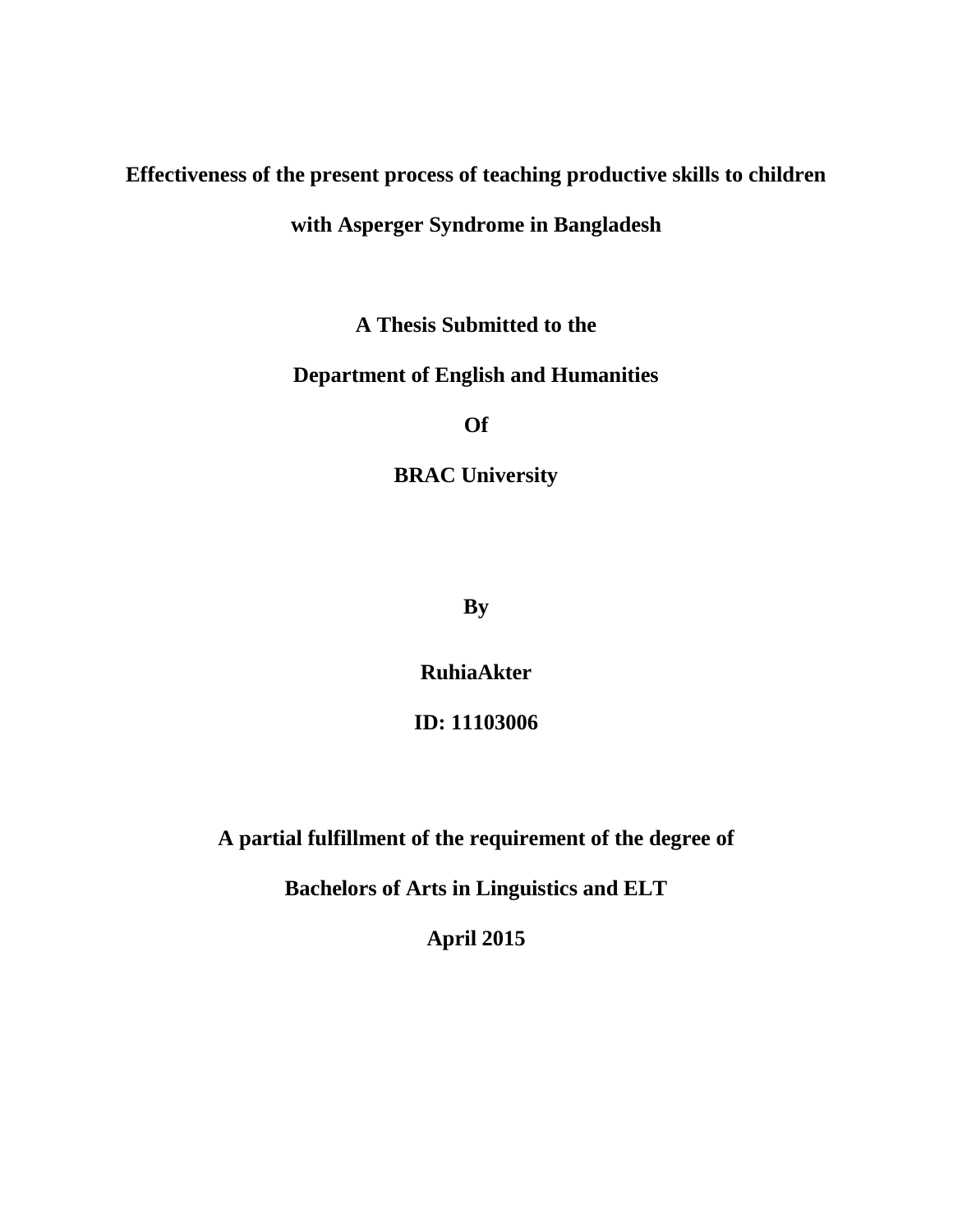**Effectiveness of the present process of teaching productive skills to children with Asperger Syndrome in Bangladesh**

**A Thesis Submitted to the**

**Department of English and Humanities**

**Of**

**BRAC University**

**By**

**RuhiaAkter**

**ID: 11103006**

**A partial fulfillment of the requirement of the degree of**

**Bachelors of Arts in Linguistics and ELT**

**April 2015**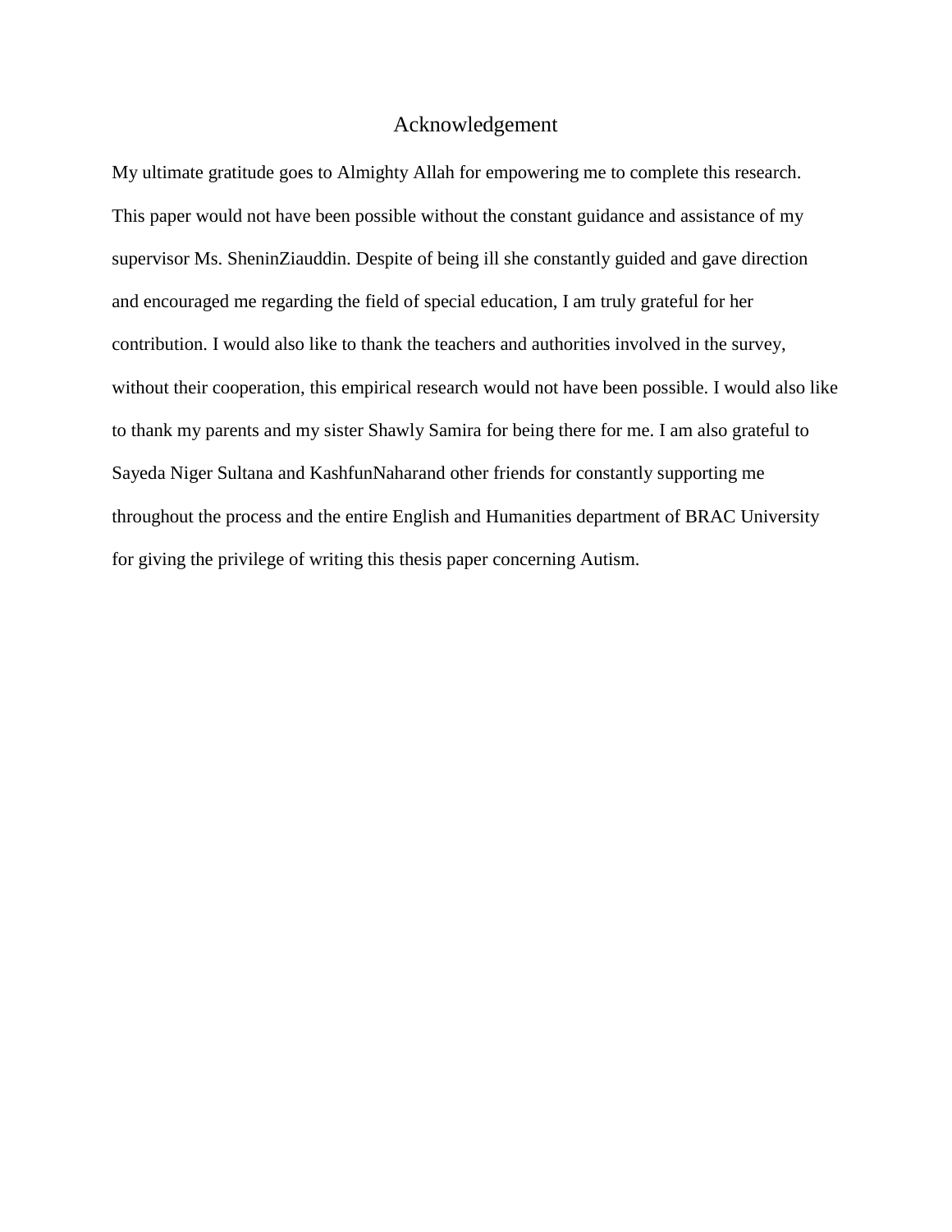# Acknowledgement

My ultimate gratitude goes to Almighty Allah for empowering me to complete this research. This paper would not have been possible without the constant guidance and assistance of my supervisor Ms. SheninZiauddin. Despite of being ill she constantly guided and gave direction and encouraged me regarding the field of special education, I am truly grateful for her contribution. I would also like to thank the teachers and authorities involved in the survey, without their cooperation, this empirical research would not have been possible. I would also like to thank my parents and my sister Shawly Samira for being there for me. I am also grateful to Sayeda Niger Sultana and KashfunNaharand other friends for constantly supporting me throughout the process and the entire English and Humanities department of BRAC University for giving the privilege of writing this thesis paper concerning Autism.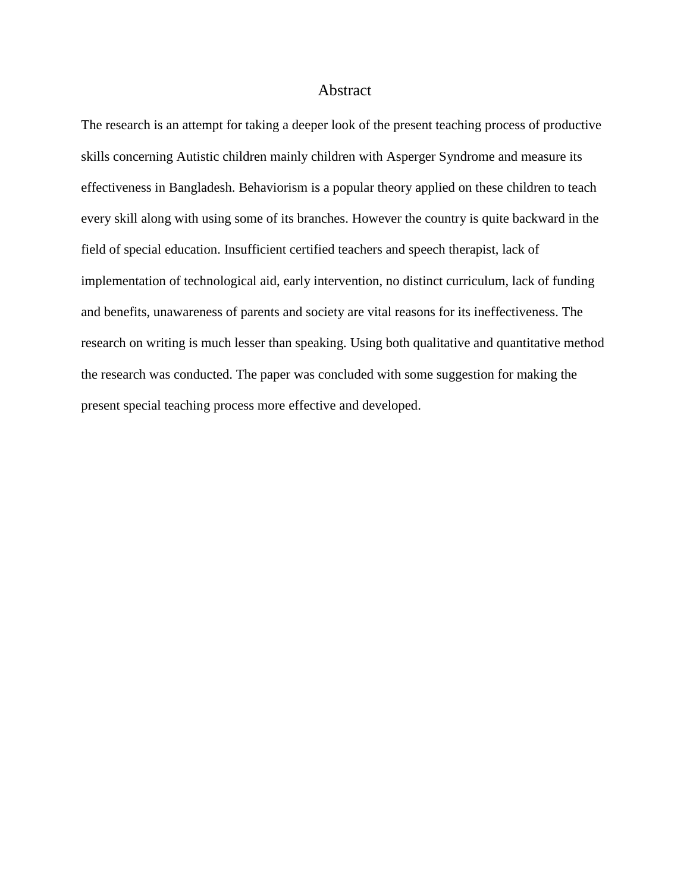# Abstract

The research is an attempt for taking a deeper look of the present teaching process of productive skills concerning Autistic children mainly children with Asperger Syndrome and measure its effectiveness in Bangladesh. Behaviorism is a popular theory applied on these children to teach every skill along with using some of its branches. However the country is quite backward in the field of special education. Insufficient certified teachers and speech therapist, lack of implementation of technological aid, early intervention, no distinct curriculum, lack of funding and benefits, unawareness of parents and society are vital reasons for its ineffectiveness. The research on writing is much lesser than speaking. Using both qualitative and quantitative method the research was conducted. The paper was concluded with some suggestion for making the present special teaching process more effective and developed.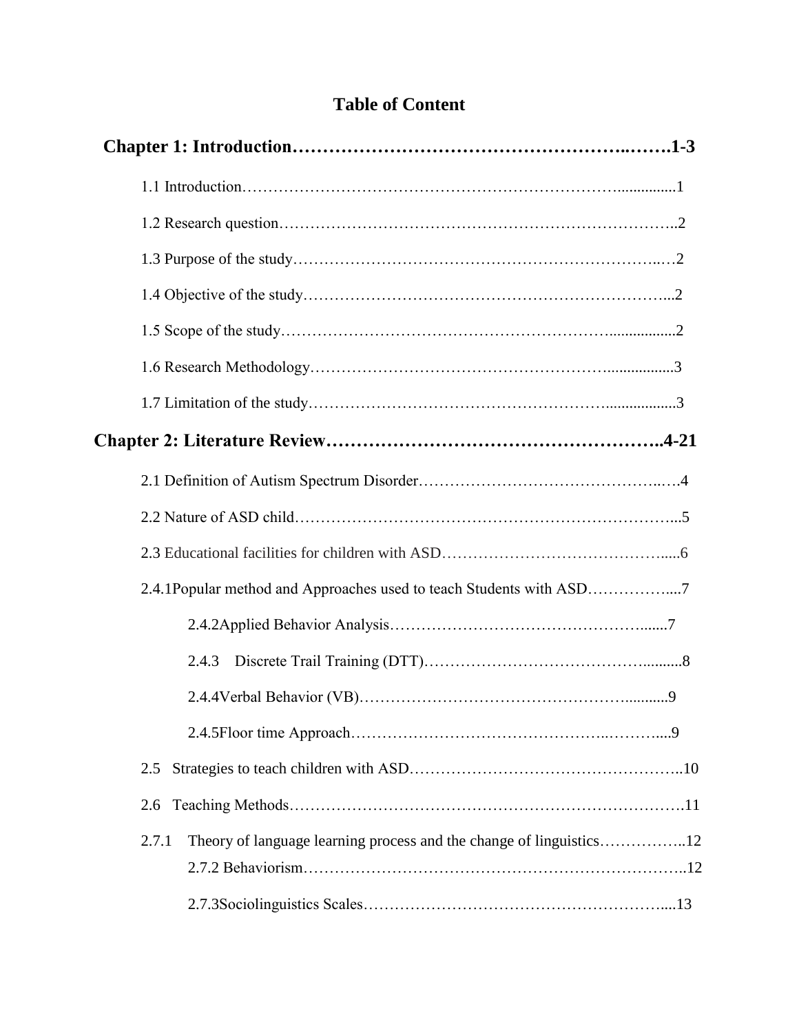# Table of Content

**Chapter 1: Introduction……………………………………………..…….1-3**

1.1 Introduction……………………………………………………………...............1

1.2 Research question………………………………………………………………..2

1.3 Purpose of the study……………………………………………………………..…2

1.4 Objective of the study…………………………………………………………...2

1.5 Scope of the study……………………………………………………..................2

1.6 Research Methodology………………………………………………..................3

1.7 Limitation of the study…………………………………………….....................3

**Chapter 2: Literature Review……………………………………………..4-21**

2.1 Definition of Autism Spectrum Disorder……………………………………..….4

2.2 Nature of ASD child……………………………………………………………...5

2.3 Educational facilities for children with ASD…………………………………......6

2.4.1Popular method and Approaches used to teach Students with ASD……………....7

- 2.4.2Applied Behavior Analysis…………………………………………........7
- 2.4.3 Discrete Trail Training (DTT)……………………………………...........8
- 2.4.4Verbal Behavior (VB)…………………………………………...........9
- 2.4.5Floor time Approach…………………………………………..………....9

2.5 Strategies to teach children with ASD……………………………………………..10

2.6 Teaching Methods………………………………………………………………….11

2.7.1 Theory of language learning process and the change of linguistics……………..12

- 2.7.2 Behaviorism……………………………………………………………………..12
- 2.7.3Sociolinguistics Scales…………………………………………………....13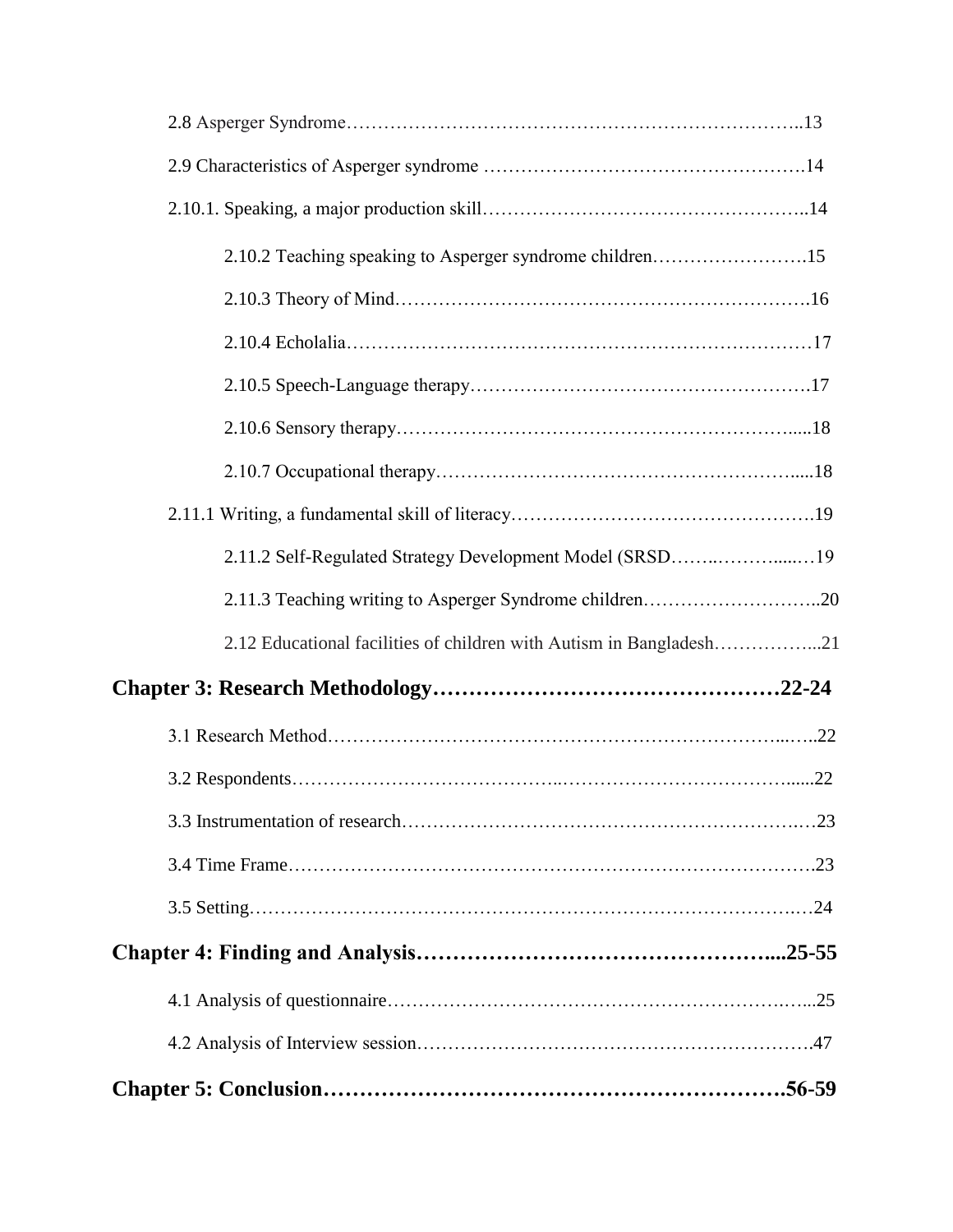2.8 Asperger Syndrome……………………………………………………………..13

2.9 Characteristics of Asperger syndrome ………………………………………….14

2.10.1. Speaking, a major production skill…………………………………………..14

2.10.2 Teaching speaking to Asperger syndrome children…………………….15

2.10.3 Theory of Mind……………………………………………………….16

2.10.4 Echolalia…………………………………………………………………17

2.10.5 Speech-Language therapy……………………………………………….17

2.10.6 Sensory therapy………………………………………………………....18

2.10.7 Occupational therapy………………………………………………….....18

2.11.1 Writing, a fundamental skill of literacy……………………………………….19

2.11.2 Self-Regulated Strategy Development Model (SRSD……..……….....…19

2.11.3 Teaching writing to Asperger Syndrome children………………………..20

2.12 Educational facilities of children with Autism in Bangladesh……………...21

**Chapter 3: Research Methodology……………………………………….22-24**

3.1 Research Method……………………………………………………………...…..22

3.2 Respondents…………………………………..……………………………......22

3.3 Instrumentation of research…………………………………………………….…23

3.4 Time Frame……………………….……………………………………………….23

3.5 Setting…………………………………………………………………………….…24

**Chapter 4: Finding and Analysis…………………………………………....25-55**

4.1 Analysis of questionnaire…………………………………………………….…...25

4.2 Analysis of Interview session……………………………………………………….47

**Chapter 5: Conclusion…………………………………………………….56-59**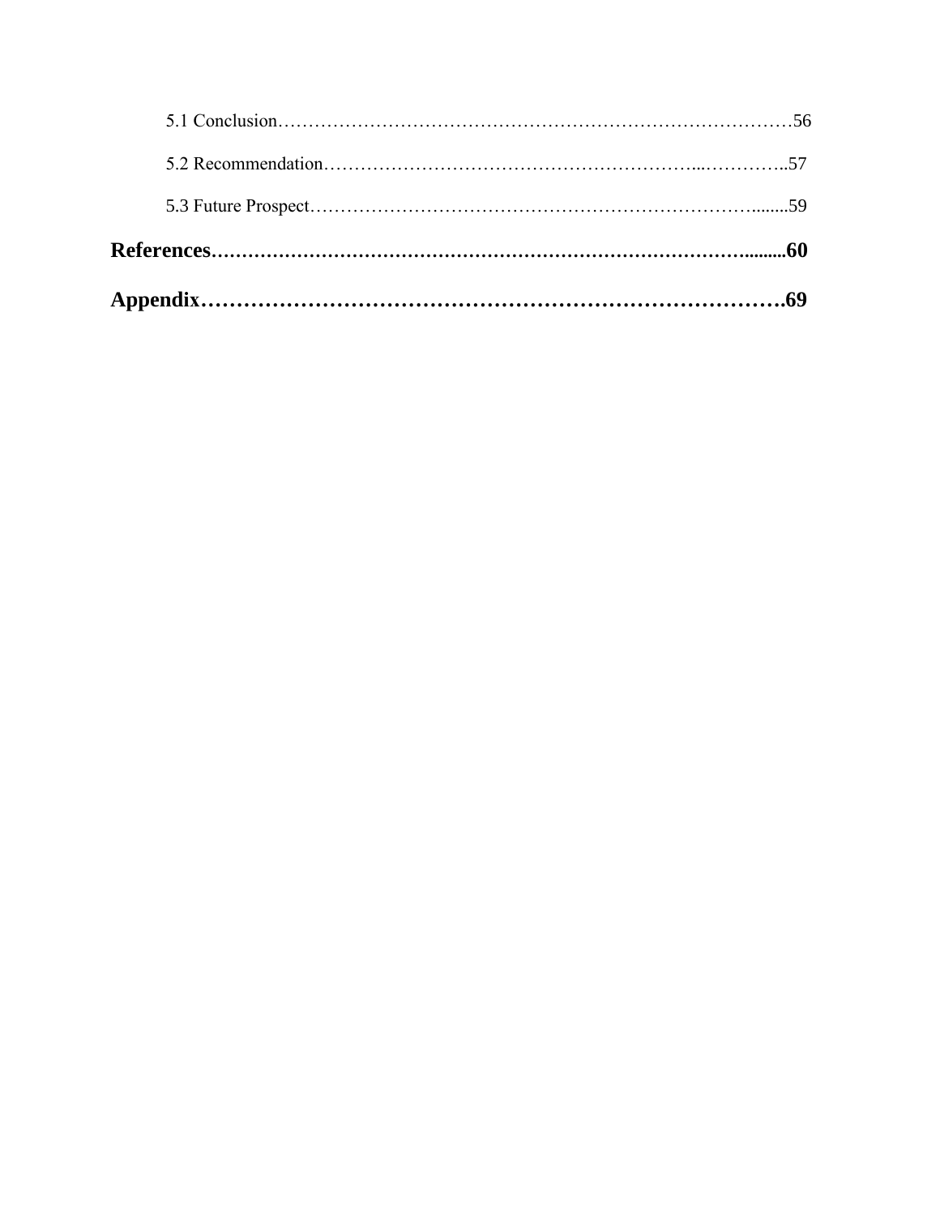5.1 Conclusion……………………………………………………………………………56

5.2 Recommendation…………………………………………………...…………..57

5.3 Future Prospect……………………………………………………………........59

**References………………………………………………………………………..........60**

**Appendix……………………………………………………………………….69**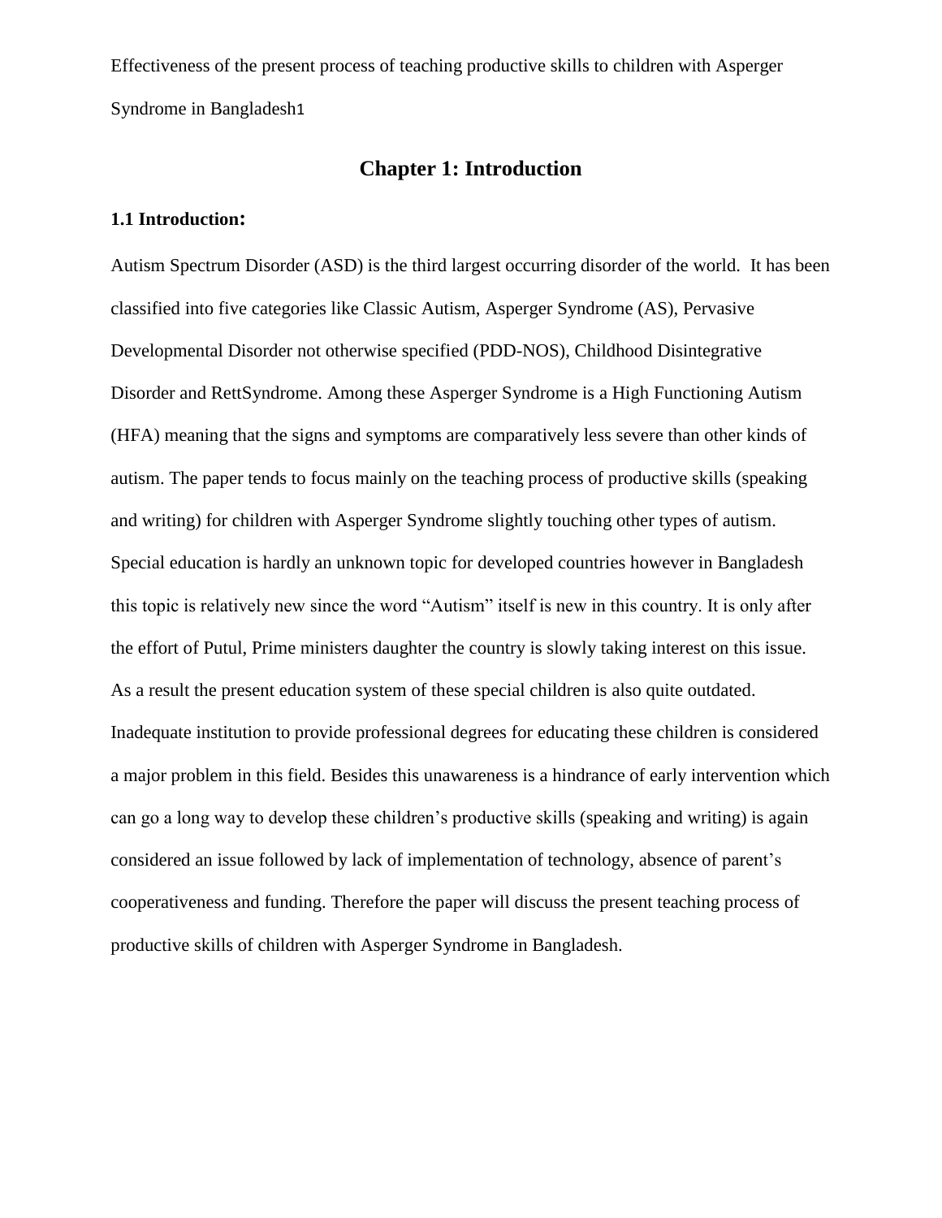# Chapter 1: Introduction

## 1.1 Introduction:

Autism Spectrum Disorder (ASD) is the third largest occurring disorder of the world. It has been classified into five categories like Classic Autism, Asperger Syndrome (AS), Pervasive Developmental Disorder not otherwise specified (PDD-NOS), Childhood Disintegrative Disorder and RettSyndrome. Among these Asperger Syndrome is a High Functioning Autism (HFA) meaning that the signs and symptoms are comparatively less severe than other kinds of autism. The paper tends to focus mainly on the teaching process of productive skills (speaking and writing) for children with Asperger Syndrome slightly touching other types of autism. Special education is hardly an unknown topic for developed countries however in Bangladesh this topic is relatively new since the word "Autism" itself is new in this country. It is only after the effort of Putul, Prime ministers daughter the country is slowly taking interest on this issue. As a result the present education system of these special children is also quite outdated. Inadequate institution to provide professional degrees for educating these children is considered a major problem in this field. Besides this unawareness is a hindrance of early intervention which can go a long way to develop these children's productive skills (speaking and writing) is again considered an issue followed by lack of implementation of technology, absence of parent's cooperativeness and funding. Therefore the paper will discuss the present teaching process of productive skills of children with Asperger Syndrome in Bangladesh.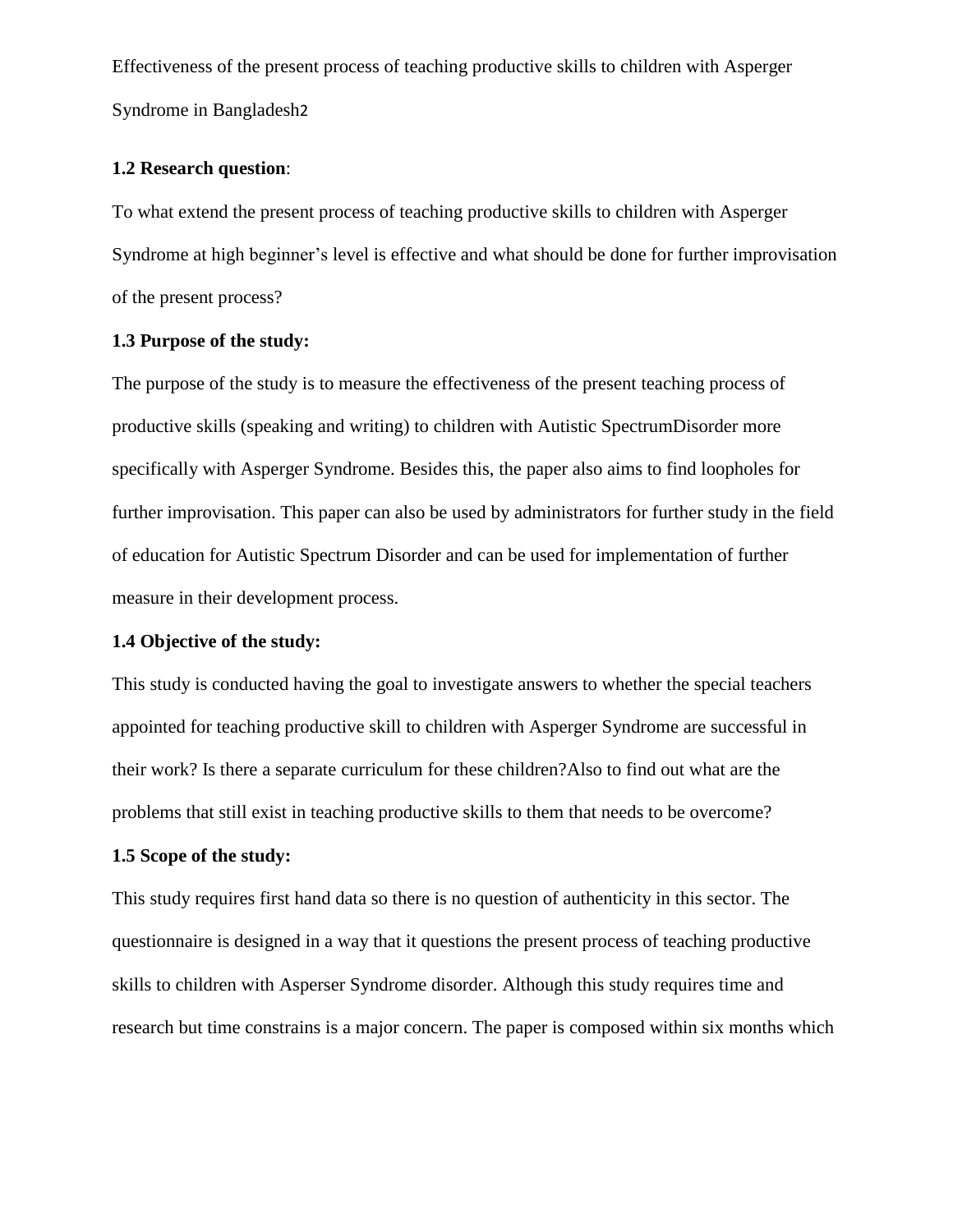Effectiveness of the present process of teaching productive skills to children with Asperger Syndrome in Bangladesh2

**1.2 Research question**:

To what extend the present process of teaching productive skills to children with Asperger Syndrome at high beginner's level is effective and what should be done for further improvisation of the present process?

**1.3 Purpose of the study:**

The purpose of the study is to measure the effectiveness of the present teaching process of productive skills (speaking and writing) to children with Autistic SpectrumDisorder more specifically with Asperger Syndrome. Besides this, the paper also aims to find loopholes for further improvisation. This paper can also be used by administrators for further study in the field of education for Autistic Spectrum Disorder and can be used for implementation of further measure in their development process.

**1.4 Objective of the study:**

This study is conducted having the goal to investigate answers to whether the special teachers appointed for teaching productive skill to children with Asperger Syndrome are successful in their work? Is there a separate curriculum for these children?Also to find out what are the problems that still exist in teaching productive skills to them that needs to be overcome?

**1.5 Scope of the study:**

This study requires first hand data so there is no question of authenticity in this sector. The questionnaire is designed in a way that it questions the present process of teaching productive skills to children with Asperser Syndrome disorder. Although this study requires time and research but time constrains is a major concern. The paper is composed within six months which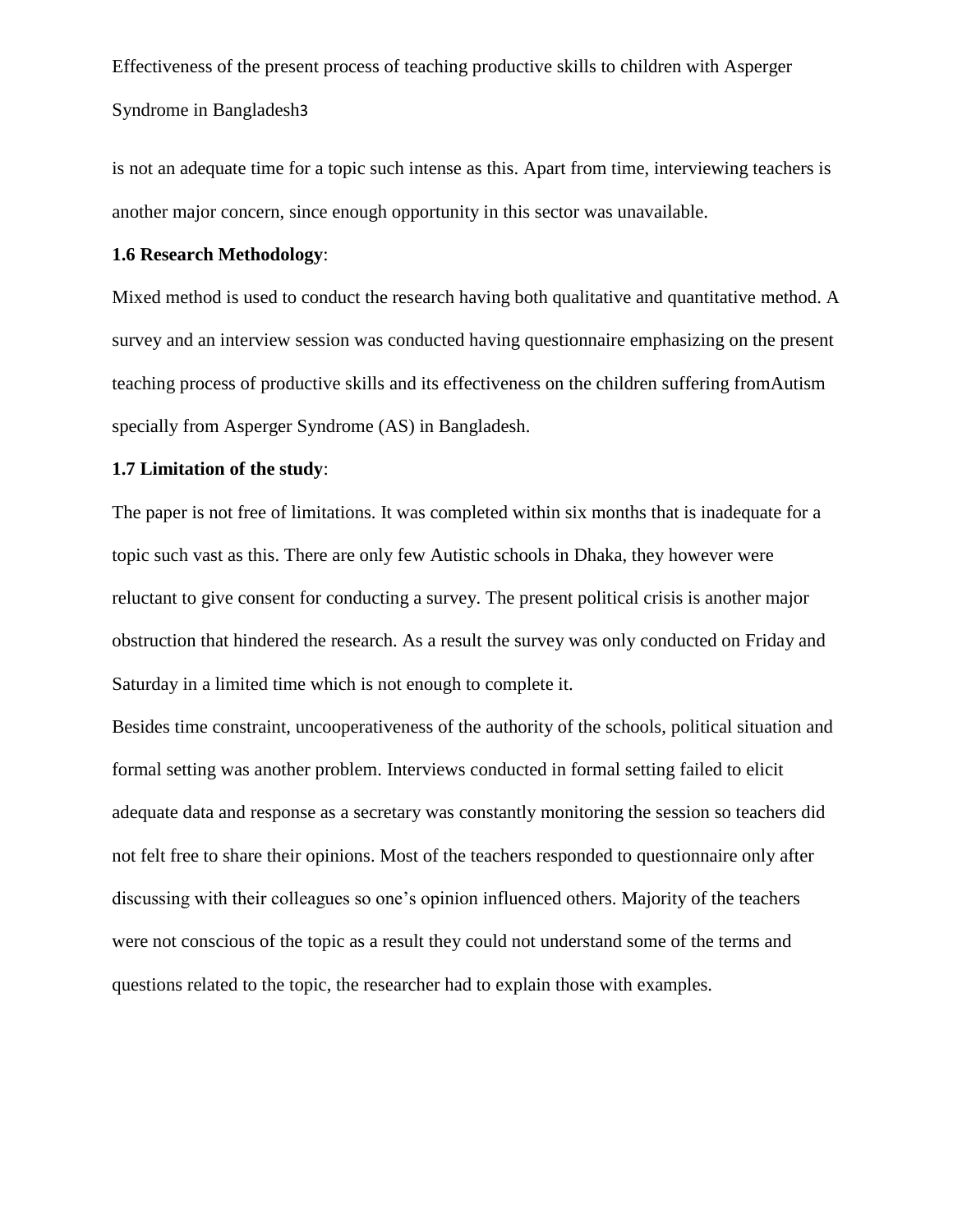is not an adequate time for a topic such intense as this. Apart from time, interviewing teachers is another major concern, since enough opportunity in this sector was unavailable.

**1.6 Research Methodology**:

Mixed method is used to conduct the research having both qualitative and quantitative method. A survey and an interview session was conducted having questionnaire emphasizing on the present teaching process of productive skills and its effectiveness on the children suffering fromAutism specially from Asperger Syndrome (AS) in Bangladesh.

**1.7 Limitation of the study**:

The paper is not free of limitations. It was completed within six months that is inadequate for a topic such vast as this. There are only few Autistic schools in Dhaka, they however were reluctant to give consent for conducting a survey. The present political crisis is another major obstruction that hindered the research. As a result the survey was only conducted on Friday and Saturday in a limited time which is not enough to complete it.

Besides time constraint, uncooperativeness of the authority of the schools, political situation and formal setting was another problem. Interviews conducted in formal setting failed to elicit adequate data and response as a secretary was constantly monitoring the session so teachers did not felt free to share their opinions. Most of the teachers responded to questionnaire only after discussing with their colleagues so one's opinion influenced others. Majority of the teachers were not conscious of the topic as a result they could not understand some of the terms and questions related to the topic, the researcher had to explain those with examples.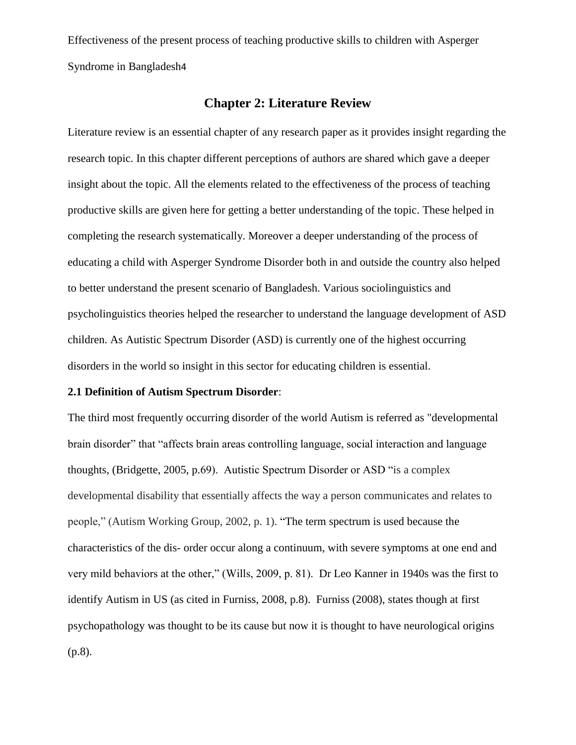## Chapter 2: Literature Review

Literature review is an essential chapter of any research paper as it provides insight regarding the research topic. In this chapter different perceptions of authors are shared which gave a deeper insight about the topic. All the elements related to the effectiveness of the process of teaching productive skills are given here for getting a better understanding of the topic. These helped in completing the research systematically. Moreover a deeper understanding of the process of educating a child with Asperger Syndrome Disorder both in and outside the country also helped to better understand the present scenario of Bangladesh. Various sociolinguistics and psycholinguistics theories helped the researcher to understand the language development of ASD children. As Autistic Spectrum Disorder (ASD) is currently one of the highest occurring disorders in the world so insight in this sector for educating children is essential.

**2.1 Definition of Autism Spectrum Disorder**:

The third most frequently occurring disorder of the world Autism is referred as "developmental brain disorder" that "affects brain areas controlling language, social interaction and language thoughts, (Bridgette, 2005, p.69). Autistic Spectrum Disorder or ASD "is a complex developmental disability that essentially affects the way a person communicates and relates to people," (Autism Working Group, 2002, p. 1). "The term spectrum is used because the characteristics of the dis- order occur along a continuum, with severe symptoms at one end and very mild behaviors at the other," (Wills, 2009, p. 81). Dr Leo Kanner in 1940s was the first to identify Autism in US (as cited in Furniss, 2008, p.8). Furniss (2008), states though at first psychopathology was thought to be its cause but now it is thought to have neurological origins (p.8).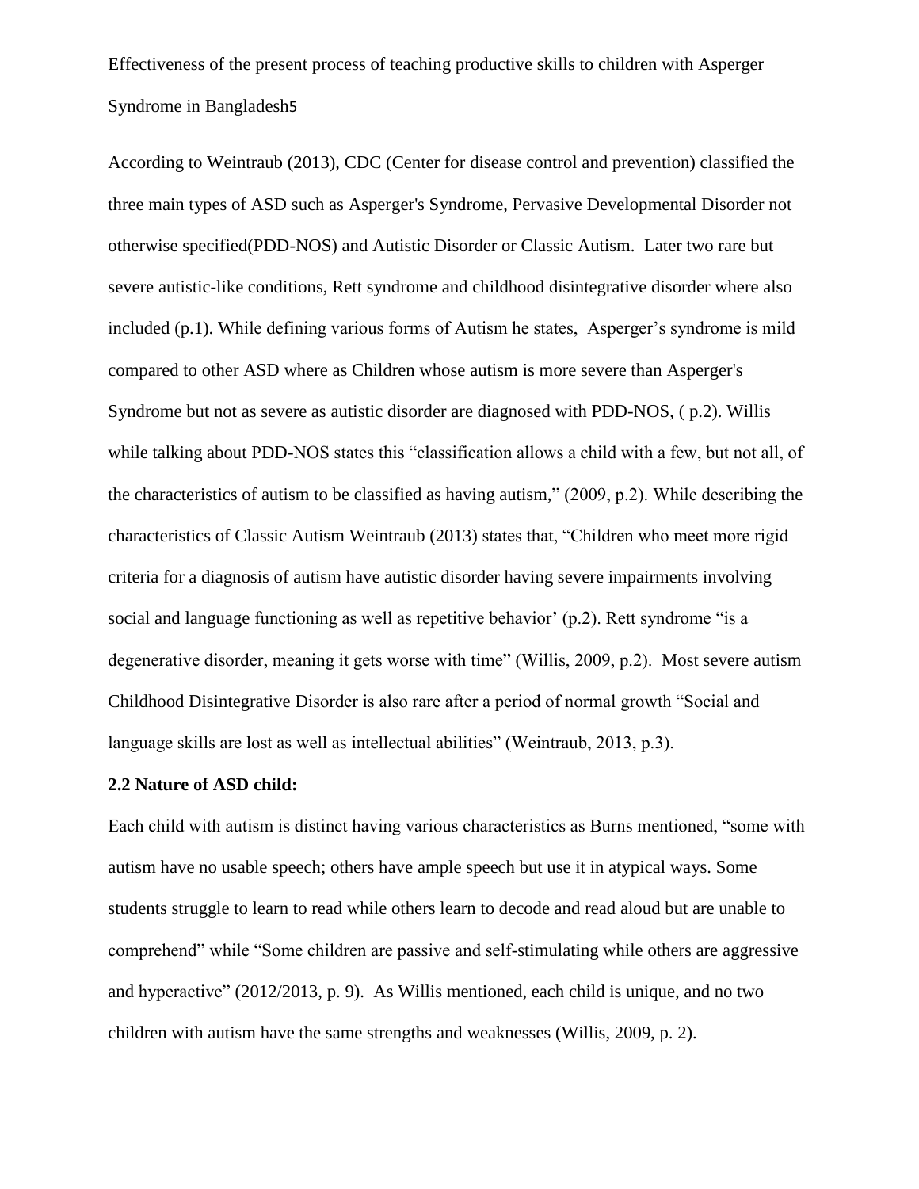According to Weintraub (2013), CDC (Center for disease control and prevention) classified the three main types of ASD such as Asperger's Syndrome, Pervasive Developmental Disorder not otherwise specified(PDD-NOS) and Autistic Disorder or Classic Autism. Later two rare but severe autistic-like conditions, Rett syndrome and childhood disintegrative disorder where also included (p.1). While defining various forms of Autism he states, Asperger's syndrome is mild compared to other ASD where as Children whose autism is more severe than Asperger's Syndrome but not as severe as autistic disorder are diagnosed with PDD-NOS, ( p.2). Willis while talking about PDD-NOS states this "classification allows a child with a few, but not all, of the characteristics of autism to be classified as having autism," (2009, p.2). While describing the characteristics of Classic Autism Weintraub (2013) states that, "Children who meet more rigid criteria for a diagnosis of autism have autistic disorder having severe impairments involving social and language functioning as well as repetitive behavior' (p.2). Rett syndrome "is a degenerative disorder, meaning it gets worse with time" (Willis, 2009, p.2). Most severe autism Childhood Disintegrative Disorder is also rare after a period of normal growth "Social and language skills are lost as well as intellectual abilities" (Weintraub, 2013, p.3).

**2.2 Nature of ASD child:**

Each child with autism is distinct having various characteristics as Burns mentioned, "some with autism have no usable speech; others have ample speech but use it in atypical ways. Some students struggle to learn to read while others learn to decode and read aloud but are unable to comprehend" while "Some children are passive and self-stimulating while others are aggressive and hyperactive" (2012/2013, p. 9). As Willis mentioned, each child is unique, and no two children with autism have the same strengths and weaknesses (Willis, 2009, p. 2).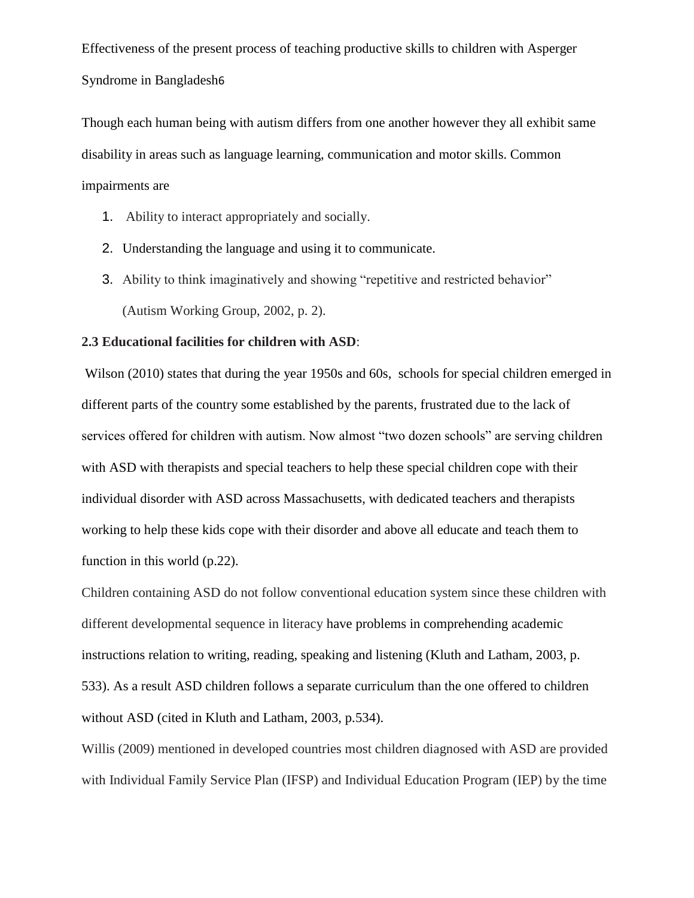Though each human being with autism differs from one another however they all exhibit same disability in areas such as language learning, communication and motor skills. Common impairments are

1. Ability to interact appropriately and socially.
2. Understanding the language and using it to communicate.
3. Ability to think imaginatively and showing "repetitive and restricted behavior" (Autism Working Group, 2002, p. 2).

**2.3 Educational facilities for children with ASD**:

Wilson (2010) states that during the year 1950s and 60s, schools for special children emerged in different parts of the country some established by the parents, frustrated due to the lack of services offered for children with autism. Now almost "two dozen schools" are serving children with ASD with therapists and special teachers to help these special children cope with their individual disorder with ASD across Massachusetts, with dedicated teachers and therapists working to help these kids cope with their disorder and above all educate and teach them to function in this world (p.22).

Children containing ASD do not follow conventional education system since these children with different developmental sequence in literacy have problems in comprehending academic instructions relation to writing, reading, speaking and listening (Kluth and Latham, 2003, p. 533). As a result ASD children follows a separate curriculum than the one offered to children without ASD (cited in Kluth and Latham, 2003, p.534).

Willis (2009) mentioned in developed countries most children diagnosed with ASD are provided with Individual Family Service Plan (IFSP) and Individual Education Program (IEP) by the time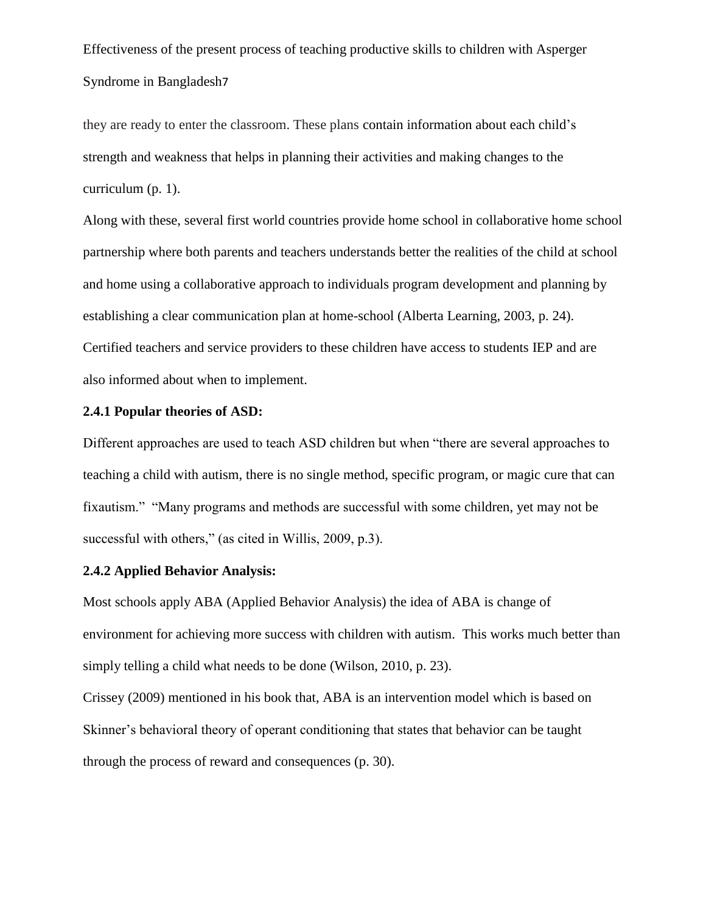they are ready to enter the classroom. These plans contain information about each child's strength and weakness that helps in planning their activities and making changes to the curriculum (p. 1).

Along with these, several first world countries provide home school in collaborative home school partnership where both parents and teachers understands better the realities of the child at school and home using a collaborative approach to individuals program development and planning by establishing a clear communication plan at home-school (Alberta Learning, 2003, p. 24). Certified teachers and service providers to these children have access to students IEP and are also informed about when to implement.

**2.4.1 Popular theories of ASD:**

Different approaches are used to teach ASD children but when "there are several approaches to teaching a child with autism, there is no single method, specific program, or magic cure that can fixautism." "Many programs and methods are successful with some children, yet may not be successful with others," (as cited in Willis, 2009, p.3).

**2.4.2 Applied Behavior Analysis:**

Most schools apply ABA (Applied Behavior Analysis) the idea of ABA is change of environment for achieving more success with children with autism. This works much better than simply telling a child what needs to be done (Wilson, 2010, p. 23).

Crissey (2009) mentioned in his book that, ABA is an intervention model which is based on Skinner's behavioral theory of operant conditioning that states that behavior can be taught through the process of reward and consequences (p. 30).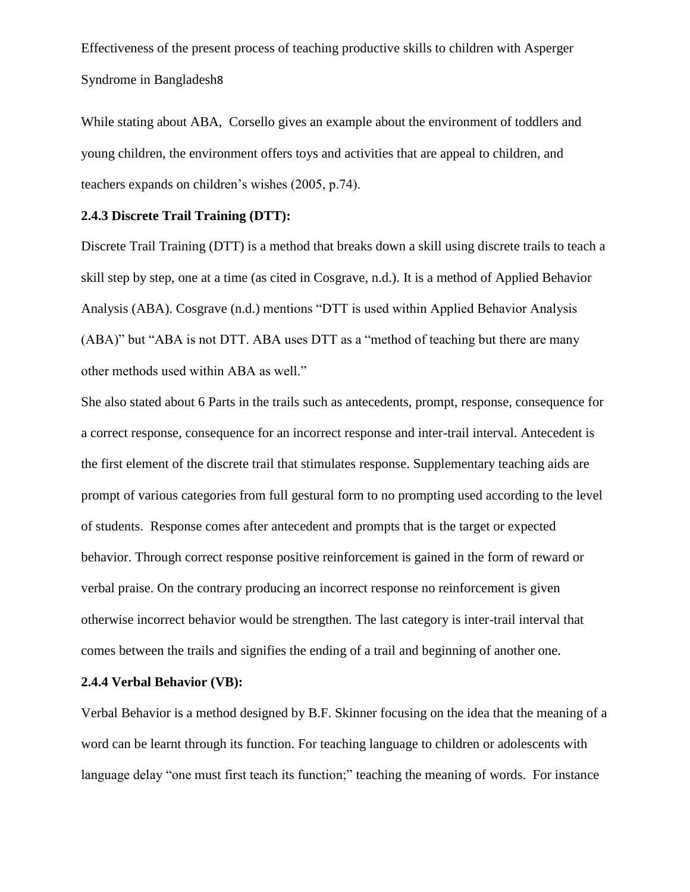While stating about ABA, Corsello gives an example about the environment of toddlers and young children, the environment offers toys and activities that are appeal to children, and teachers expands on children's wishes (2005, p.74).

**2.4.3 Discrete Trail Training (DTT):**

Discrete Trail Training (DTT) is a method that breaks down a skill using discrete trails to teach a skill step by step, one at a time (as cited in Cosgrave, n.d.). It is a method of Applied Behavior Analysis (ABA). Cosgrave (n.d.) mentions "DTT is used within Applied Behavior Analysis (ABA)" but "ABA is not DTT. ABA uses DTT as a "method of teaching but there are many other methods used within ABA as well."

She also stated about 6 Parts in the trails such as antecedents, prompt, response, consequence for a correct response, consequence for an incorrect response and inter-trail interval. Antecedent is the first element of the discrete trail that stimulates response. Supplementary teaching aids are prompt of various categories from full gestural form to no prompting used according to the level of students. Response comes after antecedent and prompts that is the target or expected behavior. Through correct response positive reinforcement is gained in the form of reward or verbal praise. On the contrary producing an incorrect response no reinforcement is given otherwise incorrect behavior would be strengthen. The last category is inter-trail interval that comes between the trails and signifies the ending of a trail and beginning of another one.

**2.4.4 Verbal Behavior (VB):**

Verbal Behavior is a method designed by B.F. Skinner focusing on the idea that the meaning of a word can be learnt through its function. For teaching language to children or adolescents with language delay "one must first teach its function;" teaching the meaning of words. For instance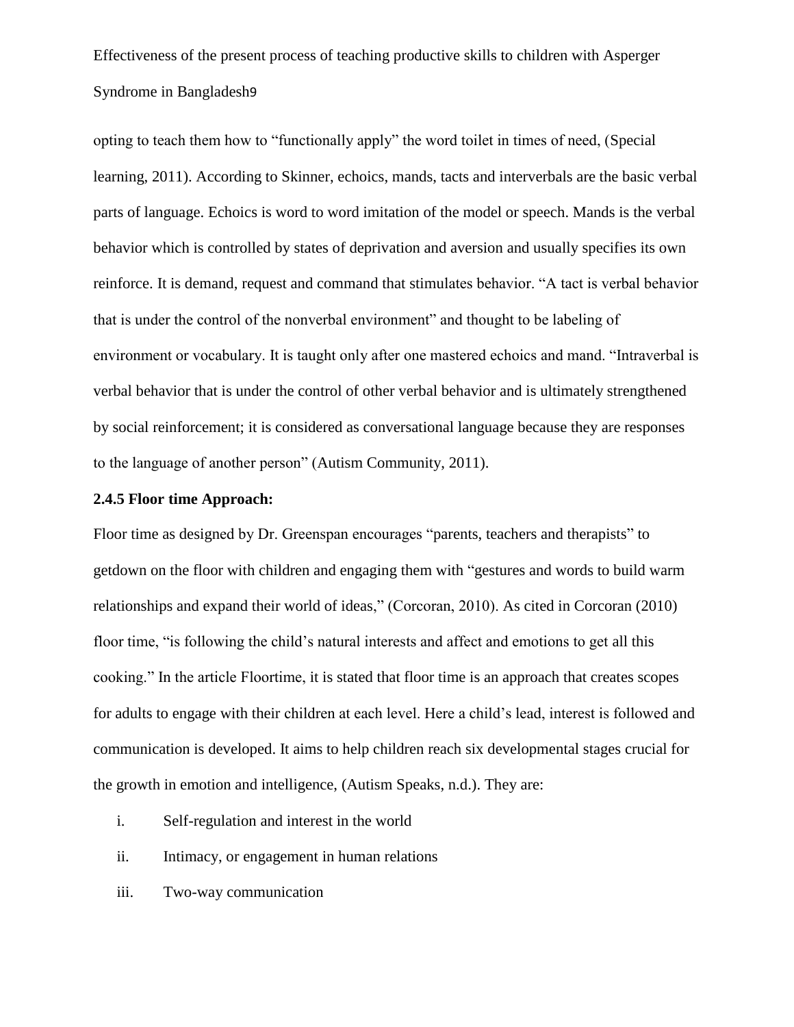opting to teach them how to "functionally apply" the word toilet in times of need, (Special learning, 2011). According to Skinner, echoics, mands, tacts and interverbals are the basic verbal parts of language. Echoics is word to word imitation of the model or speech. Mands is the verbal behavior which is controlled by states of deprivation and aversion and usually specifies its own reinforce. It is demand, request and command that stimulates behavior. "A tact is verbal behavior that is under the control of the nonverbal environment" and thought to be labeling of environment or vocabulary. It is taught only after one mastered echoics and mand. "Intraverbal is verbal behavior that is under the control of other verbal behavior and is ultimately strengthened by social reinforcement; it is considered as conversational language because they are responses to the language of another person" (Autism Community, 2011).

**2.4.5 Floor time Approach:**

Floor time as designed by Dr. Greenspan encourages "parents, teachers and therapists" to getdown on the floor with children and engaging them with "gestures and words to build warm relationships and expand their world of ideas," (Corcoran, 2010). As cited in Corcoran (2010) floor time, "is following the child's natural interests and affect and emotions to get all this cooking." In the article Floortime, it is stated that floor time is an approach that creates scopes for adults to engage with their children at each level. Here a child's lead, interest is followed and communication is developed. It aims to help children reach six developmental stages crucial for the growth in emotion and intelligence, (Autism Speaks, n.d.). They are:

i. Self-regulation and interest in the world

ii. Intimacy, or engagement in human relations

iii. Two-way communication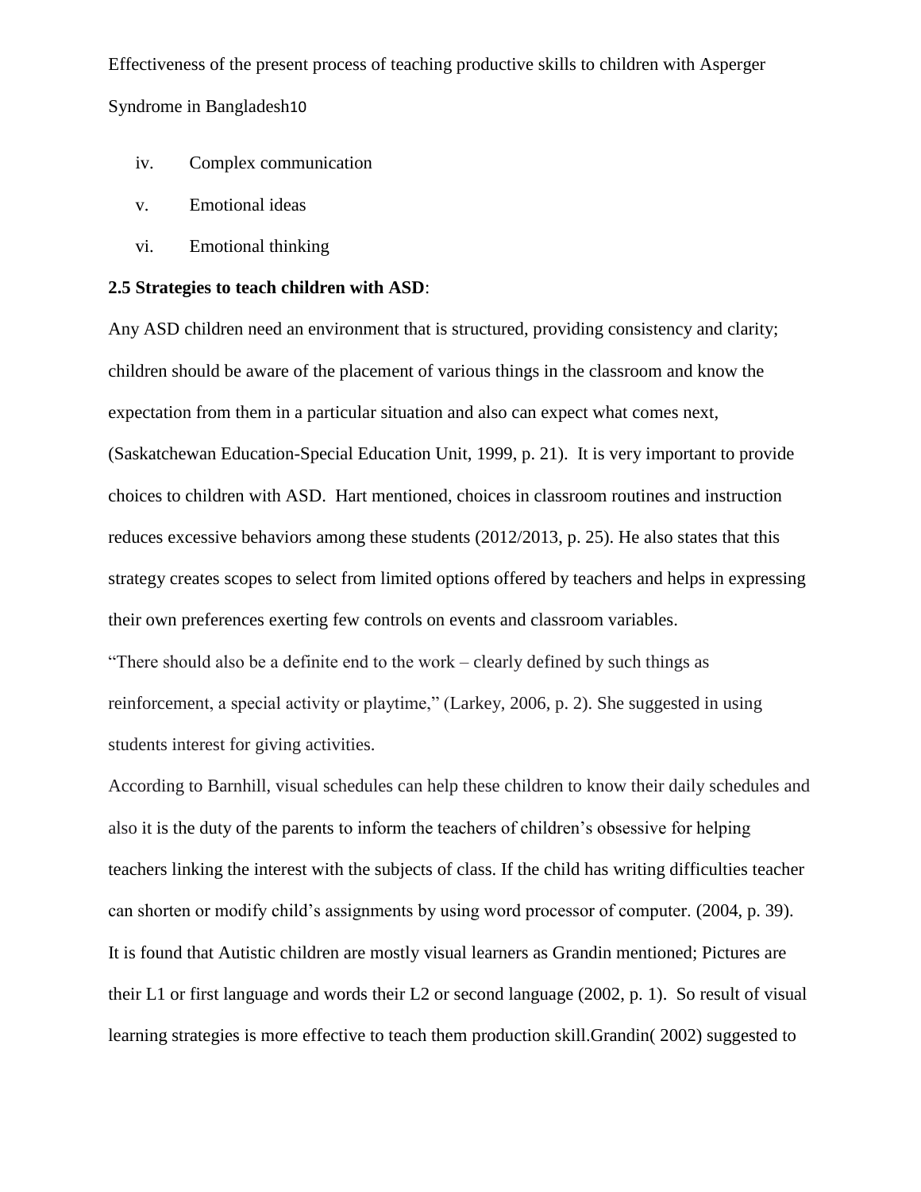iv. Complex communication

v. Emotional ideas

vi. Emotional thinking

**2.5 Strategies to teach children with ASD**:

Any ASD children need an environment that is structured, providing consistency and clarity; children should be aware of the placement of various things in the classroom and know the expectation from them in a particular situation and also can expect what comes next, (Saskatchewan Education-Special Education Unit, 1999, p. 21). It is very important to provide choices to children with ASD. Hart mentioned, choices in classroom routines and instruction reduces excessive behaviors among these students (2012/2013, p. 25). He also states that this strategy creates scopes to select from limited options offered by teachers and helps in expressing their own preferences exerting few controls on events and classroom variables.

"There should also be a definite end to the work – clearly defined by such things as reinforcement, a special activity or playtime," (Larkey, 2006, p. 2). She suggested in using students interest for giving activities.

According to Barnhill, visual schedules can help these children to know their daily schedules and also it is the duty of the parents to inform the teachers of children's obsessive for helping teachers linking the interest with the subjects of class. If the child has writing difficulties teacher can shorten or modify child's assignments by using word processor of computer. (2004, p. 39). It is found that Autistic children are mostly visual learners as Grandin mentioned; Pictures are their L1 or first language and words their L2 or second language (2002, p. 1). So result of visual learning strategies is more effective to teach them production skill.Grandin( 2002) suggested to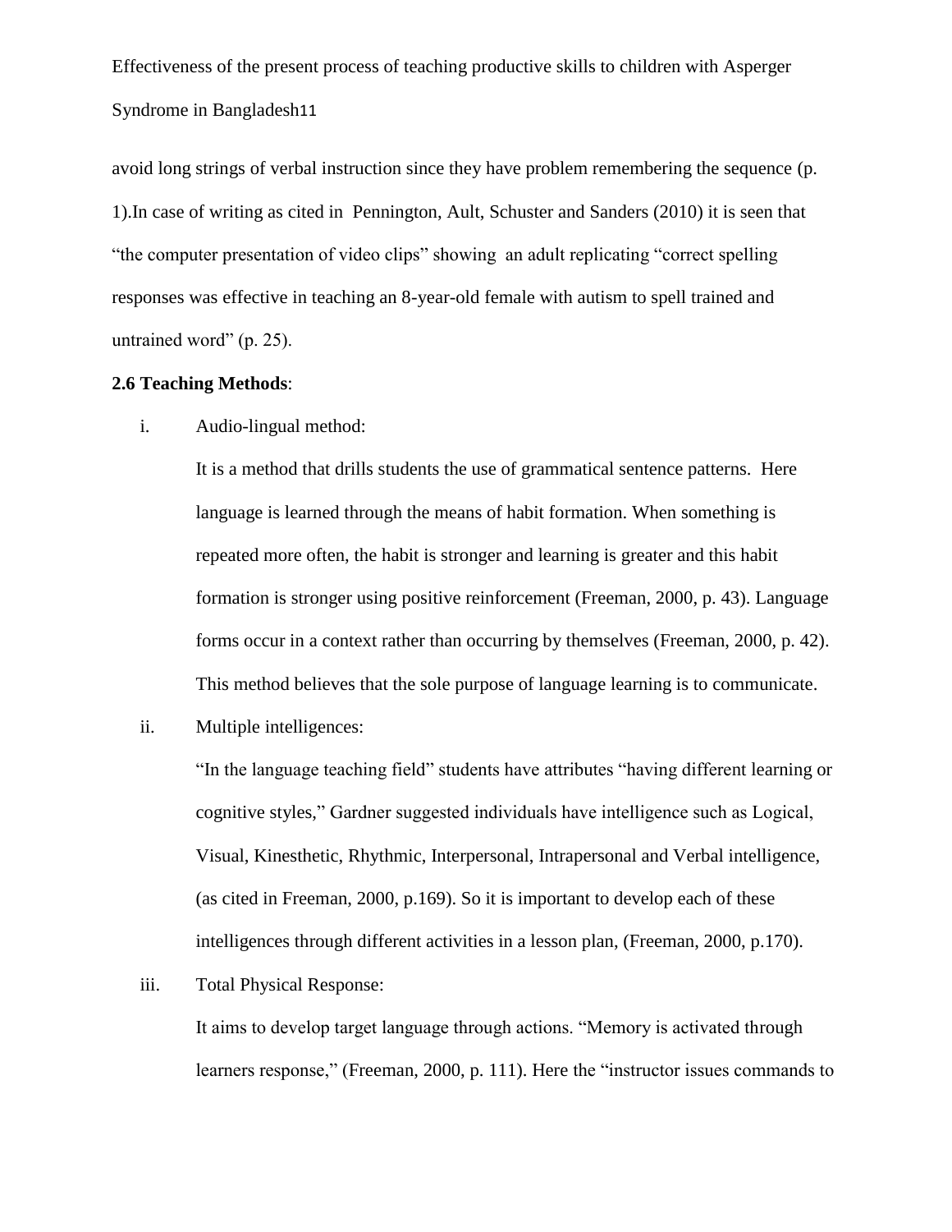avoid long strings of verbal instruction since they have problem remembering the sequence (p. 1).In case of writing as cited in Pennington, Ault, Schuster and Sanders (2010) it is seen that "the computer presentation of video clips" showing an adult replicating "correct spelling responses was effective in teaching an 8-year-old female with autism to spell trained and untrained word" (p. 25).

**2.6 Teaching Methods**:

i. Audio-lingual method:

   It is a method that drills students the use of grammatical sentence patterns. Here language is learned through the means of habit formation. When something is repeated more often, the habit is stronger and learning is greater and this habit formation is stronger using positive reinforcement (Freeman, 2000, p. 43). Language forms occur in a context rather than occurring by themselves (Freeman, 2000, p. 42). This method believes that the sole purpose of language learning is to communicate.

ii. Multiple intelligences:

   "In the language teaching field" students have attributes "having different learning or cognitive styles," Gardner suggested individuals have intelligence such as Logical, Visual, Kinesthetic, Rhythmic, Interpersonal, Intrapersonal and Verbal intelligence, (as cited in Freeman, 2000, p.169). So it is important to develop each of these intelligences through different activities in a lesson plan, (Freeman, 2000, p.170).

iii. Total Physical Response:

   It aims to develop target language through actions. "Memory is activated through learners response," (Freeman, 2000, p. 111). Here the "instructor issues commands to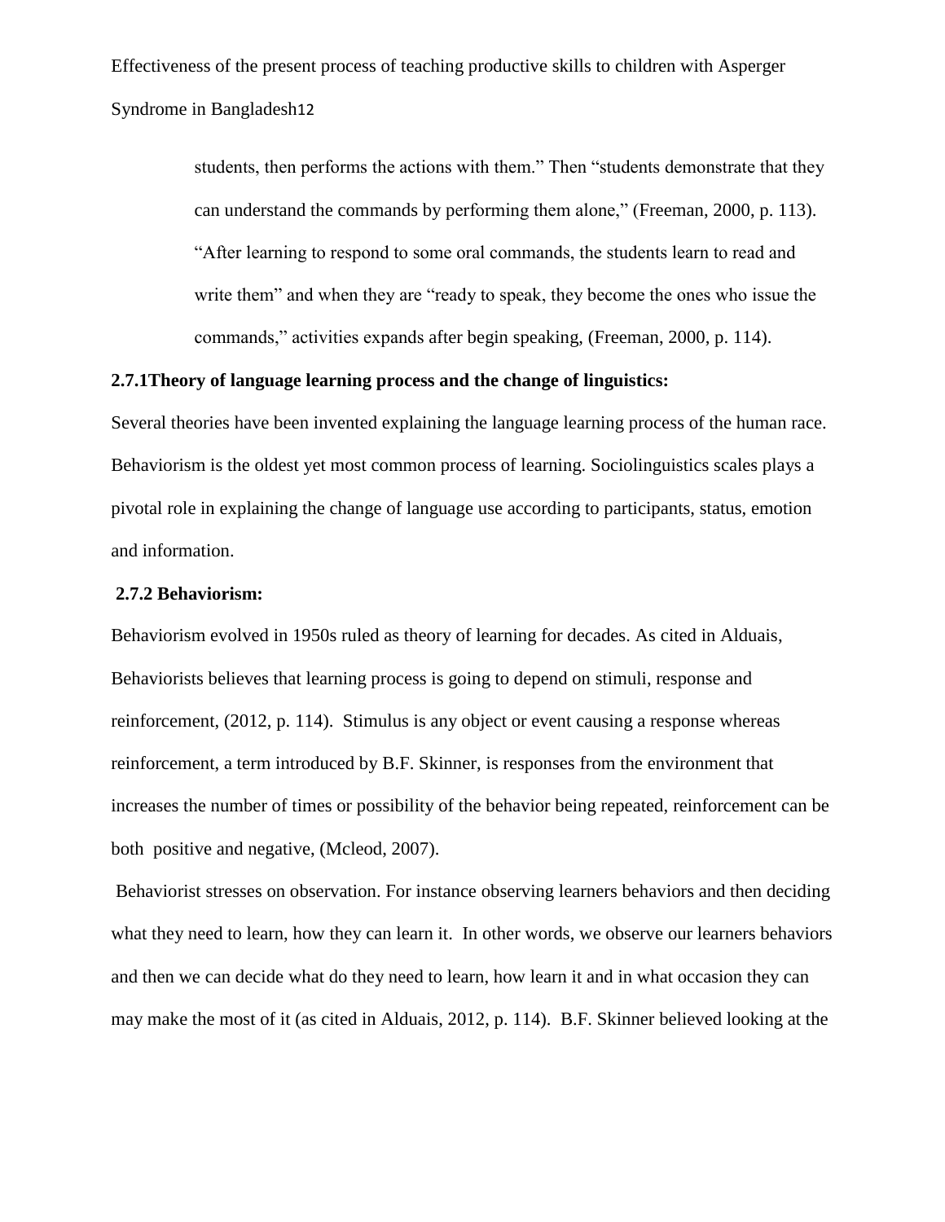> students, then performs the actions with them.” Then “students demonstrate that they can understand the commands by performing them alone,” (Freeman, 2000, p. 113). “After learning to respond to some oral commands, the students learn to read and write them” and when they are “ready to speak, they become the ones who issue the commands,” activities expands after begin speaking, (Freeman, 2000, p. 114).

**2.7.1Theory of language learning process and the change of linguistics:**

Several theories have been invented explaining the language learning process of the human race. Behaviorism is the oldest yet most common process of learning. Sociolinguistics scales plays a pivotal role in explaining the change of language use according to participants, status, emotion and information.

**2.7.2 Behaviorism:**

Behaviorism evolved in 1950s ruled as theory of learning for decades. As cited in Alduais, Behaviorists believes that learning process is going to depend on stimuli, response and reinforcement, (2012, p. 114). Stimulus is any object or event causing a response whereas reinforcement, a term introduced by B.F. Skinner, is responses from the environment that increases the number of times or possibility of the behavior being repeated, reinforcement can be both positive and negative, (Mcleod, 2007).

Behaviorist stresses on observation. For instance observing learners behaviors and then deciding what they need to learn, how they can learn it. In other words, we observe our learners behaviors and then we can decide what do they need to learn, how learn it and in what occasion they can may make the most of it (as cited in Alduais, 2012, p. 114). B.F. Skinner believed looking at the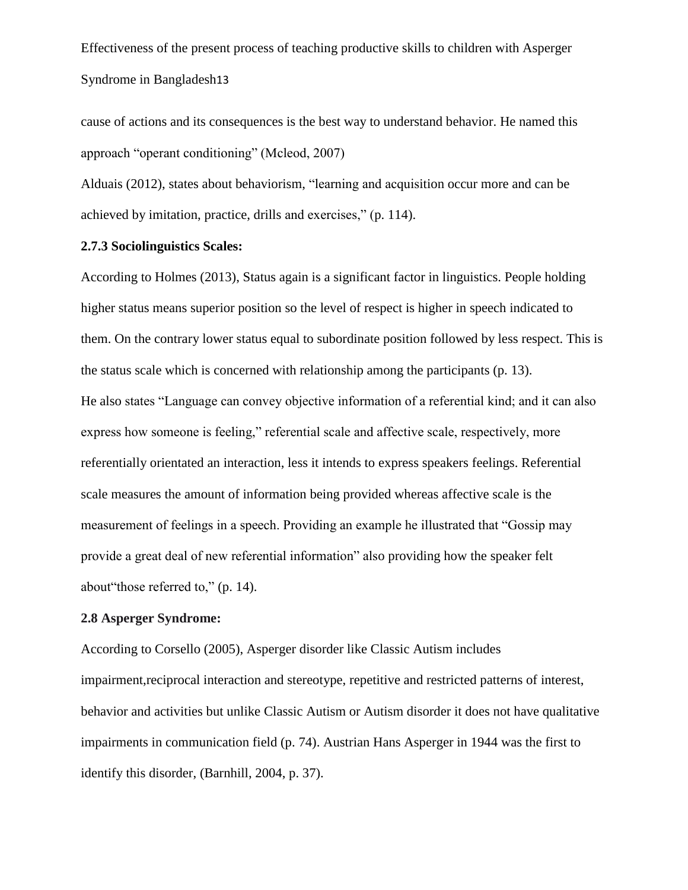cause of actions and its consequences is the best way to understand behavior. He named this approach "operant conditioning" (Mcleod, 2007)

Alduais (2012), states about behaviorism, "learning and acquisition occur more and can be achieved by imitation, practice, drills and exercises," (p. 114).

**2.7.3 Sociolinguistics Scales:**

According to Holmes (2013), Status again is a significant factor in linguistics. People holding higher status means superior position so the level of respect is higher in speech indicated to them. On the contrary lower status equal to subordinate position followed by less respect. This is the status scale which is concerned with relationship among the participants (p. 13).

He also states "Language can convey objective information of a referential kind; and it can also express how someone is feeling," referential scale and affective scale, respectively, more referentially orientated an interaction, less it intends to express speakers feelings. Referential scale measures the amount of information being provided whereas affective scale is the measurement of feelings in a speech. Providing an example he illustrated that "Gossip may provide a great deal of new referential information" also providing how the speaker felt about"those referred to," (p. 14).

**2.8 Asperger Syndrome:**

According to Corsello (2005), Asperger disorder like Classic Autism includes impairment,reciprocal interaction and stereotype, repetitive and restricted patterns of interest, behavior and activities but unlike Classic Autism or Autism disorder it does not have qualitative impairments in communication field (p. 74). Austrian Hans Asperger in 1944 was the first to identify this disorder, (Barnhill, 2004, p. 37).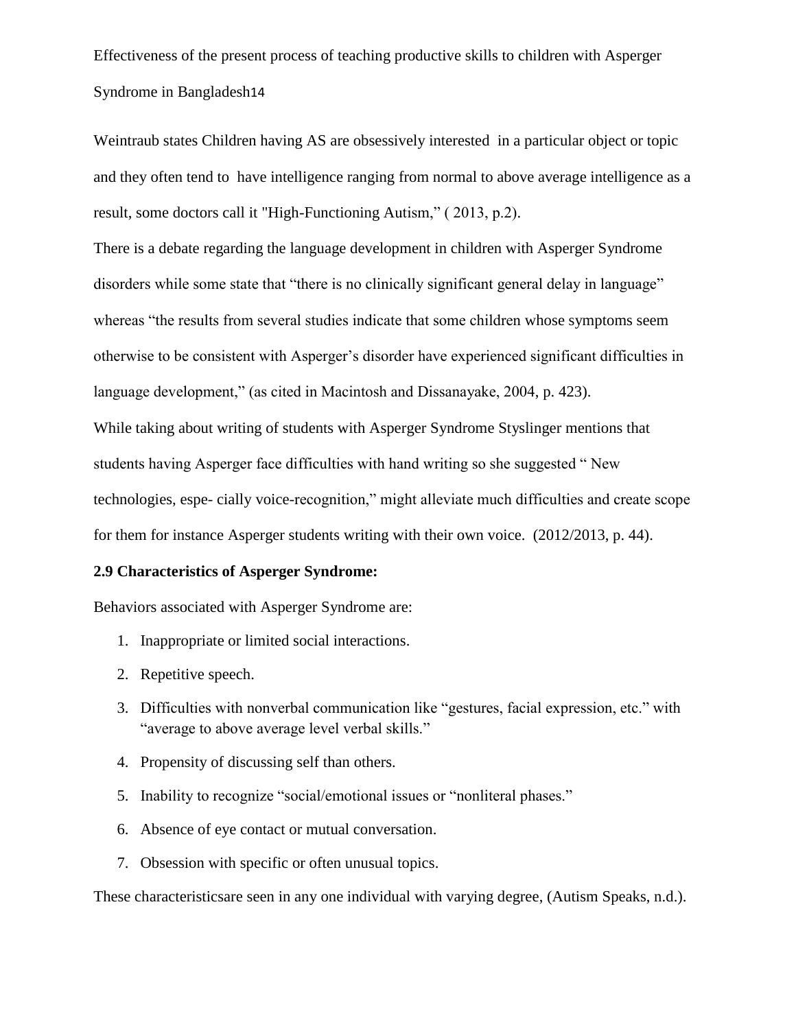Weintraub states Children having AS are obsessively interested in a particular object or topic and they often tend to have intelligence ranging from normal to above average intelligence as a result, some doctors call it "High-Functioning Autism," ( 2013, p.2).

There is a debate regarding the language development in children with Asperger Syndrome disorders while some state that "there is no clinically significant general delay in language" whereas "the results from several studies indicate that some children whose symptoms seem otherwise to be consistent with Asperger's disorder have experienced significant difficulties in language development," (as cited in Macintosh and Dissanayake, 2004, p. 423).

While taking about writing of students with Asperger Syndrome Styslinger mentions that students having Asperger face difficulties with hand writing so she suggested " New technologies, espe- cially voice-recognition," might alleviate much difficulties and create scope for them for instance Asperger students writing with their own voice. (2012/2013, p. 44).

**2.9 Characteristics of Asperger Syndrome:**

Behaviors associated with Asperger Syndrome are:

1. Inappropriate or limited social interactions.
2. Repetitive speech.
3. Difficulties with nonverbal communication like "gestures, facial expression, etc." with "average to above average level verbal skills."
4. Propensity of discussing self than others.
5. Inability to recognize "social/emotional issues or "nonliteral phases."
6. Absence of eye contact or mutual conversation.
7. Obsession with specific or often unusual topics.

These characteristicsare seen in any one individual with varying degree, (Autism Speaks, n.d.).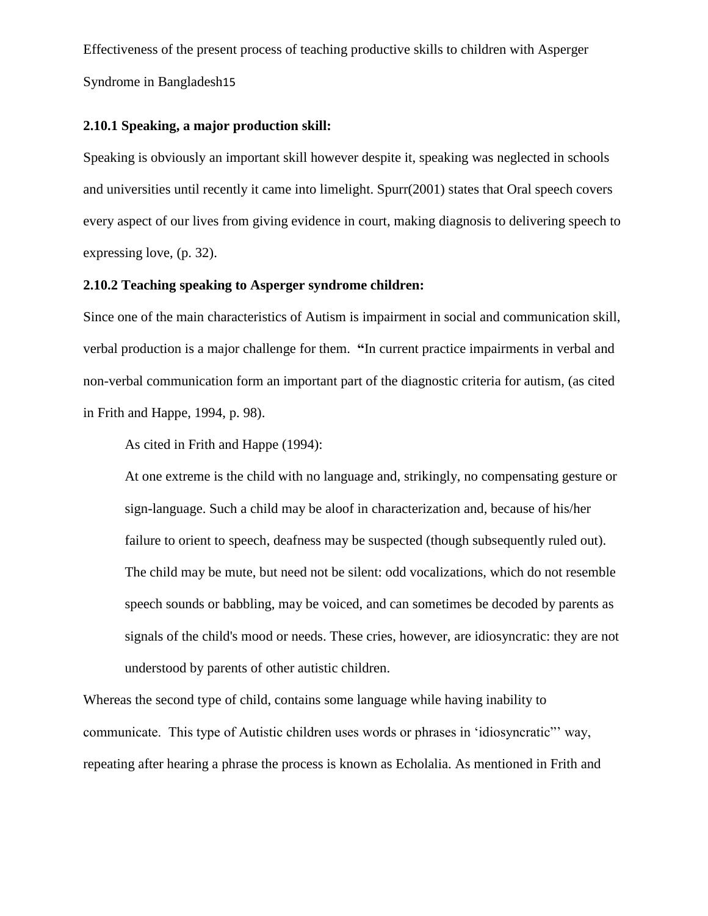### 2.10.1 Speaking, a major production skill:

Speaking is obviously an important skill however despite it, speaking was neglected in schools and universities until recently it came into limelight. Spurr(2001) states that Oral speech covers every aspect of our lives from giving evidence in court, making diagnosis to delivering speech to expressing love, (p. 32).

### 2.10.2 Teaching speaking to Asperger syndrome children:

Since one of the main characteristics of Autism is impairment in social and communication skill, verbal production is a major challenge for them. **"**In current practice impairments in verbal and non-verbal communication form an important part of the diagnostic criteria for autism, (as cited in Frith and Happe, 1994, p. 98).

> As cited in Frith and Happe (1994):
>
> At one extreme is the child with no language and, strikingly, no compensating gesture or sign-language. Such a child may be aloof in characterization and, because of his/her failure to orient to speech, deafness may be suspected (though subsequently ruled out). The child may be mute, but need not be silent: odd vocalizations, which do not resemble speech sounds or babbling, may be voiced, and can sometimes be decoded by parents as signals of the child's mood or needs. These cries, however, are idiosyncratic: they are not understood by parents of other autistic children.

Whereas the second type of child, contains some language while having inability to communicate. This type of Autistic children uses words or phrases in 'idiosyncratic"' way, repeating after hearing a phrase the process is known as Echolalia. As mentioned in Frith and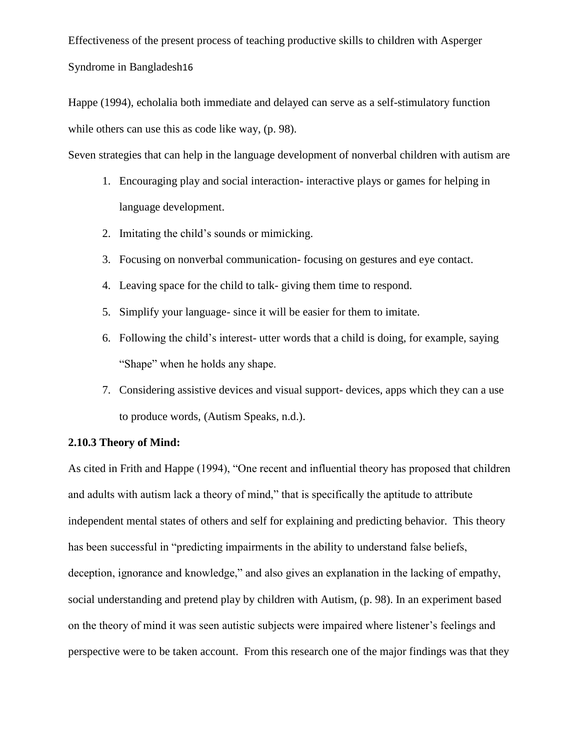Happe (1994), echolalia both immediate and delayed can serve as a self-stimulatory function while others can use this as code like way, (p. 98).

Seven strategies that can help in the language development of nonverbal children with autism are

1. Encouraging play and social interaction- interactive plays or games for helping in language development.
2. Imitating the child's sounds or mimicking.
3. Focusing on nonverbal communication- focusing on gestures and eye contact.
4. Leaving space for the child to talk- giving them time to respond.
5. Simplify your language- since it will be easier for them to imitate.
6. Following the child's interest- utter words that a child is doing, for example, saying "Shape" when he holds any shape.
7. Considering assistive devices and visual support- devices, apps which they can a use to produce words, (Autism Speaks, n.d.).

**2.10.3 Theory of Mind:**

As cited in Frith and Happe (1994), "One recent and influential theory has proposed that children and adults with autism lack a theory of mind," that is specifically the aptitude to attribute independent mental states of others and self for explaining and predicting behavior. This theory has been successful in "predicting impairments in the ability to understand false beliefs, deception, ignorance and knowledge," and also gives an explanation in the lacking of empathy, social understanding and pretend play by children with Autism, (p. 98). In an experiment based on the theory of mind it was seen autistic subjects were impaired where listener's feelings and perspective were to be taken account. From this research one of the major findings was that they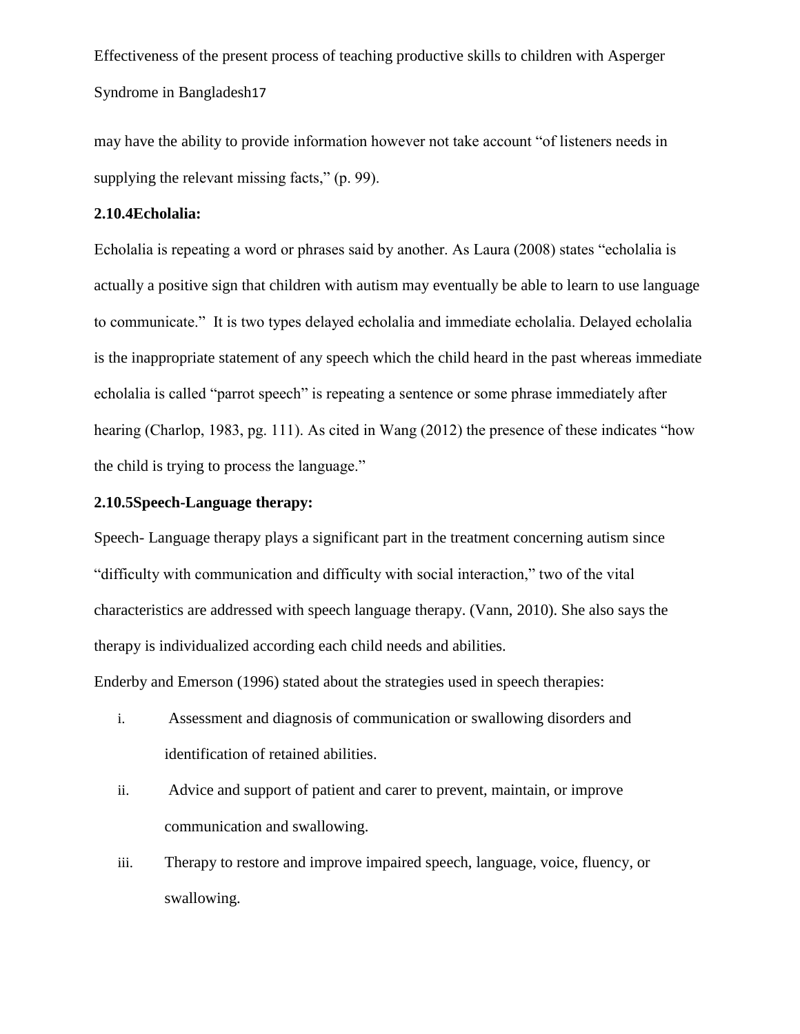may have the ability to provide information however not take account "of listeners needs in supplying the relevant missing facts," (p. 99).

### 2.10.4Echolalia:

Echolalia is repeating a word or phrases said by another. As Laura (2008) states "echolalia is actually a positive sign that children with autism may eventually be able to learn to use language to communicate." It is two types delayed echolalia and immediate echolalia. Delayed echolalia is the inappropriate statement of any speech which the child heard in the past whereas immediate echolalia is called "parrot speech" is repeating a sentence or some phrase immediately after hearing (Charlop, 1983, pg. 111). As cited in Wang (2012) the presence of these indicates "how the child is trying to process the language."

### 2.10.5Speech-Language therapy:

Speech- Language therapy plays a significant part in the treatment concerning autism since "difficulty with communication and difficulty with social interaction," two of the vital characteristics are addressed with speech language therapy. (Vann, 2010). She also says the therapy is individualized according each child needs and abilities.

Enderby and Emerson (1996) stated about the strategies used in speech therapies:

i. Assessment and diagnosis of communication or swallowing disorders and identification of retained abilities.
ii. Advice and support of patient and carer to prevent, maintain, or improve communication and swallowing.
iii. Therapy to restore and improve impaired speech, language, voice, fluency, or swallowing.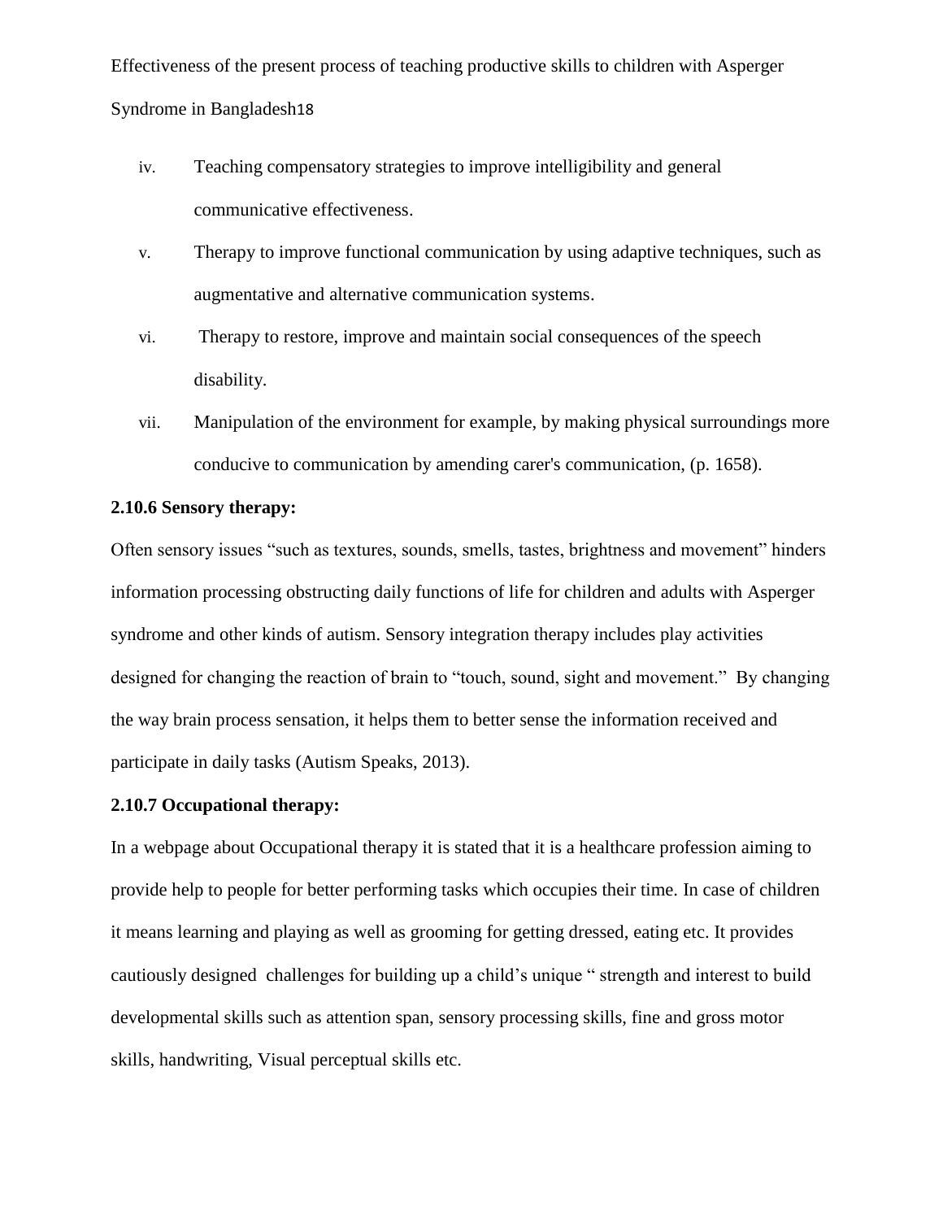iv. Teaching compensatory strategies to improve intelligibility and general communicative effectiveness.

v. Therapy to improve functional communication by using adaptive techniques, such as augmentative and alternative communication systems.

vi. Therapy to restore, improve and maintain social consequences of the speech disability.

vii. Manipulation of the environment for example, by making physical surroundings more conducive to communication by amending carer's communication, (p. 1658).

**2.10.6 Sensory therapy:**

Often sensory issues "such as textures, sounds, smells, tastes, brightness and movement" hinders information processing obstructing daily functions of life for children and adults with Asperger syndrome and other kinds of autism. Sensory integration therapy includes play activities designed for changing the reaction of brain to "touch, sound, sight and movement." By changing the way brain process sensation, it helps them to better sense the information received and participate in daily tasks (Autism Speaks, 2013).

**2.10.7 Occupational therapy:**

In a webpage about Occupational therapy it is stated that it is a healthcare profession aiming to provide help to people for better performing tasks which occupies their time. In case of children it means learning and playing as well as grooming for getting dressed, eating etc. It provides cautiously designed challenges for building up a child's unique " strength and interest to build developmental skills such as attention span, sensory processing skills, fine and gross motor skills, handwriting, Visual perceptual skills etc.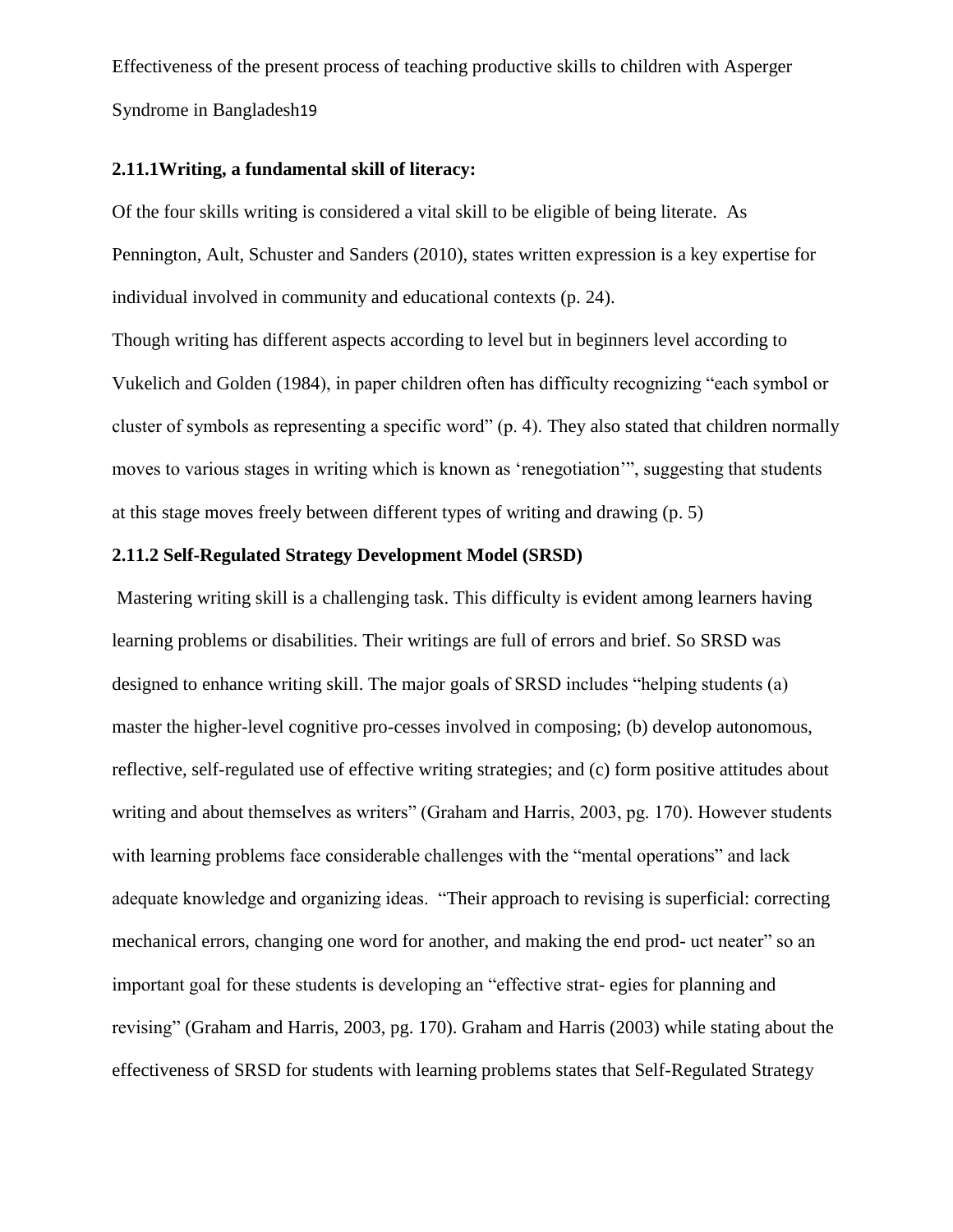### 2.11.1Writing, a fundamental skill of literacy:

Of the four skills writing is considered a vital skill to be eligible of being literate. As Pennington, Ault, Schuster and Sanders (2010), states written expression is a key expertise for individual involved in community and educational contexts (p. 24).

Though writing has different aspects according to level but in beginners level according to Vukelich and Golden (1984), in paper children often has difficulty recognizing "each symbol or cluster of symbols as representing a specific word" (p. 4). They also stated that children normally moves to various stages in writing which is known as 'renegotiation'", suggesting that students at this stage moves freely between different types of writing and drawing (p. 5)

### 2.11.2 Self-Regulated Strategy Development Model (SRSD)

Mastering writing skill is a challenging task. This difficulty is evident among learners having learning problems or disabilities. Their writings are full of errors and brief. So SRSD was designed to enhance writing skill. The major goals of SRSD includes "helping students (a) master the higher-level cognitive pro-cesses involved in composing; (b) develop autonomous, reflective, self-regulated use of effective writing strategies; and (c) form positive attitudes about writing and about themselves as writers" (Graham and Harris, 2003, pg. 170). However students with learning problems face considerable challenges with the "mental operations" and lack adequate knowledge and organizing ideas. "Their approach to revising is superficial: correcting mechanical errors, changing one word for another, and making the end prod- uct neater" so an important goal for these students is developing an "effective strat- egies for planning and revising" (Graham and Harris, 2003, pg. 170). Graham and Harris (2003) while stating about the effectiveness of SRSD for students with learning problems states that Self-Regulated Strategy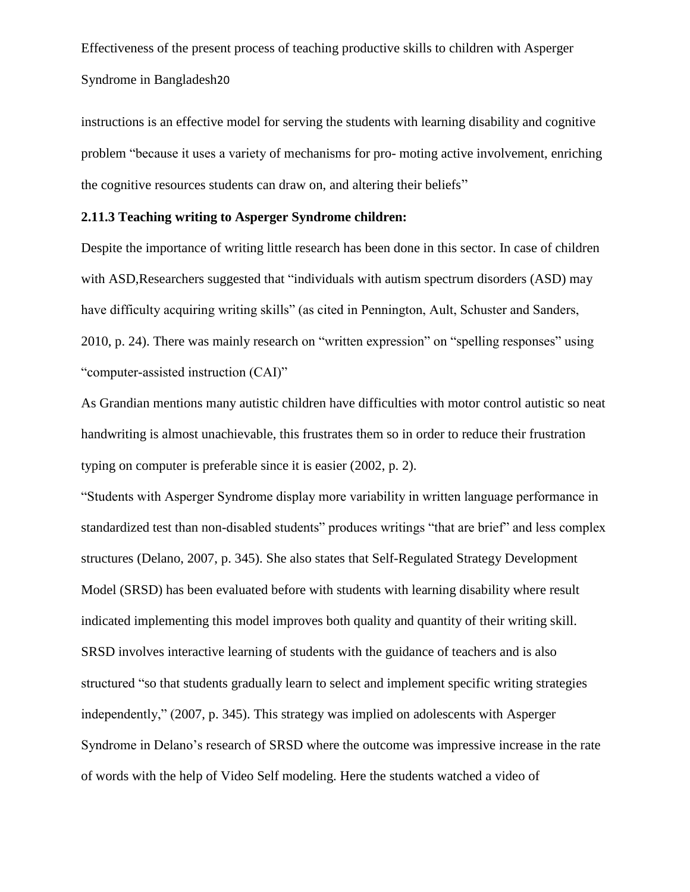instructions is an effective model for serving the students with learning disability and cognitive problem "because it uses a variety of mechanisms for pro- moting active involvement, enriching the cognitive resources students can draw on, and altering their beliefs"

### 2.11.3 Teaching writing to Asperger Syndrome children:

Despite the importance of writing little research has been done in this sector. In case of children with ASD,Researchers suggested that "individuals with autism spectrum disorders (ASD) may have difficulty acquiring writing skills" (as cited in Pennington, Ault, Schuster and Sanders, 2010, p. 24). There was mainly research on "written expression" on "spelling responses" using "computer-assisted instruction (CAI)"

As Grandian mentions many autistic children have difficulties with motor control autistic so neat handwriting is almost unachievable, this frustrates them so in order to reduce their frustration typing on computer is preferable since it is easier (2002, p. 2).

"Students with Asperger Syndrome display more variability in written language performance in standardized test than non-disabled students" produces writings "that are brief" and less complex structures (Delano, 2007, p. 345). She also states that Self-Regulated Strategy Development Model (SRSD) has been evaluated before with students with learning disability where result indicated implementing this model improves both quality and quantity of their writing skill. SRSD involves interactive learning of students with the guidance of teachers and is also structured "so that students gradually learn to select and implement specific writing strategies independently," (2007, p. 345). This strategy was implied on adolescents with Asperger Syndrome in Delano's research of SRSD where the outcome was impressive increase in the rate of words with the help of Video Self modeling. Here the students watched a video of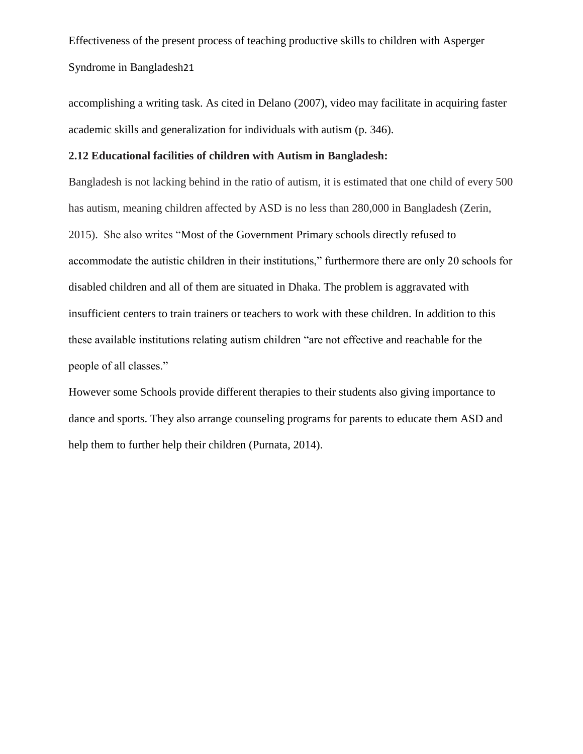accomplishing a writing task. As cited in Delano (2007), video may facilitate in acquiring faster academic skills and generalization for individuals with autism (p. 346).

**2.12 Educational facilities of children with Autism in Bangladesh:**

Bangladesh is not lacking behind in the ratio of autism, it is estimated that one child of every 500 has autism, meaning children affected by ASD is no less than 280,000 in Bangladesh (Zerin, 2015). She also writes "Most of the Government Primary schools directly refused to accommodate the autistic children in their institutions," furthermore there are only 20 schools for disabled children and all of them are situated in Dhaka. The problem is aggravated with insufficient centers to train trainers or teachers to work with these children. In addition to this these available institutions relating autism children "are not effective and reachable for the people of all classes."

However some Schools provide different therapies to their students also giving importance to dance and sports. They also arrange counseling programs for parents to educate them ASD and help them to further help their children (Purnata, 2014).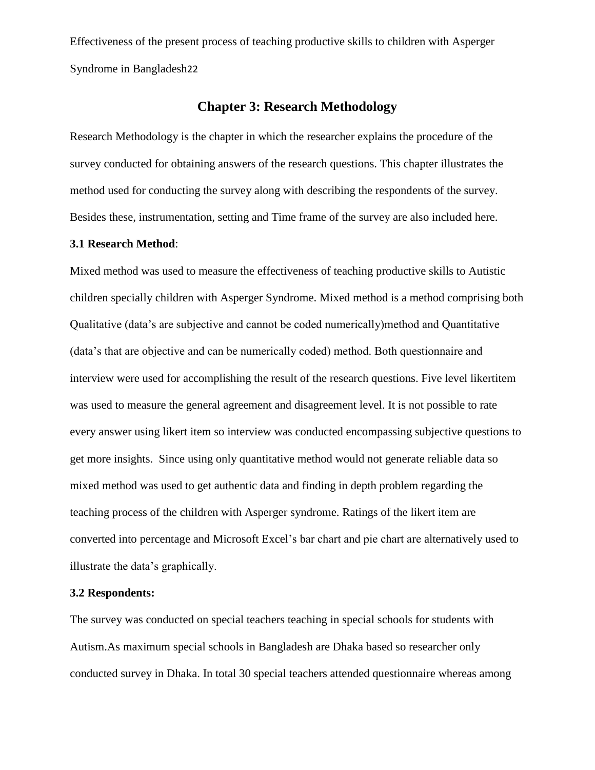# Chapter 3: Research Methodology

Research Methodology is the chapter in which the researcher explains the procedure of the survey conducted for obtaining answers of the research questions. This chapter illustrates the method used for conducting the survey along with describing the respondents of the survey. Besides these, instrumentation, setting and Time frame of the survey are also included here.

**3.1 Research Method**:

Mixed method was used to measure the effectiveness of teaching productive skills to Autistic children specially children with Asperger Syndrome. Mixed method is a method comprising both Qualitative (data's are subjective and cannot be coded numerically)method and Quantitative (data's that are objective and can be numerically coded) method. Both questionnaire and interview were used for accomplishing the result of the research questions. Five level likertitem was used to measure the general agreement and disagreement level. It is not possible to rate every answer using likert item so interview was conducted encompassing subjective questions to get more insights. Since using only quantitative method would not generate reliable data so mixed method was used to get authentic data and finding in depth problem regarding the teaching process of the children with Asperger syndrome. Ratings of the likert item are converted into percentage and Microsoft Excel's bar chart and pie chart are alternatively used to illustrate the data's graphically.

**3.2 Respondents:**

The survey was conducted on special teachers teaching in special schools for students with Autism.As maximum special schools in Bangladesh are Dhaka based so researcher only conducted survey in Dhaka. In total 30 special teachers attended questionnaire whereas among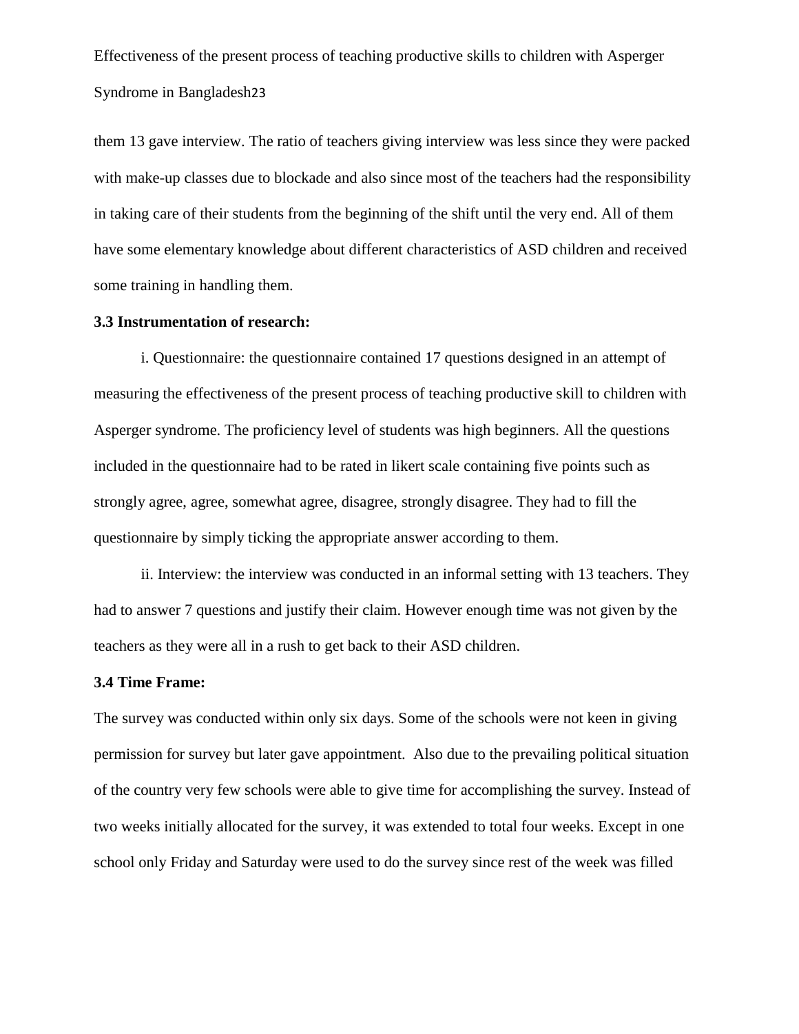them 13 gave interview. The ratio of teachers giving interview was less since they were packed with make-up classes due to blockade and also since most of the teachers had the responsibility in taking care of their students from the beginning of the shift until the very end. All of them have some elementary knowledge about different characteristics of ASD children and received some training in handling them.

**3.3 Instrumentation of research:**

i. Questionnaire: the questionnaire contained 17 questions designed in an attempt of measuring the effectiveness of the present process of teaching productive skill to children with Asperger syndrome. The proficiency level of students was high beginners. All the questions included in the questionnaire had to be rated in likert scale containing five points such as strongly agree, agree, somewhat agree, disagree, strongly disagree. They had to fill the questionnaire by simply ticking the appropriate answer according to them.

ii. Interview: the interview was conducted in an informal setting with 13 teachers. They had to answer 7 questions and justify their claim. However enough time was not given by the teachers as they were all in a rush to get back to their ASD children.

**3.4 Time Frame:**

The survey was conducted within only six days. Some of the schools were not keen in giving permission for survey but later gave appointment. Also due to the prevailing political situation of the country very few schools were able to give time for accomplishing the survey. Instead of two weeks initially allocated for the survey, it was extended to total four weeks. Except in one school only Friday and Saturday were used to do the survey since rest of the week was filled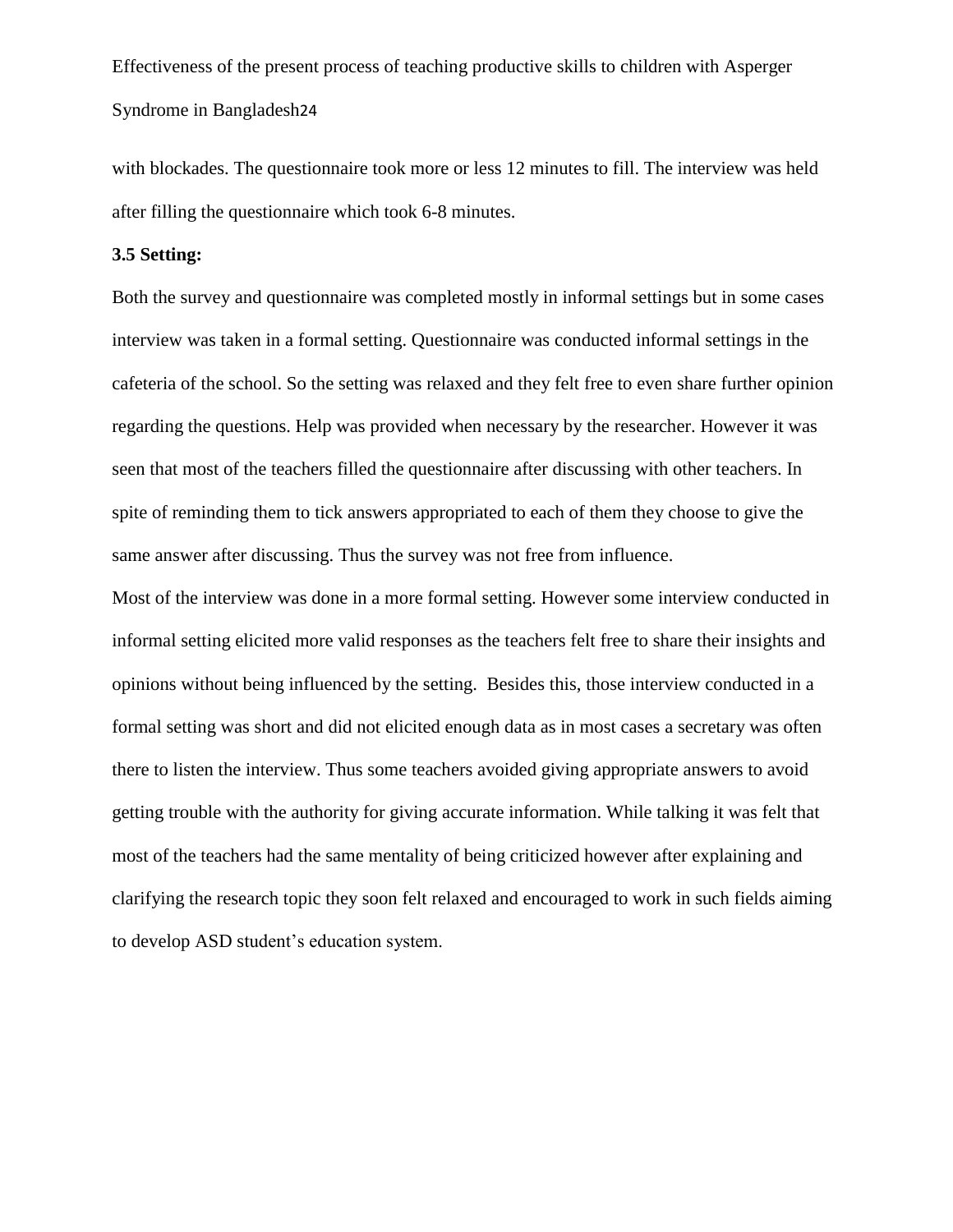with blockades. The questionnaire took more or less 12 minutes to fill. The interview was held after filling the questionnaire which took 6-8 minutes.

**3.5 Setting:**

Both the survey and questionnaire was completed mostly in informal settings but in some cases interview was taken in a formal setting. Questionnaire was conducted informal settings in the cafeteria of the school. So the setting was relaxed and they felt free to even share further opinion regarding the questions. Help was provided when necessary by the researcher. However it was seen that most of the teachers filled the questionnaire after discussing with other teachers. In spite of reminding them to tick answers appropriated to each of them they choose to give the same answer after discussing. Thus the survey was not free from influence.

Most of the interview was done in a more formal setting. However some interview conducted in informal setting elicited more valid responses as the teachers felt free to share their insights and opinions without being influenced by the setting. Besides this, those interview conducted in a formal setting was short and did not elicited enough data as in most cases a secretary was often there to listen the interview. Thus some teachers avoided giving appropriate answers to avoid getting trouble with the authority for giving accurate information. While talking it was felt that most of the teachers had the same mentality of being criticized however after explaining and clarifying the research topic they soon felt relaxed and encouraged to work in such fields aiming to develop ASD student's education system.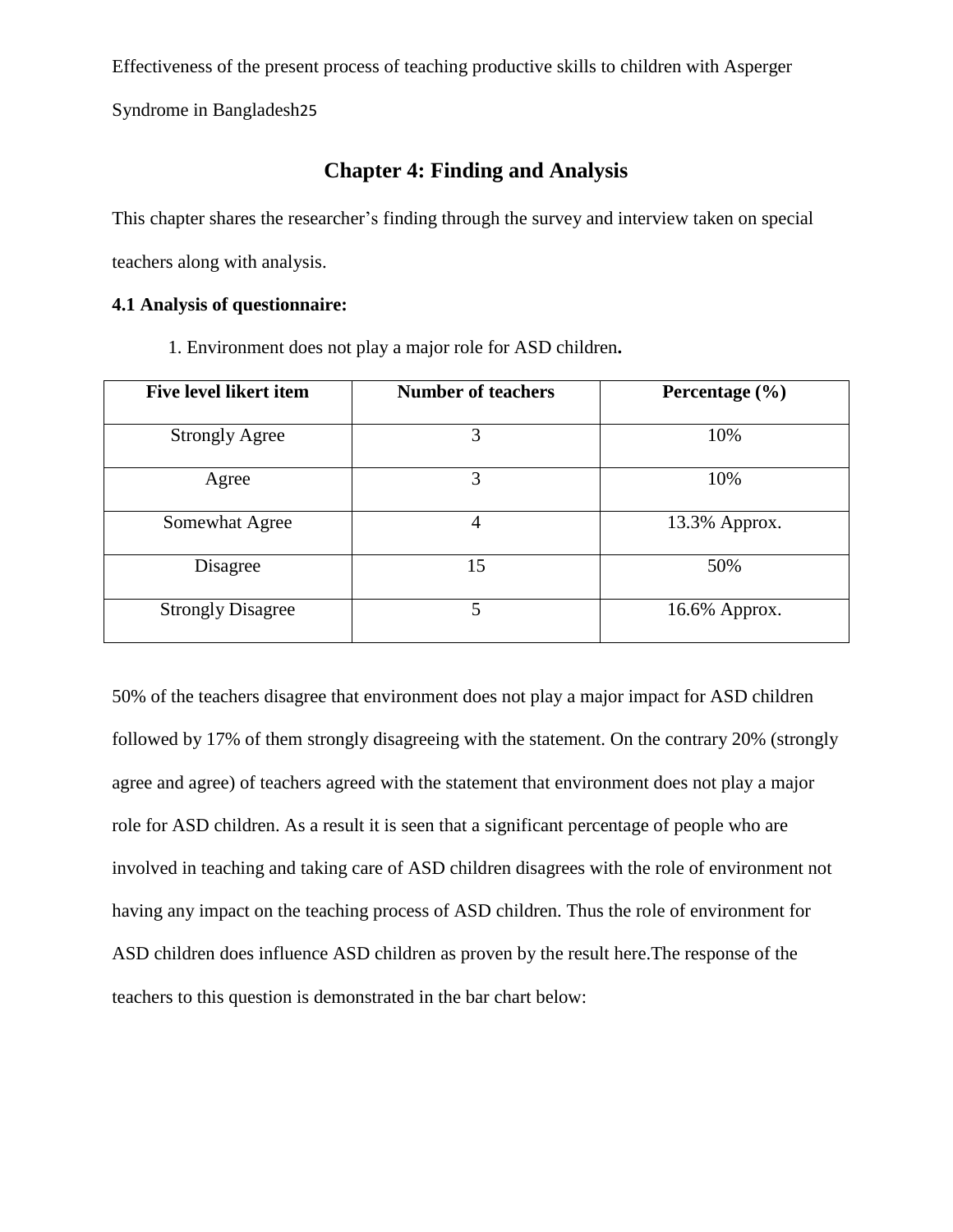## Chapter 4: Finding and Analysis

This chapter shares the researcher's finding through the survey and interview taken on special teachers along with analysis.

**4.1 Analysis of questionnaire:**

1. Environment does not play a major role for ASD children**.**

| Five level likert item | Number of teachers | Percentage (%) |
|---|---|---|
| Strongly Agree | 3 | 10% |
| Agree | 3 | 10% |
| Somewhat Agree | 4 | 13.3% Approx. |
| Disagree | 15 | 50% |
| Strongly Disagree | 5 | 16.6% Approx. |

50% of the teachers disagree that environment does not play a major impact for ASD children followed by 17% of them strongly disagreeing with the statement. On the contrary 20% (strongly agree and agree) of teachers agreed with the statement that environment does not play a major role for ASD children. As a result it is seen that a significant percentage of people who are involved in teaching and taking care of ASD children disagrees with the role of environment not having any impact on the teaching process of ASD children. Thus the role of environment for ASD children does influence ASD children as proven by the result here.The response of the teachers to this question is demonstrated in the bar chart below: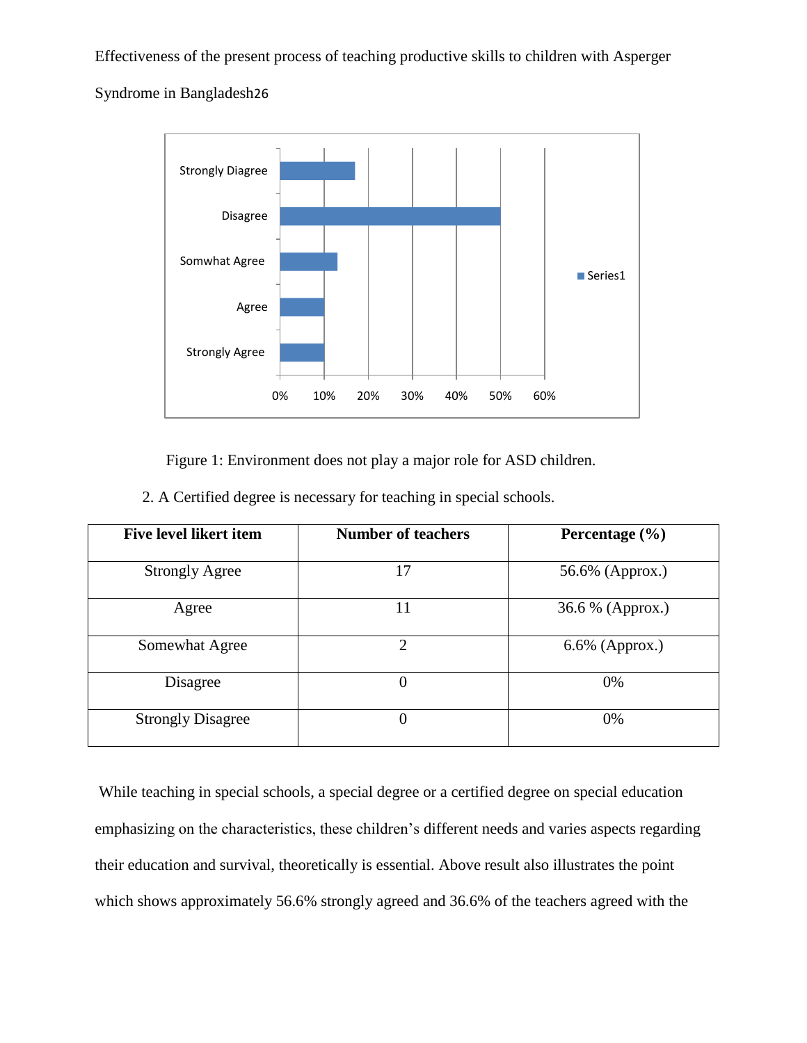Figure 1: Environment does not play a major role for ASD children.

2. A Certified degree is necessary for teaching in special schools.

| Five level likert item | Number of teachers | Percentage (%) |
|---|---|---|
| Strongly Agree | 17 | 56.6% (Approx.) |
| Agree | 11 | 36.6 % (Approx.) |
| Somewhat Agree | 2 | 6.6% (Approx.) |
| Disagree | 0 | 0% |
| Strongly Disagree | 0 | 0% |

While teaching in special schools, a special degree or a certified degree on special education emphasizing on the characteristics, these children's different needs and varies aspects regarding their education and survival, theoretically is essential. Above result also illustrates the point which shows approximately 56.6% strongly agreed and 36.6% of the teachers agreed with the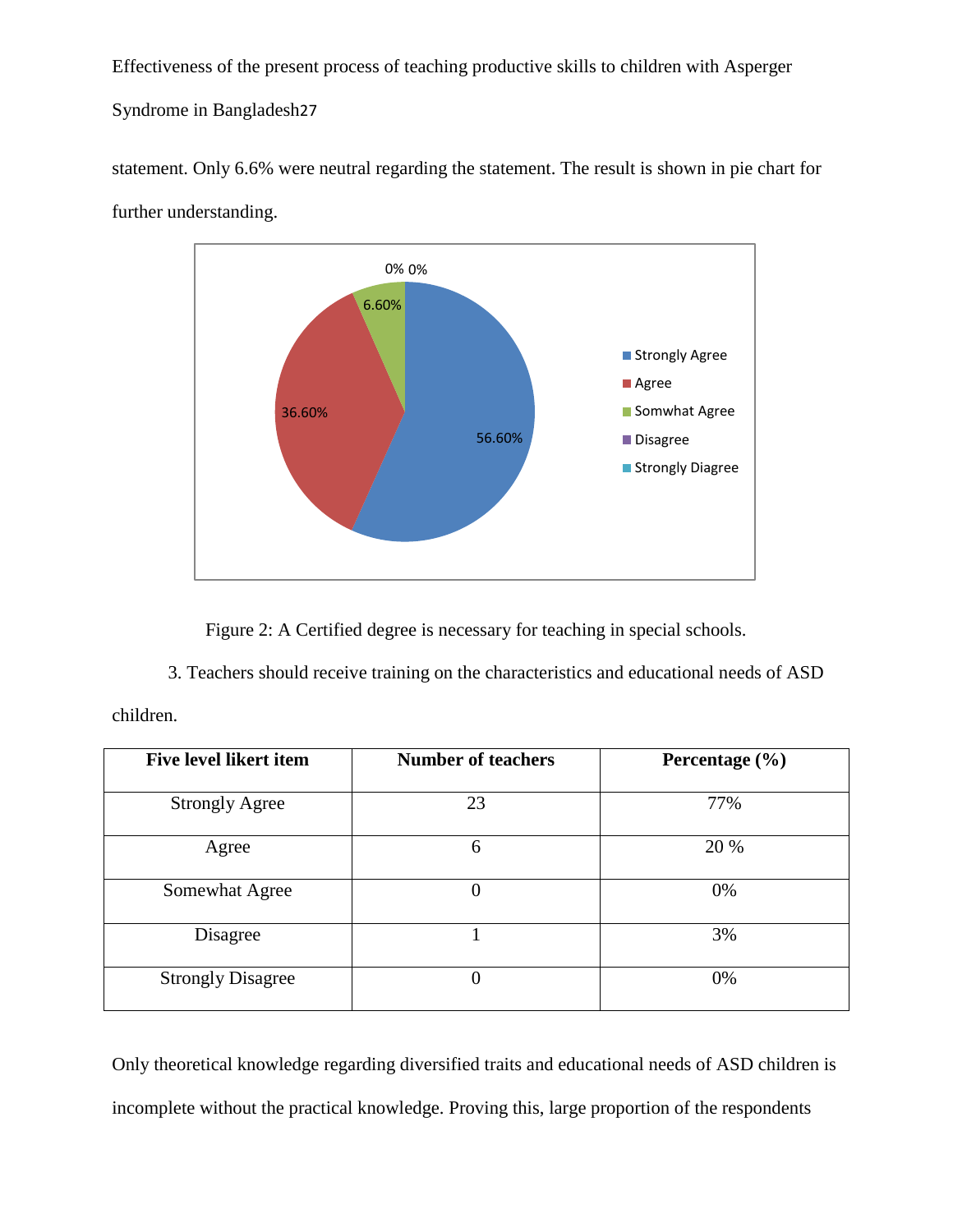statement. Only 6.6% were neutral regarding the statement. The result is shown in pie chart for further understanding.

Figure 2: A Certified degree is necessary for teaching in special schools.

3. Teachers should receive training on the characteristics and educational needs of ASD children.

| Five level likert item | Number of teachers | Percentage (%) |
|---|---|---|
| Strongly Agree | 23 | 77% |
| Agree | 6 | 20 % |
| Somewhat Agree | 0 | 0% |
| Disagree | 1 | 3% |
| Strongly Disagree | 0 | 0% |

Only theoretical knowledge regarding diversified traits and educational needs of ASD children is incomplete without the practical knowledge. Proving this, large proportion of the respondents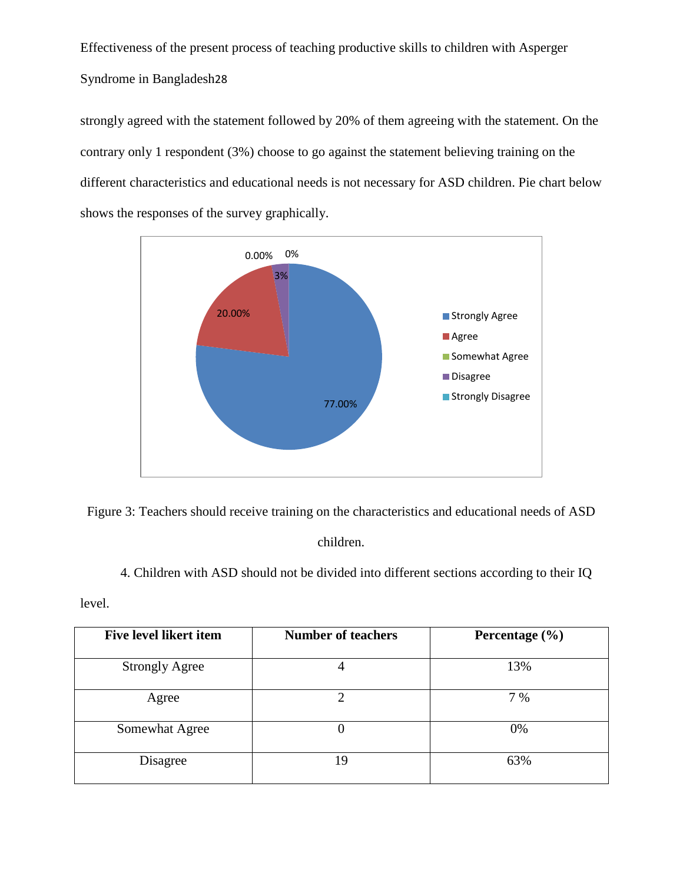strongly agreed with the statement followed by 20% of them agreeing with the statement. On the contrary only 1 respondent (3%) choose to go against the statement believing training on the different characteristics and educational needs is not necessary for ASD children. Pie chart below shows the responses of the survey graphically.

Figure 3: Teachers should receive training on the characteristics and educational needs of ASD children.

4. Children with ASD should not be divided into different sections according to their IQ level.

| Five level likert item | Number of teachers | Percentage (%) |
| --- | --- | --- |
| Strongly Agree | 4 | 13% |
| Agree | 2 | 7 % |
| Somewhat Agree | 0 | 0% |
| Disagree | 19 | 63% |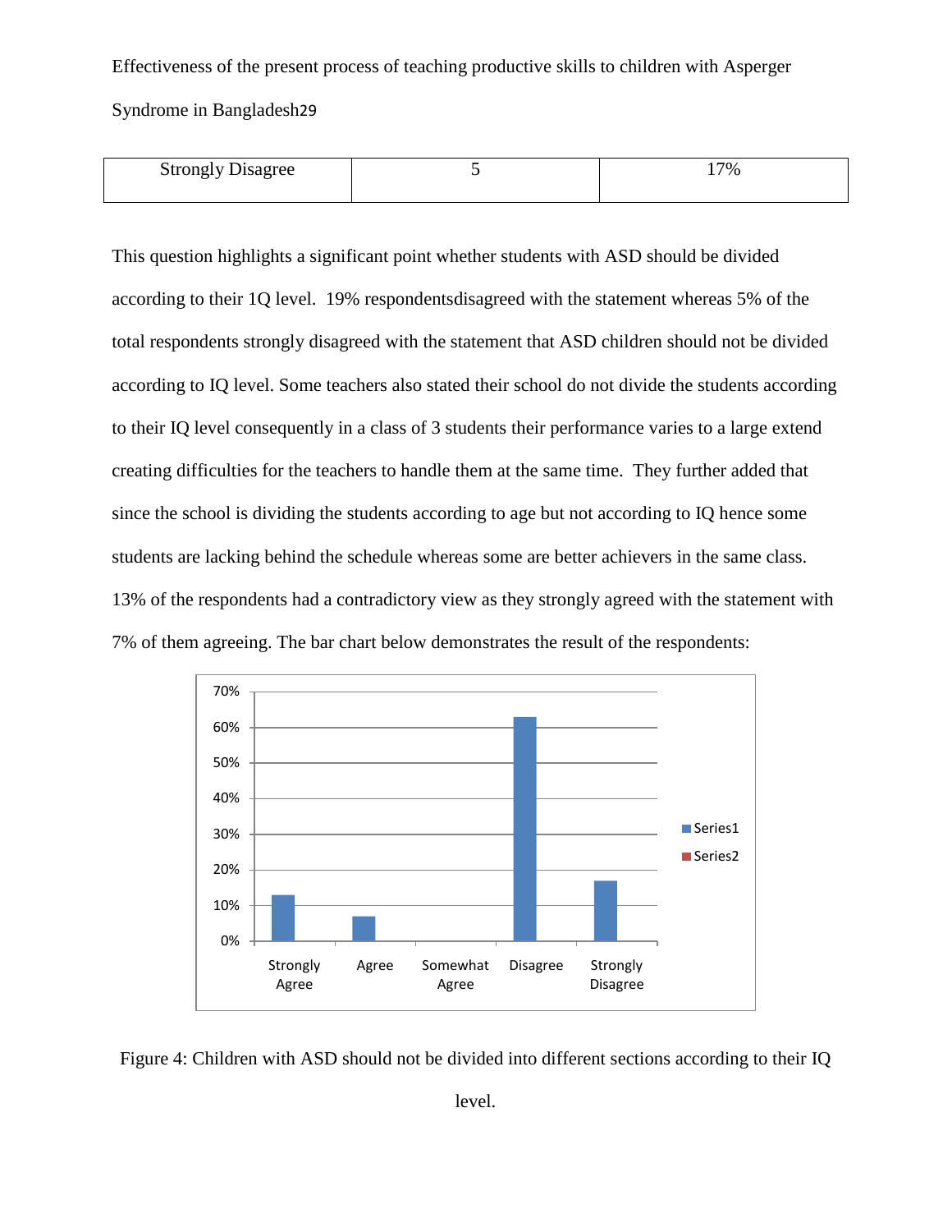| Strongly Disagree | 5 | 17% |
|---|---|---|

This question highlights a significant point whether students with ASD should be divided according to their 1Q level. 19% respondentsdisagreed with the statement whereas 5% of the total respondents strongly disagreed with the statement that ASD children should not be divided according to IQ level. Some teachers also stated their school do not divide the students according to their IQ level consequently in a class of 3 students their performance varies to a large extend creating difficulties for the teachers to handle them at the same time. They further added that since the school is dividing the students according to age but not according to IQ hence some students are lacking behind the schedule whereas some are better achievers in the same class. 13% of the respondents had a contradictory view as they strongly agreed with the statement with 7% of them agreeing. The bar chart below demonstrates the result of the respondents:

| | Series1 |
|---|---|
| Strongly Agree | 13% |
| Agree | 7% |
| Somewhat Agree | 0% |
| Disagree | 63% |
| Strongly Disagree | 17% |

Figure 4: Children with ASD should not be divided into different sections according to their IQ level.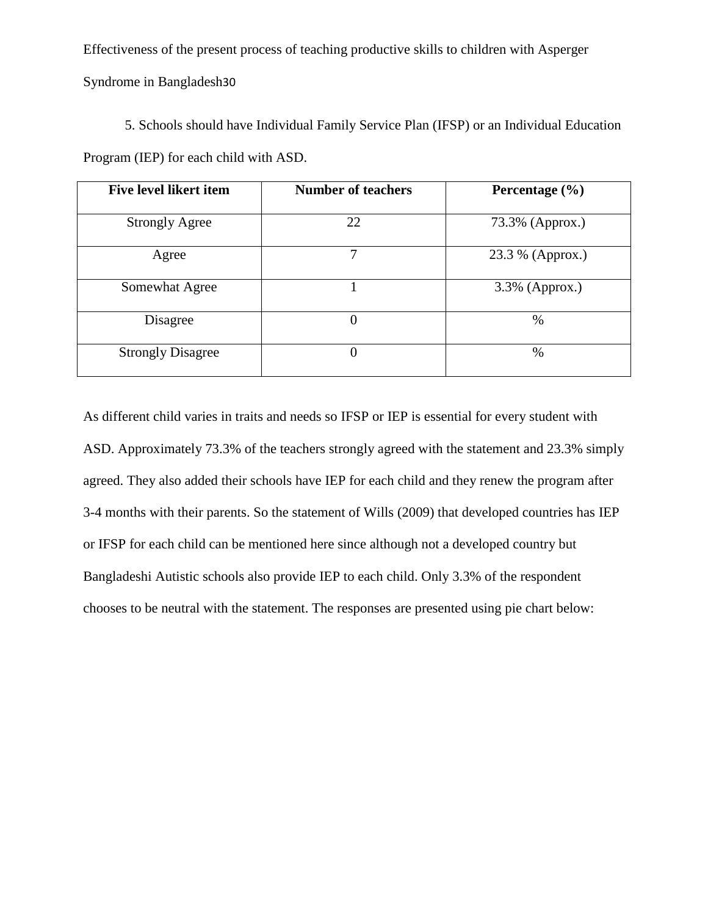5. Schools should have Individual Family Service Plan (IFSP) or an Individual Education Program (IEP) for each child with ASD.

| Five level likert item | Number of teachers | Percentage (%) |
| --- | --- | --- |
| Strongly Agree | 22 | 73.3% (Approx.) |
| Agree | 7 | 23.3 % (Approx.) |
| Somewhat Agree | 1 | 3.3% (Approx.) |
| Disagree | 0 | % |
| Strongly Disagree | 0 | % |

As different child varies in traits and needs so IFSP or IEP is essential for every student with ASD. Approximately 73.3% of the teachers strongly agreed with the statement and 23.3% simply agreed. They also added their schools have IEP for each child and they renew the program after 3-4 months with their parents. So the statement of Wills (2009) that developed countries has IEP or IFSP for each child can be mentioned here since although not a developed country but Bangladeshi Autistic schools also provide IEP to each child. Only 3.3% of the respondent chooses to be neutral with the statement. The responses are presented using pie chart below: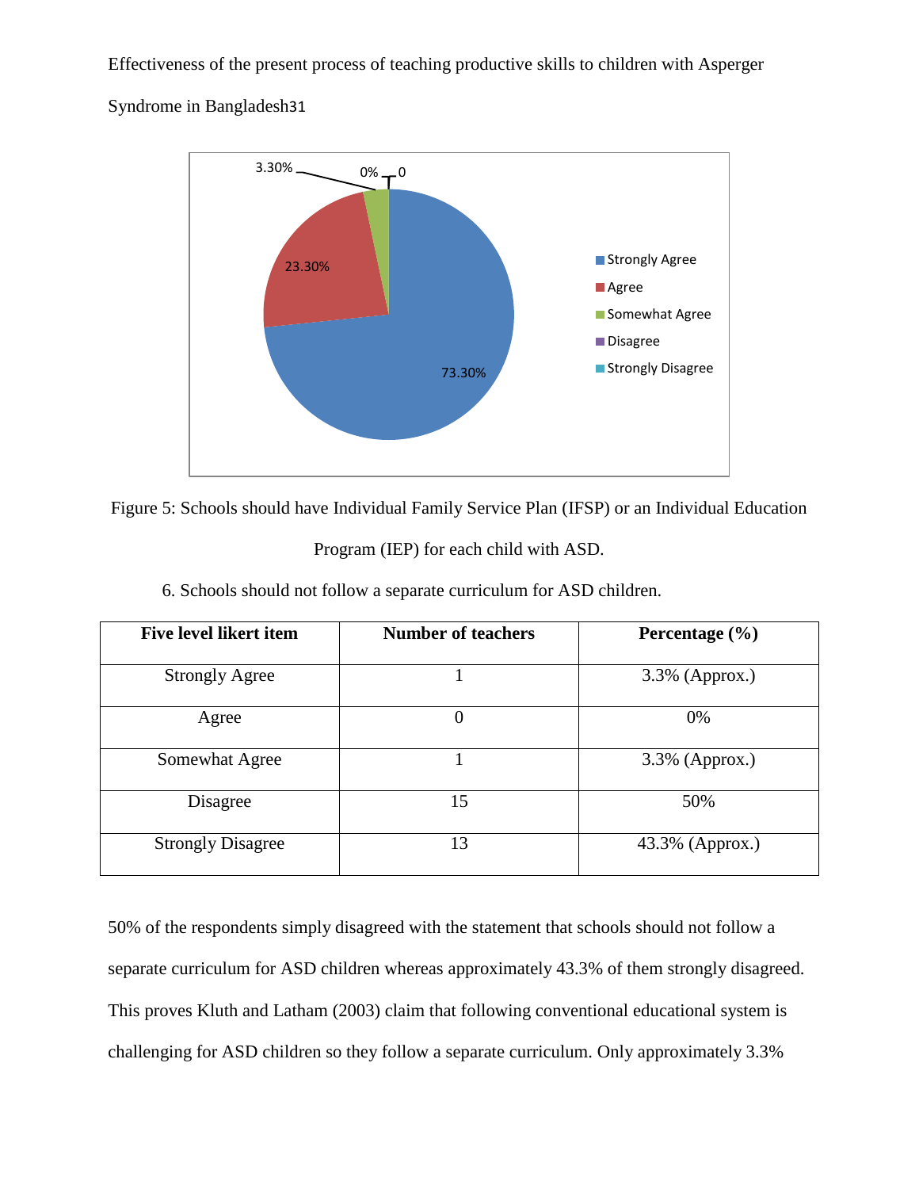Figure 5: Schools should have Individual Family Service Plan (IFSP) or an Individual Education Program (IEP) for each child with ASD.

6. Schools should not follow a separate curriculum for ASD children.

| Five level likert item | Number of teachers | Percentage (%) |
|---|---|---|
| Strongly Agree | 1 | 3.3% (Approx.) |
| Agree | 0 | 0% |
| Somewhat Agree | 1 | 3.3% (Approx.) |
| Disagree | 15 | 50% |
| Strongly Disagree | 13 | 43.3% (Approx.) |

50% of the respondents simply disagreed with the statement that schools should not follow a separate curriculum for ASD children whereas approximately 43.3% of them strongly disagreed. This proves Kluth and Latham (2003) claim that following conventional educational system is challenging for ASD children so they follow a separate curriculum. Only approximately 3.3%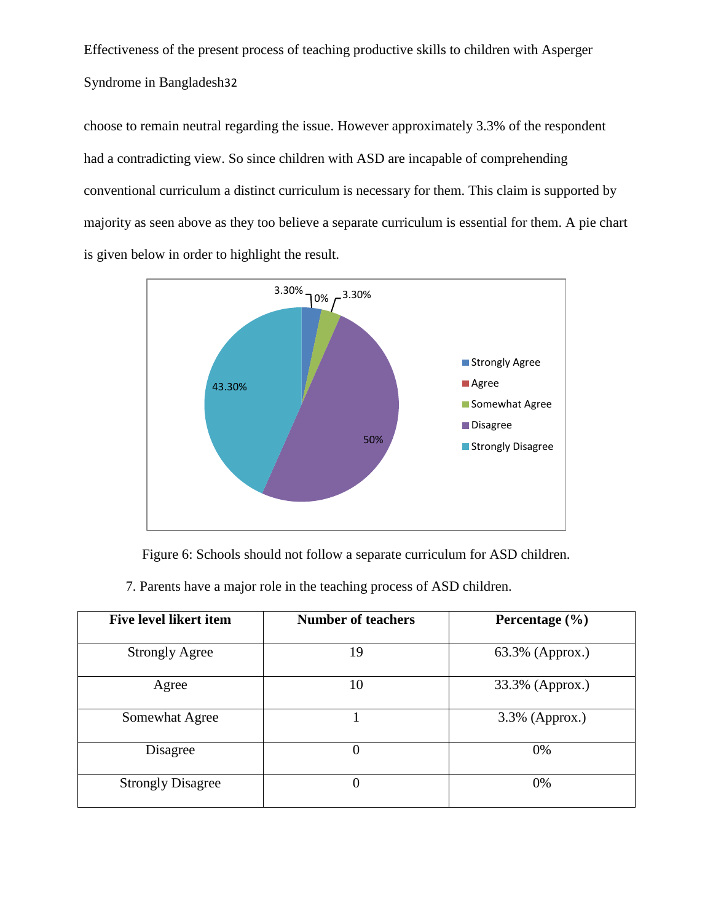choose to remain neutral regarding the issue. However approximately 3.3% of the respondent had a contradicting view. So since children with ASD are incapable of comprehending conventional curriculum a distinct curriculum is necessary for them. This claim is supported by majority as seen above as they too believe a separate curriculum is essential for them. A pie chart is given below in order to highlight the result.

Figure 6: Schools should not follow a separate curriculum for ASD children.

7. Parents have a major role in the teaching process of ASD children.

| Five level likert item | Number of teachers | Percentage (%) |
|---|---|---|
| Strongly Agree | 19 | 63.3% (Approx.) |
| Agree | 10 | 33.3% (Approx.) |
| Somewhat Agree | 1 | 3.3% (Approx.) |
| Disagree | 0 | 0% |
| Strongly Disagree | 0 | 0% |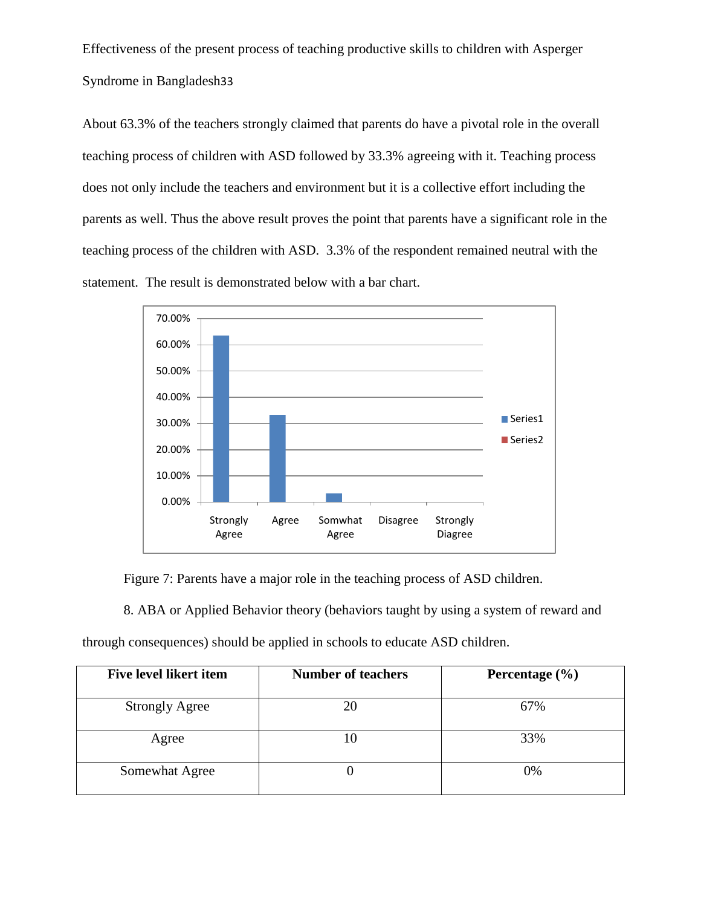About 63.3% of the teachers strongly claimed that parents do have a pivotal role in the overall teaching process of children with ASD followed by 33.3% agreeing with it. Teaching process does not only include the teachers and environment but it is a collective effort including the parents as well. Thus the above result proves the point that parents have a significant role in the teaching process of the children with ASD. 3.3% of the respondent remained neutral with the statement. The result is demonstrated below with a bar chart.

Figure 7: Parents have a major role in the teaching process of ASD children.

8. ABA or Applied Behavior theory (behaviors taught by using a system of reward and through consequences) should be applied in schools to educate ASD children.

| Five level likert item | Number of teachers | Percentage (%) |
|---|---|---|
| Strongly Agree | 20 | 67% |
| Agree | 10 | 33% |
| Somewhat Agree | 0 | 0% |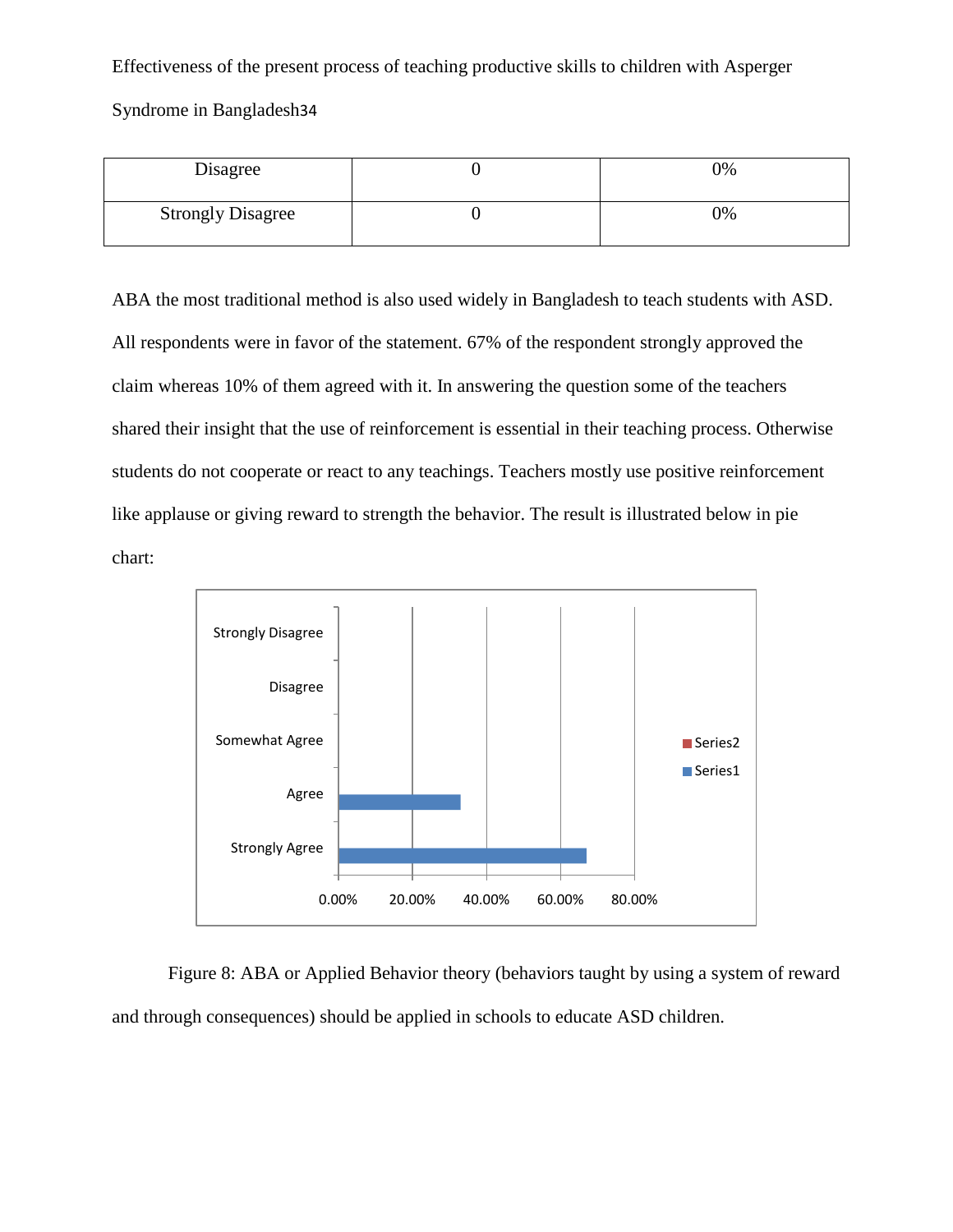| Disagree | 0 | 0% |
|---|---|---|
| Strongly Disagree | 0 | 0% |

ABA the most traditional method is also used widely in Bangladesh to teach students with ASD. All respondents were in favor of the statement. 67% of the respondent strongly approved the claim whereas 10% of them agreed with it. In answering the question some of the teachers shared their insight that the use of reinforcement is essential in their teaching process. Otherwise students do not cooperate or react to any teachings. Teachers mostly use positive reinforcement like applause or giving reward to strength the behavior. The result is illustrated below in pie chart:

Figure 8: ABA or Applied Behavior theory (behaviors taught by using a system of reward and through consequences) should be applied in schools to educate ASD children.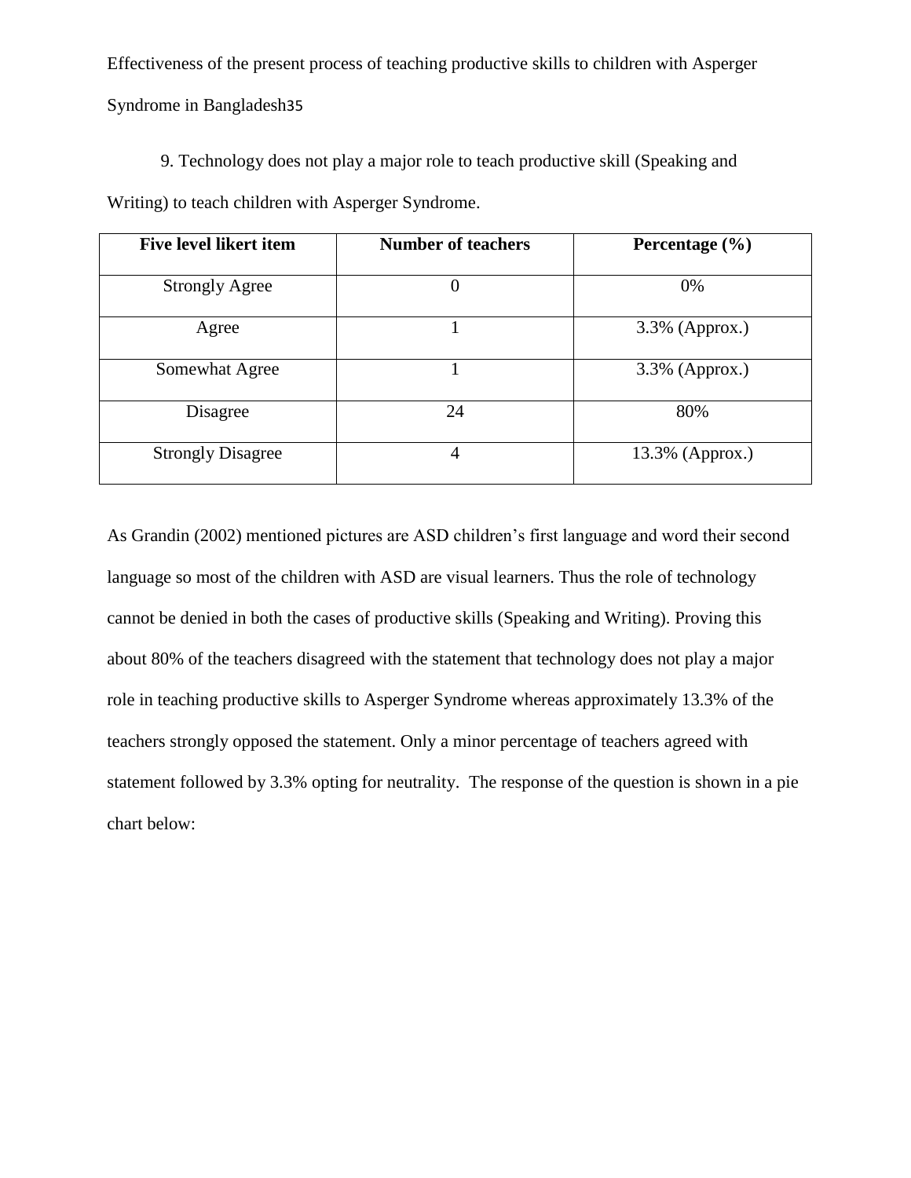9. Technology does not play a major role to teach productive skill (Speaking and Writing) to teach children with Asperger Syndrome.

| Five level likert item | Number of teachers | Percentage (%) |
| --- | --- | --- |
| Strongly Agree | 0 | 0% |
| Agree | 1 | 3.3% (Approx.) |
| Somewhat Agree | 1 | 3.3% (Approx.) |
| Disagree | 24 | 80% |
| Strongly Disagree | 4 | 13.3% (Approx.) |

As Grandin (2002) mentioned pictures are ASD children's first language and word their second language so most of the children with ASD are visual learners. Thus the role of technology cannot be denied in both the cases of productive skills (Speaking and Writing). Proving this about 80% of the teachers disagreed with the statement that technology does not play a major role in teaching productive skills to Asperger Syndrome whereas approximately 13.3% of the teachers strongly opposed the statement. Only a minor percentage of teachers agreed with statement followed by 3.3% opting for neutrality. The response of the question is shown in a pie chart below: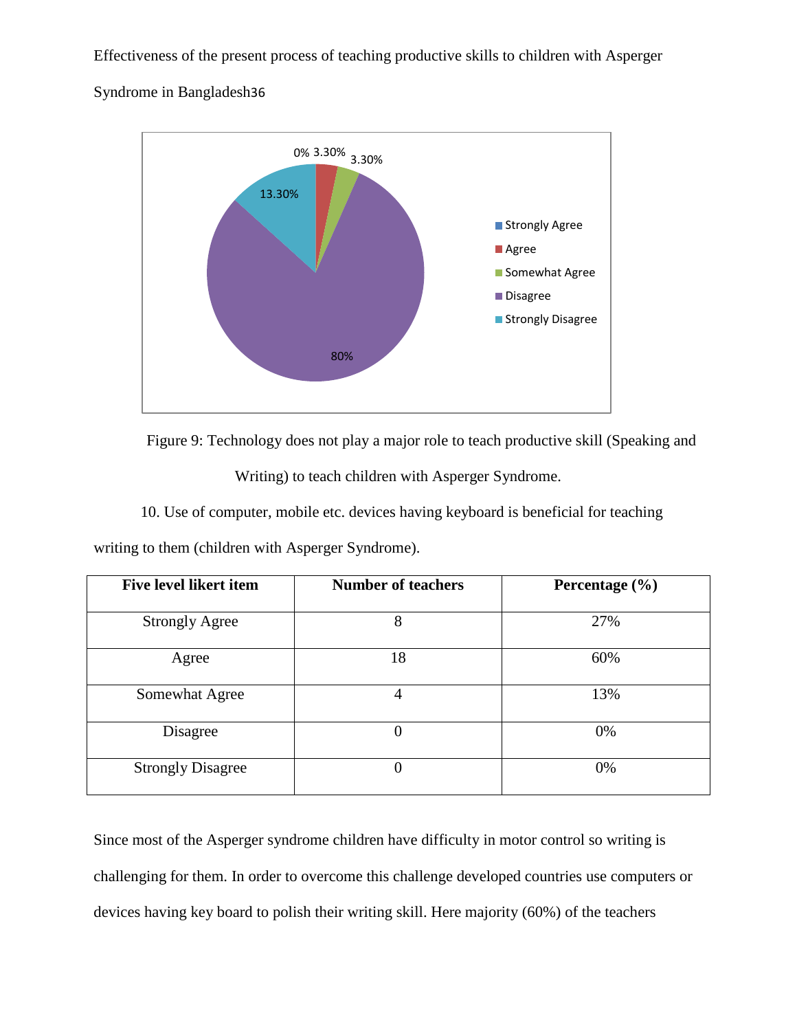Figure 9: Technology does not play a major role to teach productive skill (Speaking and Writing) to teach children with Asperger Syndrome.

10. Use of computer, mobile etc. devices having keyboard is beneficial for teaching writing to them (children with Asperger Syndrome).

| Five level likert item | Number of teachers | Percentage (%) |
| --- | --- | --- |
| Strongly Agree | 8 | 27% |
| Agree | 18 | 60% |
| Somewhat Agree | 4 | 13% |
| Disagree | 0 | 0% |
| Strongly Disagree | 0 | 0% |

Since most of the Asperger syndrome children have difficulty in motor control so writing is challenging for them. In order to overcome this challenge developed countries use computers or devices having key board to polish their writing skill. Here majority (60%) of the teachers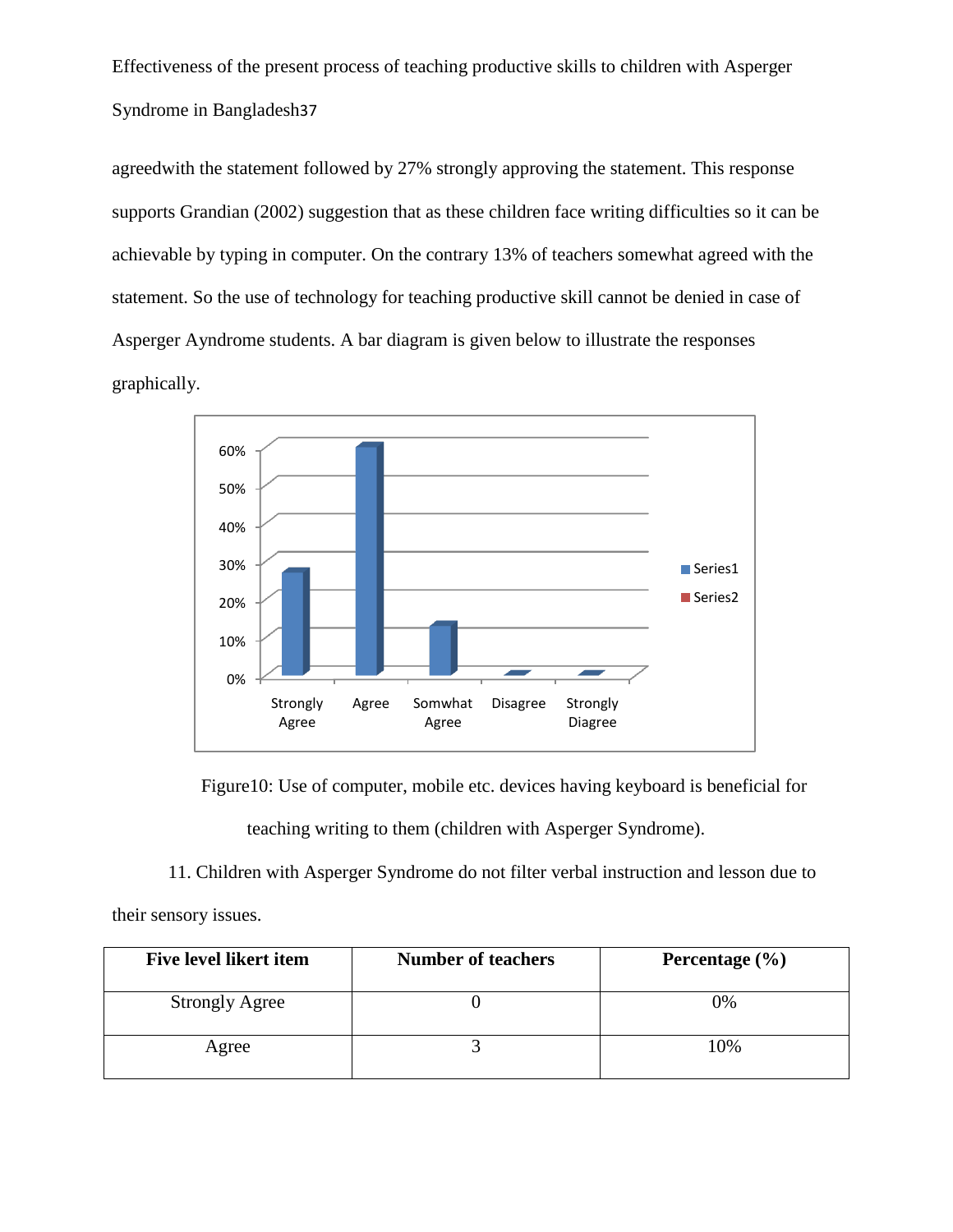agreedwith the statement followed by 27% strongly approving the statement. This response supports Grandian (2002) suggestion that as these children face writing difficulties so it can be achievable by typing in computer. On the contrary 13% of teachers somewhat agreed with the statement. So the use of technology for teaching productive skill cannot be denied in case of Asperger Ayndrome students. A bar diagram is given below to illustrate the responses graphically.

Figure10: Use of computer, mobile etc. devices having keyboard is beneficial for teaching writing to them (children with Asperger Syndrome).

11. Children with Asperger Syndrome do not filter verbal instruction and lesson due to their sensory issues.

| Five level likert item | Number of teachers | Percentage (%) |
| --- | --- | --- |
| Strongly Agree | 0 | 0% |
| Agree | 3 | 10% |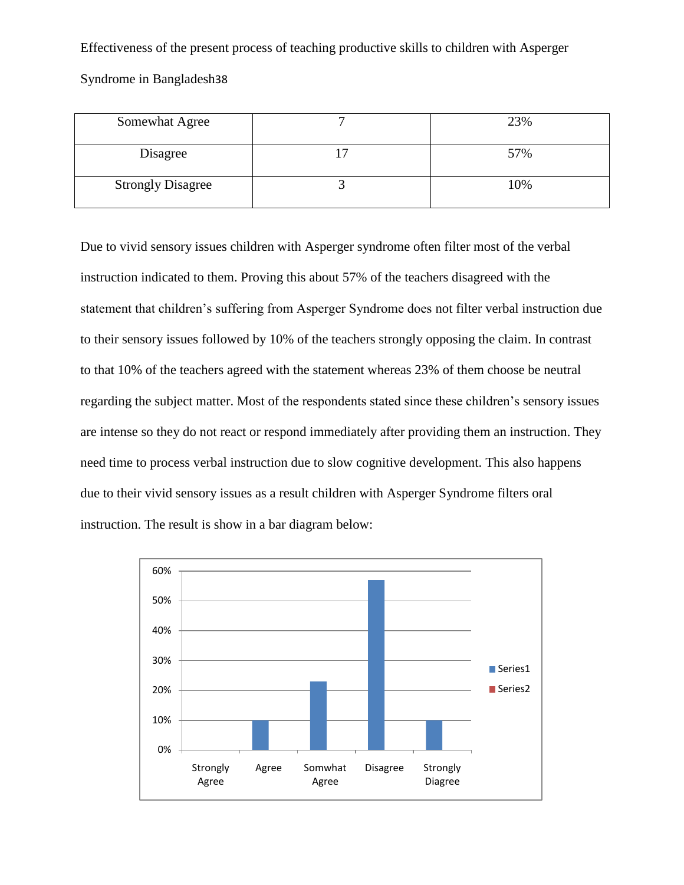| Somewhat Agree | 7 | 23% |
|---|---|---|
| Disagree | 17 | 57% |
| Strongly Disagree | 3 | 10% |

Due to vivid sensory issues children with Asperger syndrome often filter most of the verbal instruction indicated to them. Proving this about 57% of the teachers disagreed with the statement that children's suffering from Asperger Syndrome does not filter verbal instruction due to their sensory issues followed by 10% of the teachers strongly opposing the claim. In contrast to that 10% of the teachers agreed with the statement whereas 23% of them choose be neutral regarding the subject matter. Most of the respondents stated since these children's sensory issues are intense so they do not react or respond immediately after providing them an instruction. They need time to process verbal instruction due to slow cognitive development. This also happens due to their vivid sensory issues as a result children with Asperger Syndrome filters oral instruction. The result is show in a bar diagram below:

| | Series1 |
|---|---|
| Strongly Agree | 0% |
| Agree | 10% |
| Somwhat Agree | 23% |
| Disagree | 57% |
| Strongly Diagree | 10% |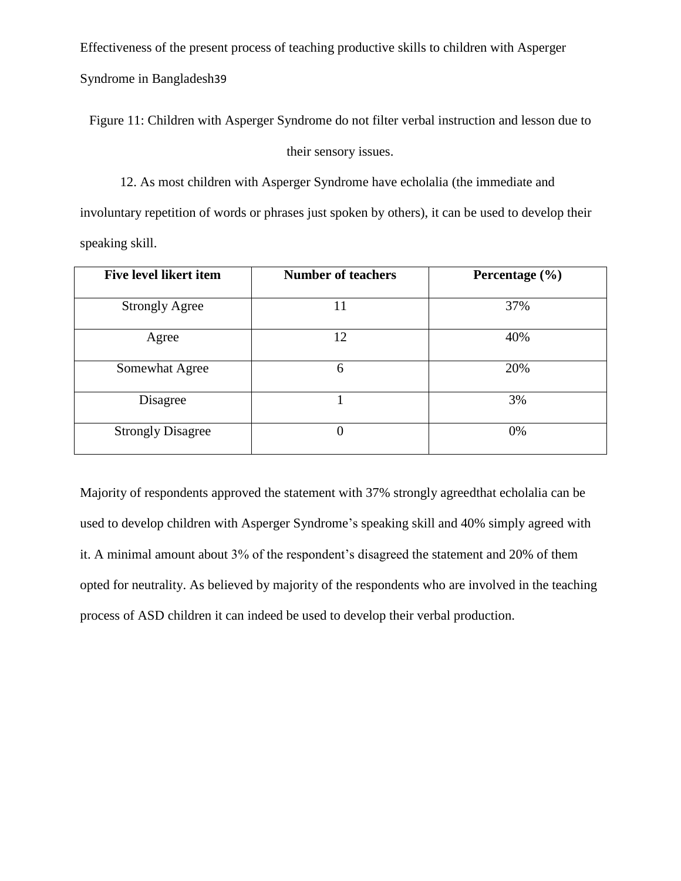Figure 11: Children with Asperger Syndrome do not filter verbal instruction and lesson due to their sensory issues.

12. As most children with Asperger Syndrome have echolalia (the immediate and involuntary repetition of words or phrases just spoken by others), it can be used to develop their speaking skill.

| Five level likert item | Number of teachers | Percentage (%) |
|---|---|---|
| Strongly Agree | 11 | 37% |
| Agree | 12 | 40% |
| Somewhat Agree | 6 | 20% |
| Disagree | 1 | 3% |
| Strongly Disagree | 0 | 0% |

Majority of respondents approved the statement with 37% strongly agreedthat echolalia can be used to develop children with Asperger Syndrome's speaking skill and 40% simply agreed with it. A minimal amount about 3% of the respondent's disagreed the statement and 20% of them opted for neutrality. As believed by majority of the respondents who are involved in the teaching process of ASD children it can indeed be used to develop their verbal production.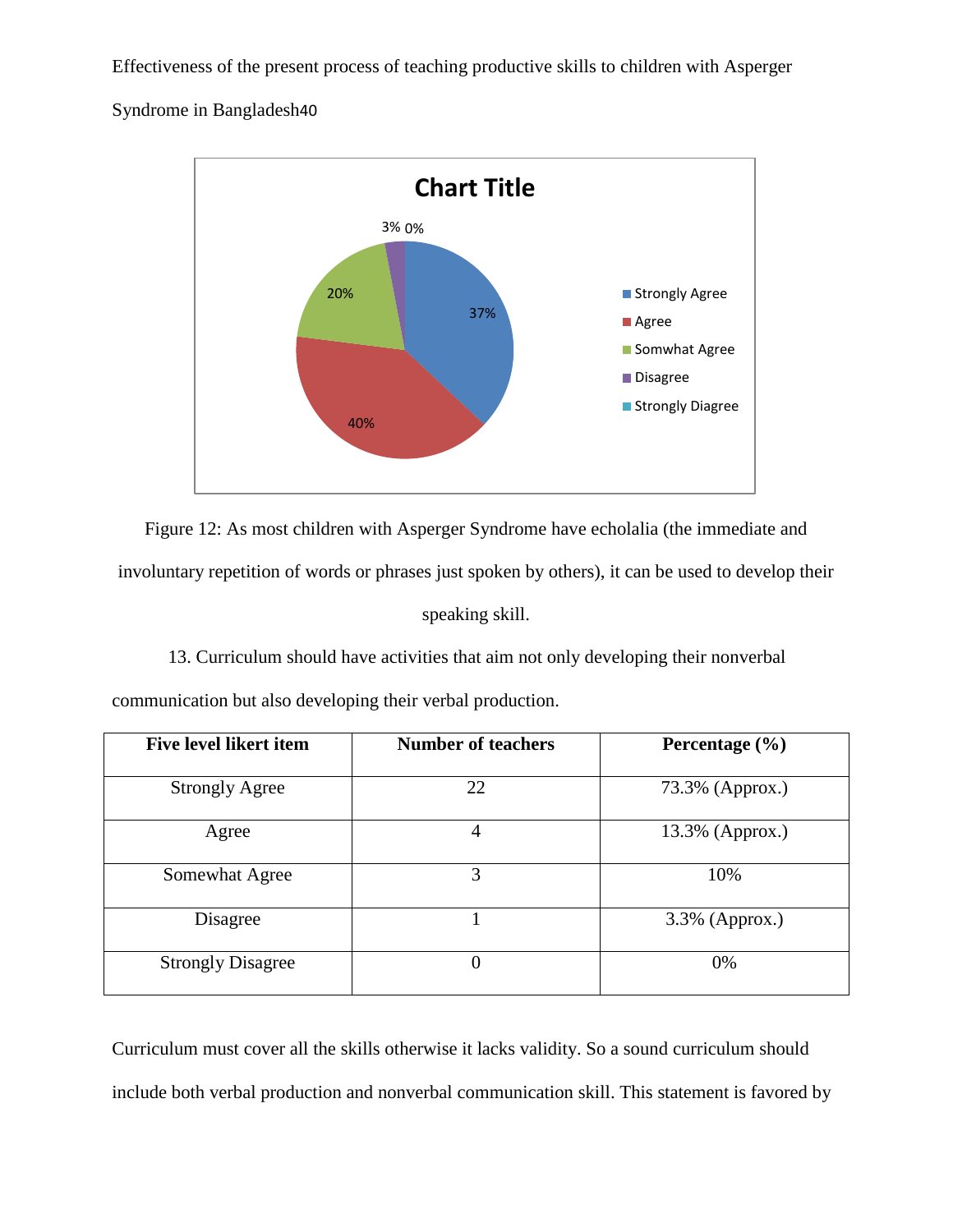Figure 12: As most children with Asperger Syndrome have echolalia (the immediate and involuntary repetition of words or phrases just spoken by others), it can be used to develop their speaking skill.

13. Curriculum should have activities that aim not only developing their nonverbal communication but also developing their verbal production.

| Five level likert item | Number of teachers | Percentage (%) |
| --- | --- | --- |
| Strongly Agree | 22 | 73.3% (Approx.) |
| Agree | 4 | 13.3% (Approx.) |
| Somewhat Agree | 3 | 10% |
| Disagree | 1 | 3.3% (Approx.) |
| Strongly Disagree | 0 | 0% |

Curriculum must cover all the skills otherwise it lacks validity. So a sound curriculum should include both verbal production and nonverbal communication skill. This statement is favored by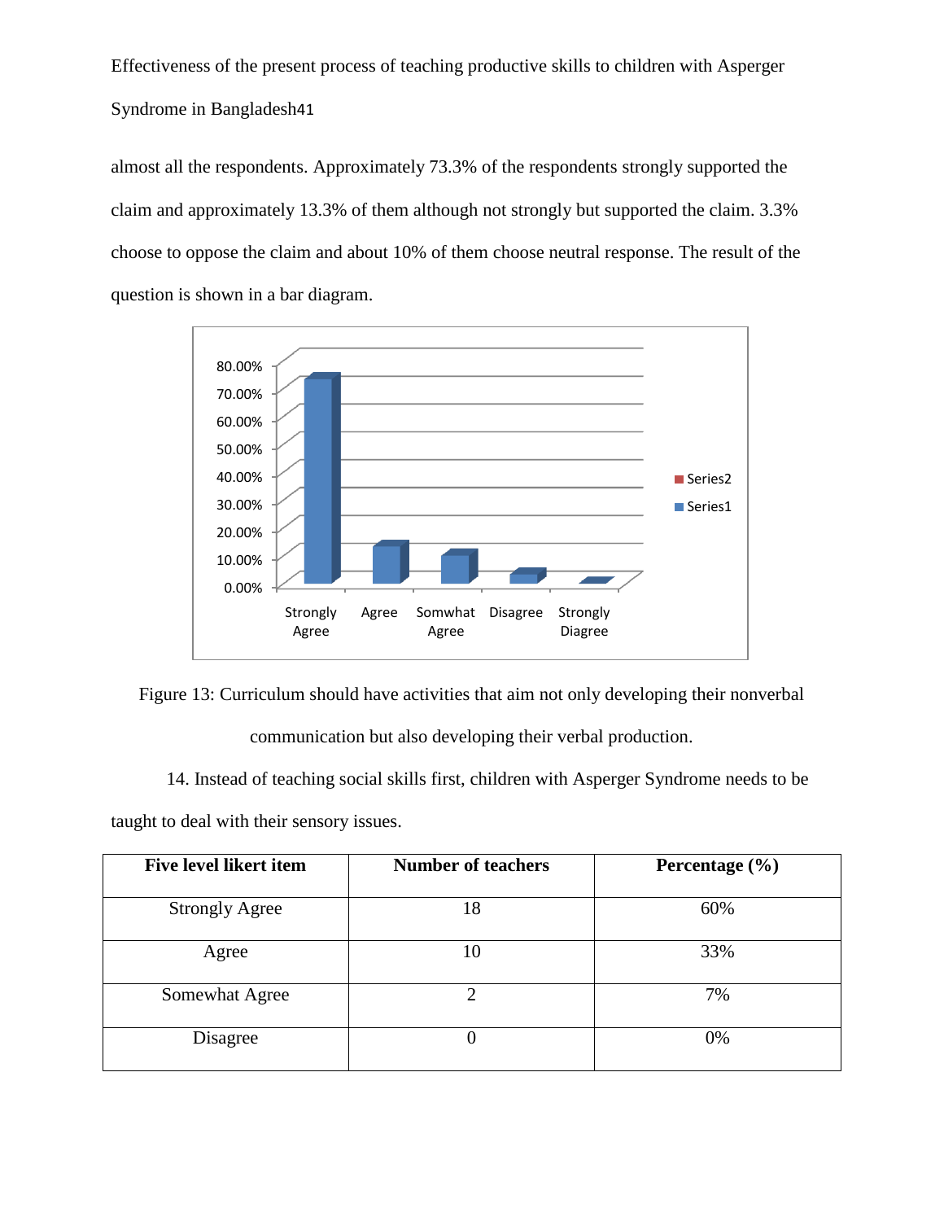almost all the respondents. Approximately 73.3% of the respondents strongly supported the claim and approximately 13.3% of them although not strongly but supported the claim. 3.3% choose to oppose the claim and about 10% of them choose neutral response. The result of the question is shown in a bar diagram.

Figure 13: Curriculum should have activities that aim not only developing their nonverbal communication but also developing their verbal production.

14. Instead of teaching social skills first, children with Asperger Syndrome needs to be taught to deal with their sensory issues.

| Five level likert item | Number of teachers | Percentage (%) |
|---|---|---|
| Strongly Agree | 18 | 60% |
| Agree | 10 | 33% |
| Somewhat Agree | 2 | 7% |
| Disagree | 0 | 0% |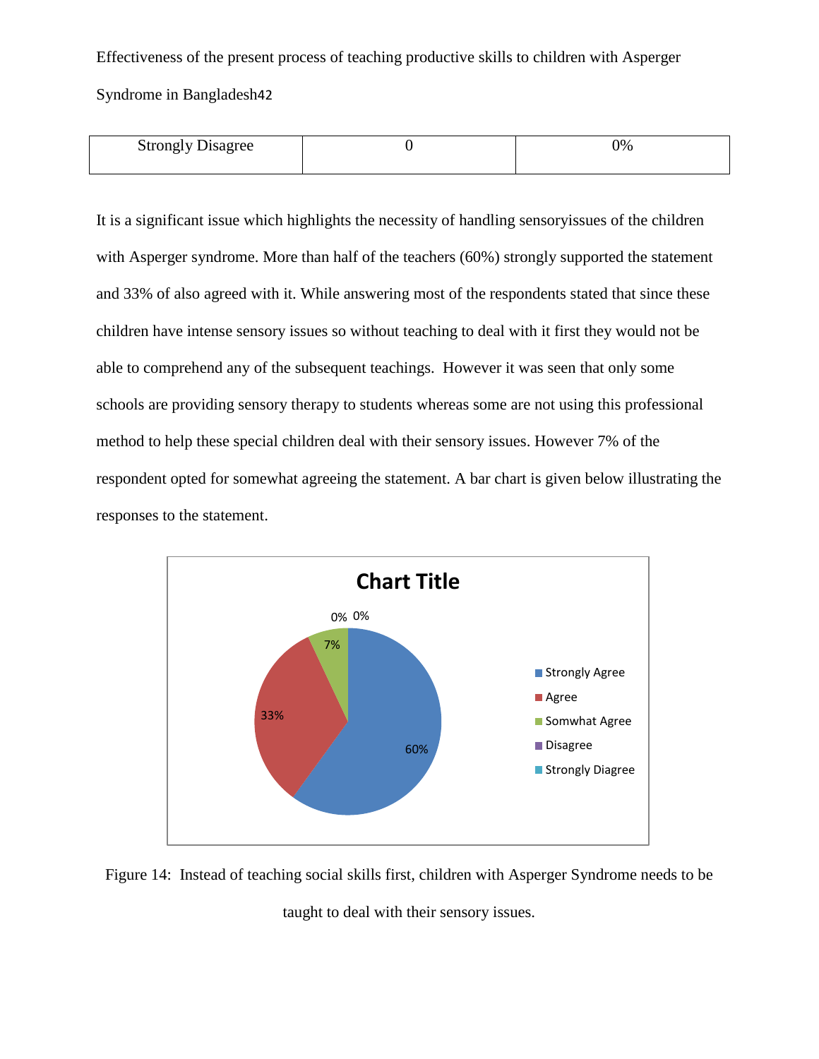| Strongly Disagree | 0 | 0% |
|---|---|---|

It is a significant issue which highlights the necessity of handling sensoryissues of the children with Asperger syndrome. More than half of the teachers (60%) strongly supported the statement and 33% of also agreed with it. While answering most of the respondents stated that since these children have intense sensory issues so without teaching to deal with it first they would not be able to comprehend any of the subsequent teachings. However it was seen that only some schools are providing sensory therapy to students whereas some are not using this professional method to help these special children deal with their sensory issues. However 7% of the respondent opted for somewhat agreeing the statement. A bar chart is given below illustrating the responses to the statement.

Figure 14: Instead of teaching social skills first, children with Asperger Syndrome needs to be taught to deal with their sensory issues.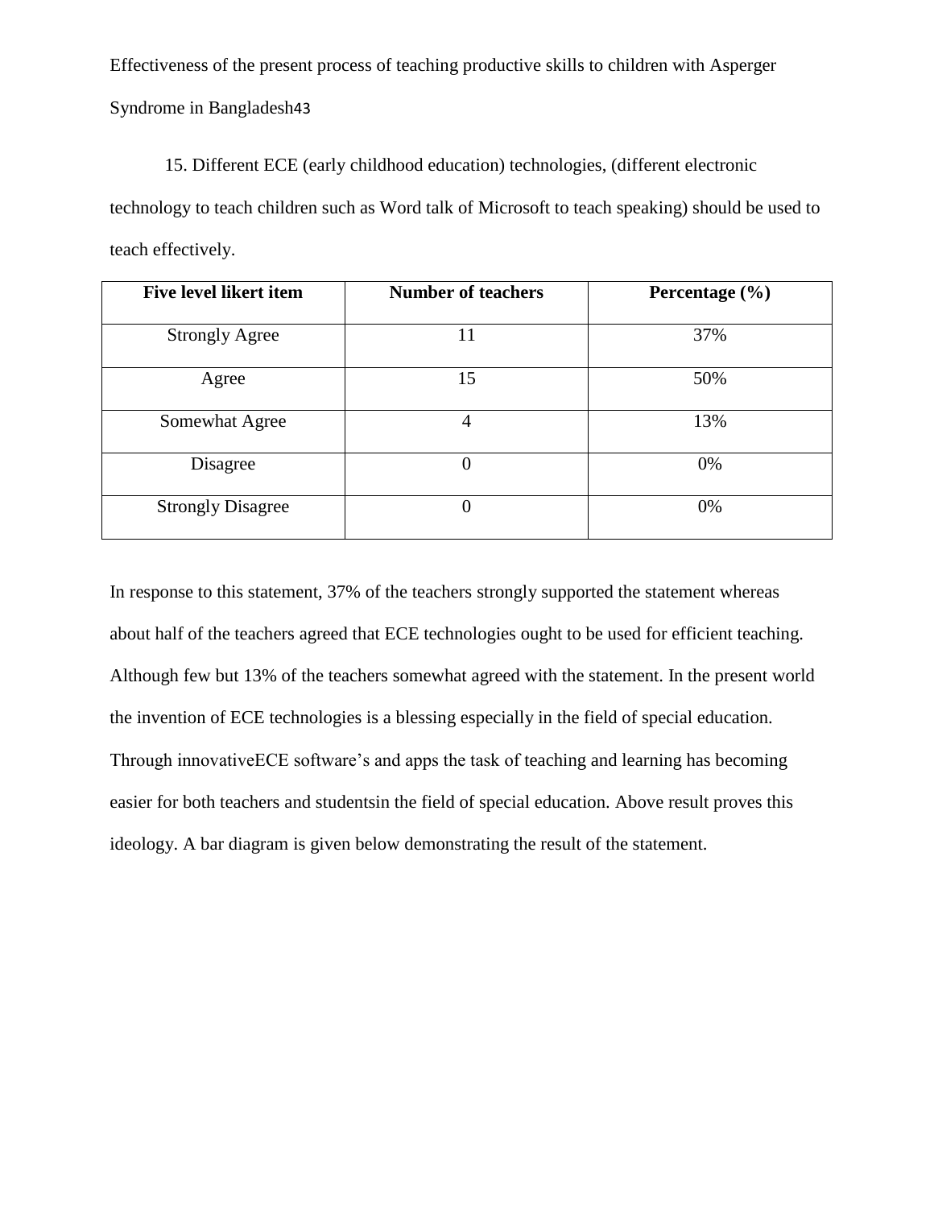15. Different ECE (early childhood education) technologies, (different electronic technology to teach children such as Word talk of Microsoft to teach speaking) should be used to teach effectively.

| Five level likert item | Number of teachers | Percentage (%) |
| --- | --- | --- |
| Strongly Agree | 11 | 37% |
| Agree | 15 | 50% |
| Somewhat Agree | 4 | 13% |
| Disagree | 0 | 0% |
| Strongly Disagree | 0 | 0% |

In response to this statement, 37% of the teachers strongly supported the statement whereas about half of the teachers agreed that ECE technologies ought to be used for efficient teaching. Although few but 13% of the teachers somewhat agreed with the statement. In the present world the invention of ECE technologies is a blessing especially in the field of special education. Through innovativeECE software's and apps the task of teaching and learning has becoming easier for both teachers and studentsin the field of special education. Above result proves this ideology. A bar diagram is given below demonstrating the result of the statement.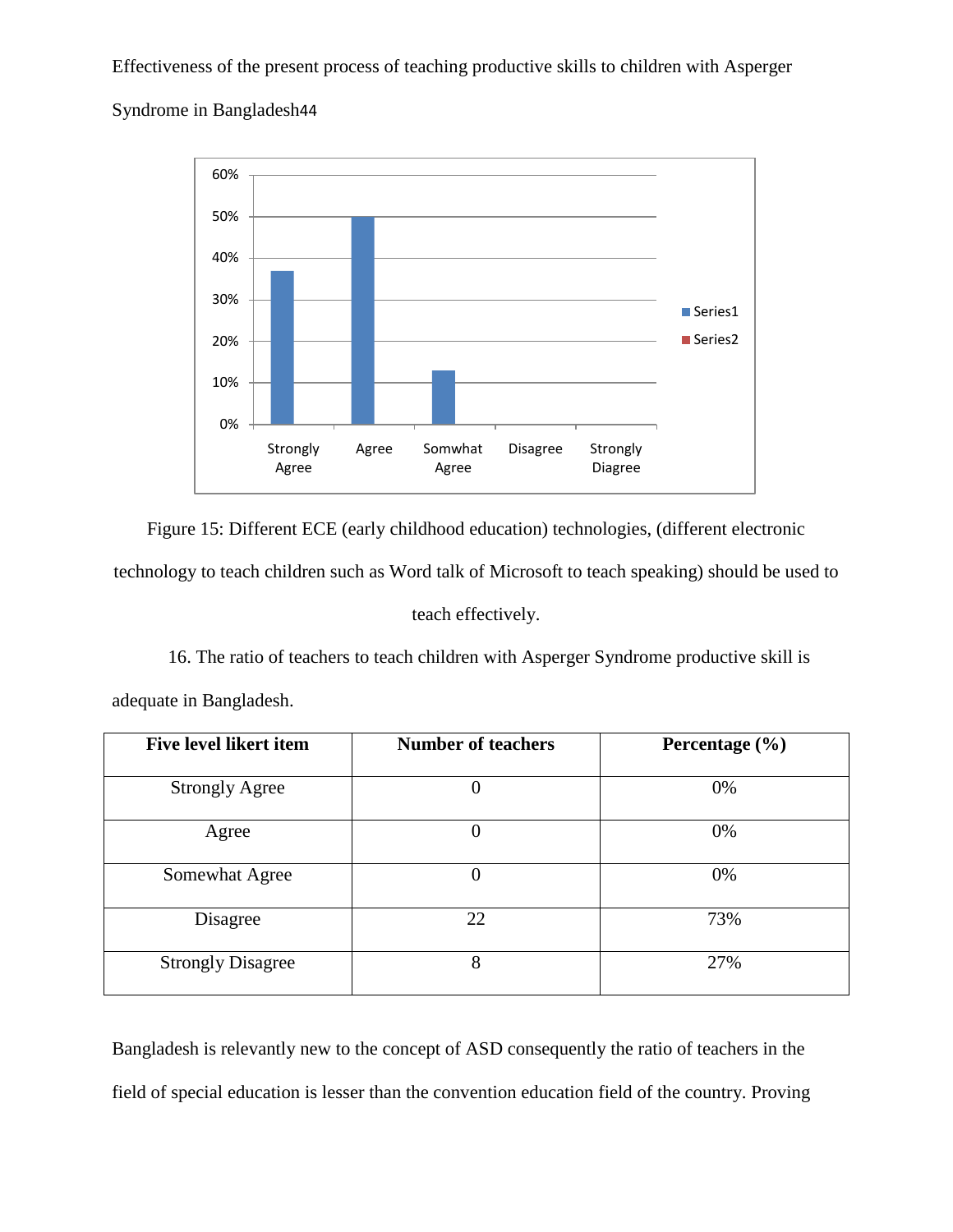Figure 15: Different ECE (early childhood education) technologies, (different electronic technology to teach children such as Word talk of Microsoft to teach speaking) should be used to teach effectively.

16. The ratio of teachers to teach children with Asperger Syndrome productive skill is adequate in Bangladesh.

| Five level likert item | Number of teachers | Percentage (%) |
|---|---|---|
| Strongly Agree | 0 | 0% |
| Agree | 0 | 0% |
| Somewhat Agree | 0 | 0% |
| Disagree | 22 | 73% |
| Strongly Disagree | 8 | 27% |

Bangladesh is relevantly new to the concept of ASD consequently the ratio of teachers in the field of special education is lesser than the convention education field of the country. Proving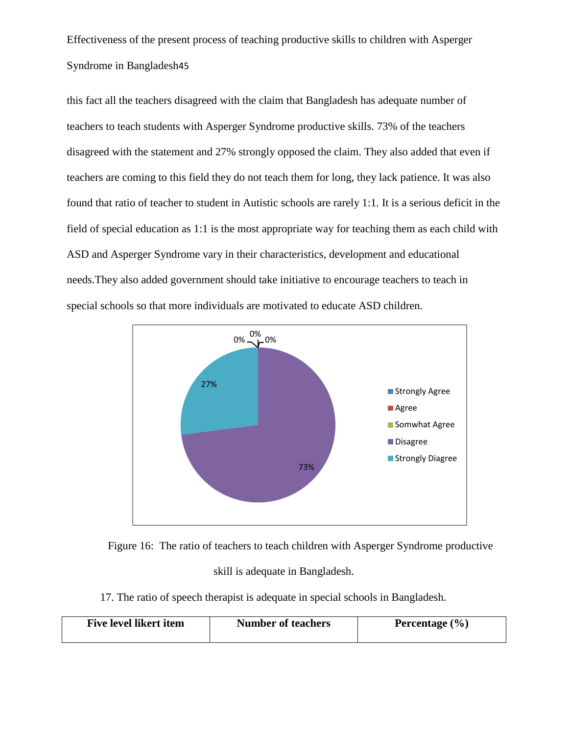this fact all the teachers disagreed with the claim that Bangladesh has adequate number of teachers to teach students with Asperger Syndrome productive skills. 73% of the teachers disagreed with the statement and 27% strongly opposed the claim. They also added that even if teachers are coming to this field they do not teach them for long, they lack patience. It was also found that ratio of teacher to student in Autistic schools are rarely 1:1. It is a serious deficit in the field of special education as 1:1 is the most appropriate way for teaching them as each child with ASD and Asperger Syndrome vary in their characteristics, development and educational needs.They also added government should take initiative to encourage teachers to teach in special schools so that more individuals are motivated to educate ASD children.

Figure 16: The ratio of teachers to teach children with Asperger Syndrome productive skill is adequate in Bangladesh.

17. The ratio of speech therapist is adequate in special schools in Bangladesh.

| Five level likert item | Number of teachers | Percentage (%) |
| --- | --- | --- |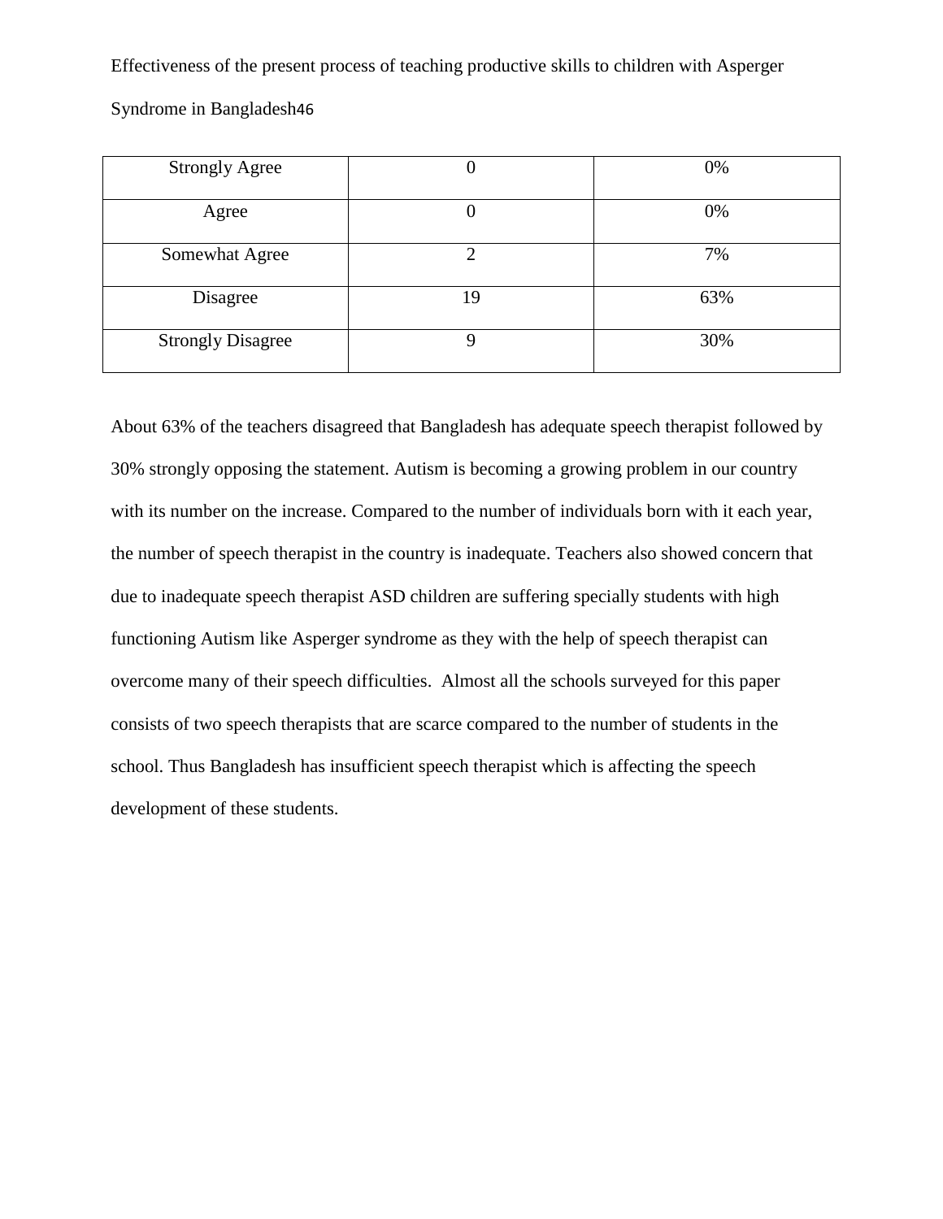| Strongly Agree | 0 | 0% |
|---|---|---|
| Agree | 0 | 0% |
| Somewhat Agree | 2 | 7% |
| Disagree | 19 | 63% |
| Strongly Disagree | 9 | 30% |

About 63% of the teachers disagreed that Bangladesh has adequate speech therapist followed by 30% strongly opposing the statement. Autism is becoming a growing problem in our country with its number on the increase. Compared to the number of individuals born with it each year, the number of speech therapist in the country is inadequate. Teachers also showed concern that due to inadequate speech therapist ASD children are suffering specially students with high functioning Autism like Asperger syndrome as they with the help of speech therapist can overcome many of their speech difficulties.  Almost all the schools surveyed for this paper consists of two speech therapists that are scarce compared to the number of students in the school. Thus Bangladesh has insufficient speech therapist which is affecting the speech development of these students.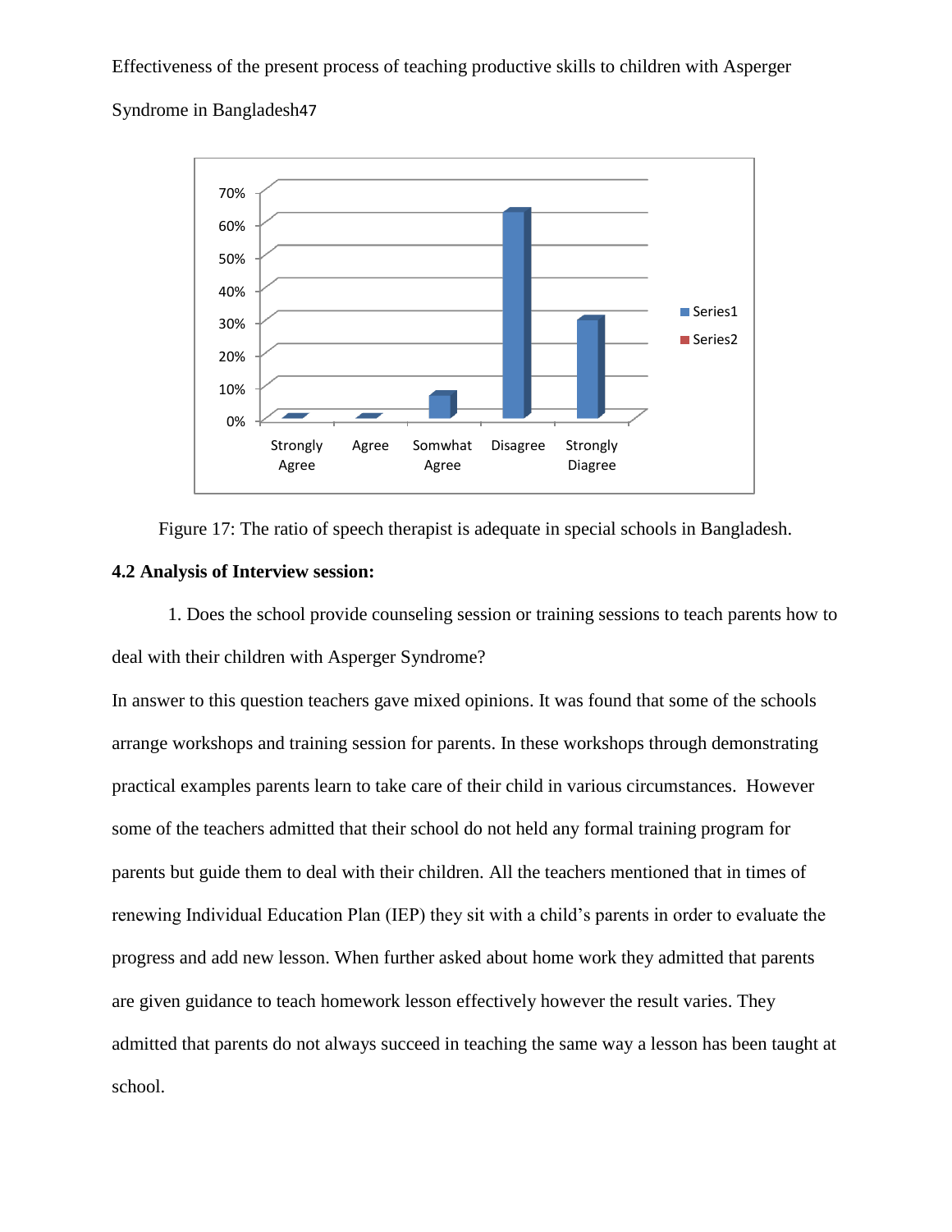Figure 17: The ratio of speech therapist is adequate in special schools in Bangladesh.

**4.2 Analysis of Interview session:**

1. Does the school provide counseling session or training sessions to teach parents how to deal with their children with Asperger Syndrome?

In answer to this question teachers gave mixed opinions. It was found that some of the schools arrange workshops and training session for parents. In these workshops through demonstrating practical examples parents learn to take care of their child in various circumstances. However some of the teachers admitted that their school do not held any formal training program for parents but guide them to deal with their children. All the teachers mentioned that in times of renewing Individual Education Plan (IEP) they sit with a child's parents in order to evaluate the progress and add new lesson. When further asked about home work they admitted that parents are given guidance to teach homework lesson effectively however the result varies. They admitted that parents do not always succeed in teaching the same way a lesson has been taught at school.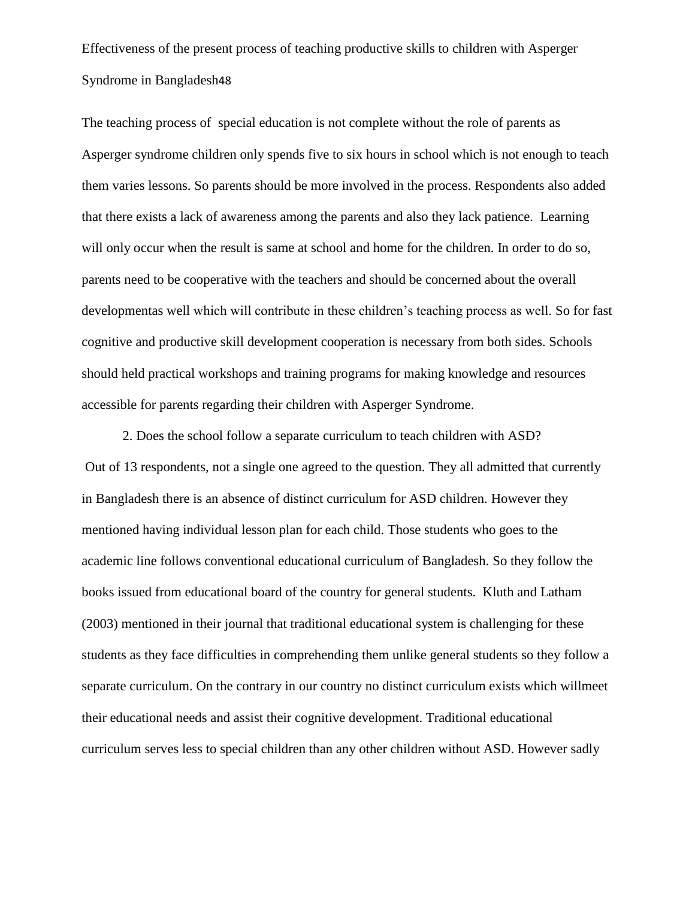The teaching process of special education is not complete without the role of parents as Asperger syndrome children only spends five to six hours in school which is not enough to teach them varies lessons. So parents should be more involved in the process. Respondents also added that there exists a lack of awareness among the parents and also they lack patience. Learning will only occur when the result is same at school and home for the children. In order to do so, parents need to be cooperative with the teachers and should be concerned about the overall developmentas well which will contribute in these children's teaching process as well. So for fast cognitive and productive skill development cooperation is necessary from both sides. Schools should held practical workshops and training programs for making knowledge and resources accessible for parents regarding their children with Asperger Syndrome.

2. Does the school follow a separate curriculum to teach children with ASD?

Out of 13 respondents, not a single one agreed to the question. They all admitted that currently in Bangladesh there is an absence of distinct curriculum for ASD children. However they mentioned having individual lesson plan for each child. Those students who goes to the academic line follows conventional educational curriculum of Bangladesh. So they follow the books issued from educational board of the country for general students. Kluth and Latham (2003) mentioned in their journal that traditional educational system is challenging for these students as they face difficulties in comprehending them unlike general students so they follow a separate curriculum. On the contrary in our country no distinct curriculum exists which willmeet their educational needs and assist their cognitive development. Traditional educational curriculum serves less to special children than any other children without ASD. However sadly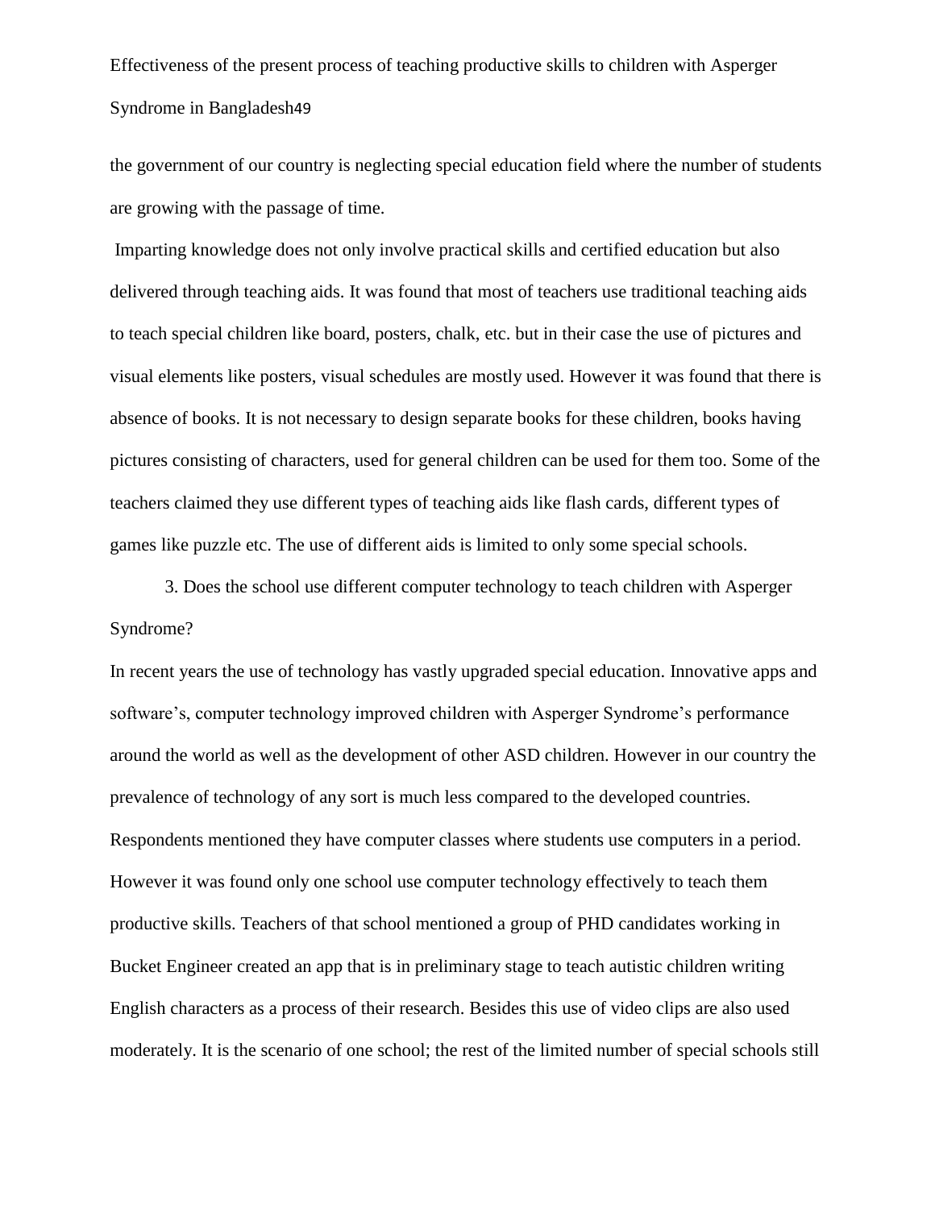the government of our country is neglecting special education field where the number of students are growing with the passage of time.

Imparting knowledge does not only involve practical skills and certified education but also delivered through teaching aids. It was found that most of teachers use traditional teaching aids to teach special children like board, posters, chalk, etc. but in their case the use of pictures and visual elements like posters, visual schedules are mostly used. However it was found that there is absence of books. It is not necessary to design separate books for these children, books having pictures consisting of characters, used for general children can be used for them too. Some of the teachers claimed they use different types of teaching aids like flash cards, different types of games like puzzle etc. The use of different aids is limited to only some special schools.

3. Does the school use different computer technology to teach children with Asperger Syndrome?

In recent years the use of technology has vastly upgraded special education. Innovative apps and software's, computer technology improved children with Asperger Syndrome's performance around the world as well as the development of other ASD children. However in our country the prevalence of technology of any sort is much less compared to the developed countries. Respondents mentioned they have computer classes where students use computers in a period. However it was found only one school use computer technology effectively to teach them productive skills. Teachers of that school mentioned a group of PHD candidates working in Bucket Engineer created an app that is in preliminary stage to teach autistic children writing English characters as a process of their research. Besides this use of video clips are also used moderately. It is the scenario of one school; the rest of the limited number of special schools still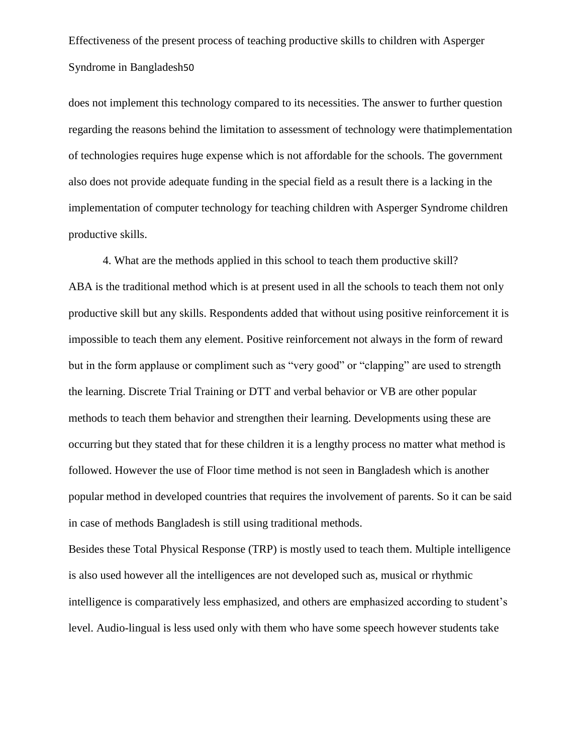does not implement this technology compared to its necessities. The answer to further question regarding the reasons behind the limitation to assessment of technology were thatimplementation of technologies requires huge expense which is not affordable for the schools. The government also does not provide adequate funding in the special field as a result there is a lacking in the implementation of computer technology for teaching children with Asperger Syndrome children productive skills.

4. What are the methods applied in this school to teach them productive skill?

ABA is the traditional method which is at present used in all the schools to teach them not only productive skill but any skills. Respondents added that without using positive reinforcement it is impossible to teach them any element. Positive reinforcement not always in the form of reward but in the form applause or compliment such as "very good" or "clapping" are used to strength the learning. Discrete Trial Training or DTT and verbal behavior or VB are other popular methods to teach them behavior and strengthen their learning. Developments using these are occurring but they stated that for these children it is a lengthy process no matter what method is followed. However the use of Floor time method is not seen in Bangladesh which is another popular method in developed countries that requires the involvement of parents. So it can be said in case of methods Bangladesh is still using traditional methods.

Besides these Total Physical Response (TRP) is mostly used to teach them. Multiple intelligence is also used however all the intelligences are not developed such as, musical or rhythmic intelligence is comparatively less emphasized, and others are emphasized according to student's level. Audio-lingual is less used only with them who have some speech however students take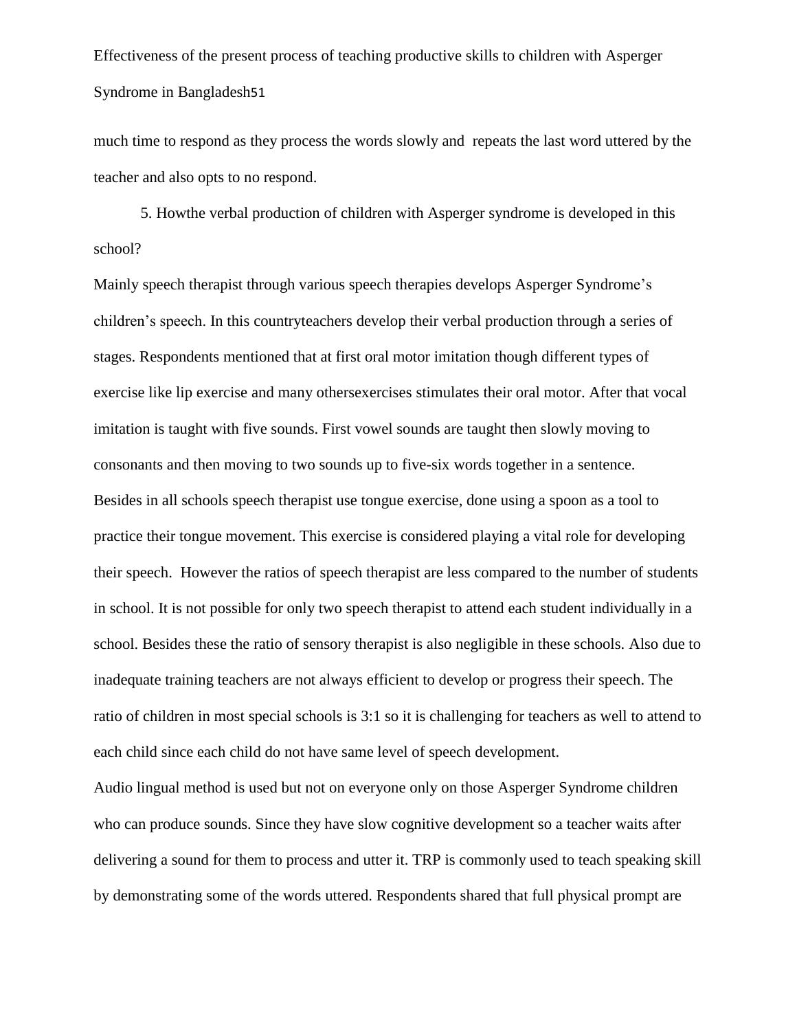much time to respond as they process the words slowly and repeats the last word uttered by the teacher and also opts to no respond.

5. Howthe verbal production of children with Asperger syndrome is developed in this school?

Mainly speech therapist through various speech therapies develops Asperger Syndrome's children's speech. In this countryteachers develop their verbal production through a series of stages. Respondents mentioned that at first oral motor imitation though different types of exercise like lip exercise and many othersexercises stimulates their oral motor. After that vocal imitation is taught with five sounds. First vowel sounds are taught then slowly moving to consonants and then moving to two sounds up to five-six words together in a sentence.

Besides in all schools speech therapist use tongue exercise, done using a spoon as a tool to practice their tongue movement. This exercise is considered playing a vital role for developing their speech. However the ratios of speech therapist are less compared to the number of students in school. It is not possible for only two speech therapist to attend each student individually in a school. Besides these the ratio of sensory therapist is also negligible in these schools. Also due to inadequate training teachers are not always efficient to develop or progress their speech. The ratio of children in most special schools is 3:1 so it is challenging for teachers as well to attend to each child since each child do not have same level of speech development.

Audio lingual method is used but not on everyone only on those Asperger Syndrome children who can produce sounds. Since they have slow cognitive development so a teacher waits after delivering a sound for them to process and utter it. TRP is commonly used to teach speaking skill by demonstrating some of the words uttered. Respondents shared that full physical prompt are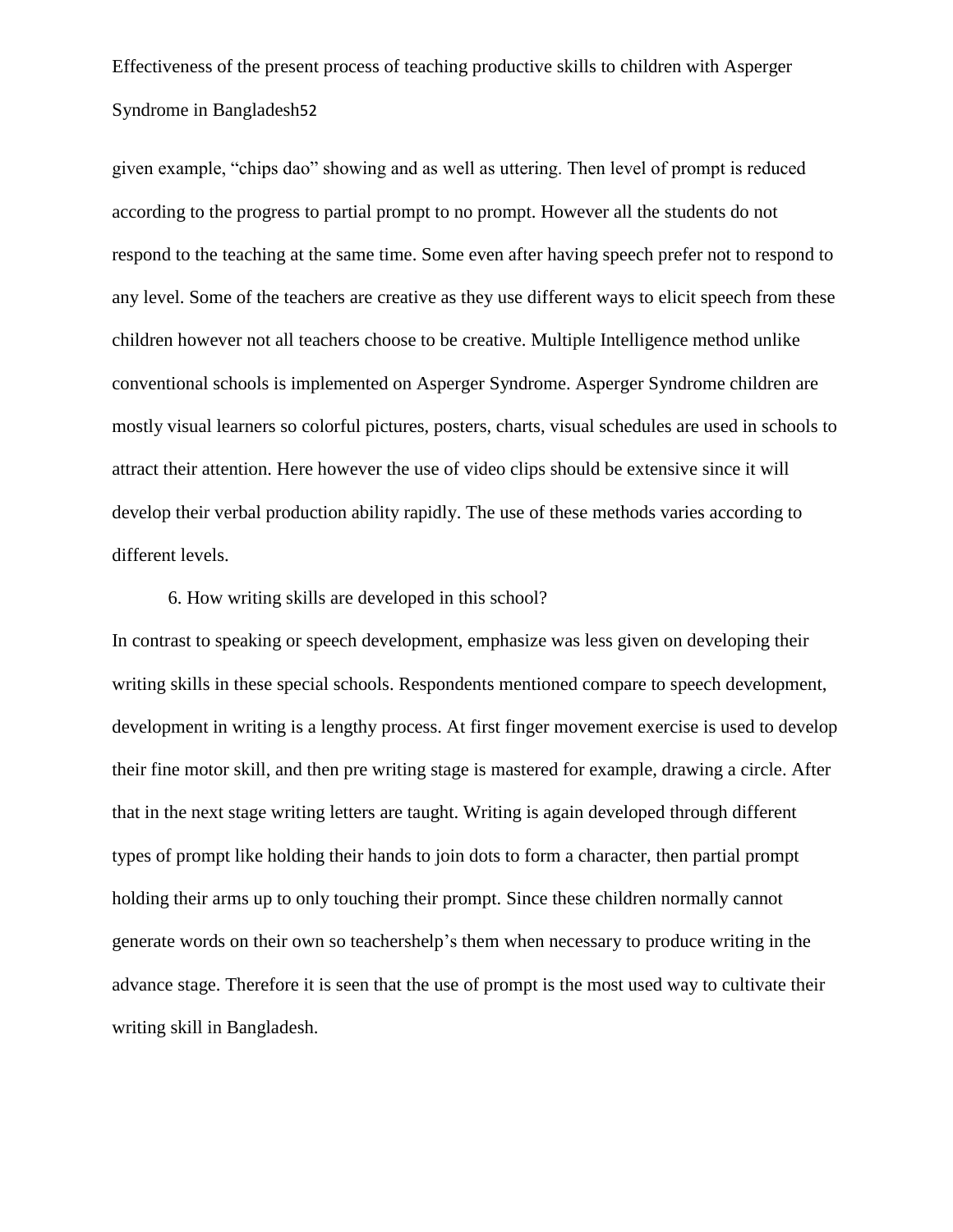given example, "chips dao" showing and as well as uttering. Then level of prompt is reduced according to the progress to partial prompt to no prompt. However all the students do not respond to the teaching at the same time. Some even after having speech prefer not to respond to any level. Some of the teachers are creative as they use different ways to elicit speech from these children however not all teachers choose to be creative. Multiple Intelligence method unlike conventional schools is implemented on Asperger Syndrome. Asperger Syndrome children are mostly visual learners so colorful pictures, posters, charts, visual schedules are used in schools to attract their attention. Here however the use of video clips should be extensive since it will develop their verbal production ability rapidly. The use of these methods varies according to different levels.

6. How writing skills are developed in this school?

In contrast to speaking or speech development, emphasize was less given on developing their writing skills in these special schools. Respondents mentioned compare to speech development, development in writing is a lengthy process. At first finger movement exercise is used to develop their fine motor skill, and then pre writing stage is mastered for example, drawing a circle. After that in the next stage writing letters are taught. Writing is again developed through different types of prompt like holding their hands to join dots to form a character, then partial prompt holding their arms up to only touching their prompt. Since these children normally cannot generate words on their own so teachershelp's them when necessary to produce writing in the advance stage. Therefore it is seen that the use of prompt is the most used way to cultivate their writing skill in Bangladesh.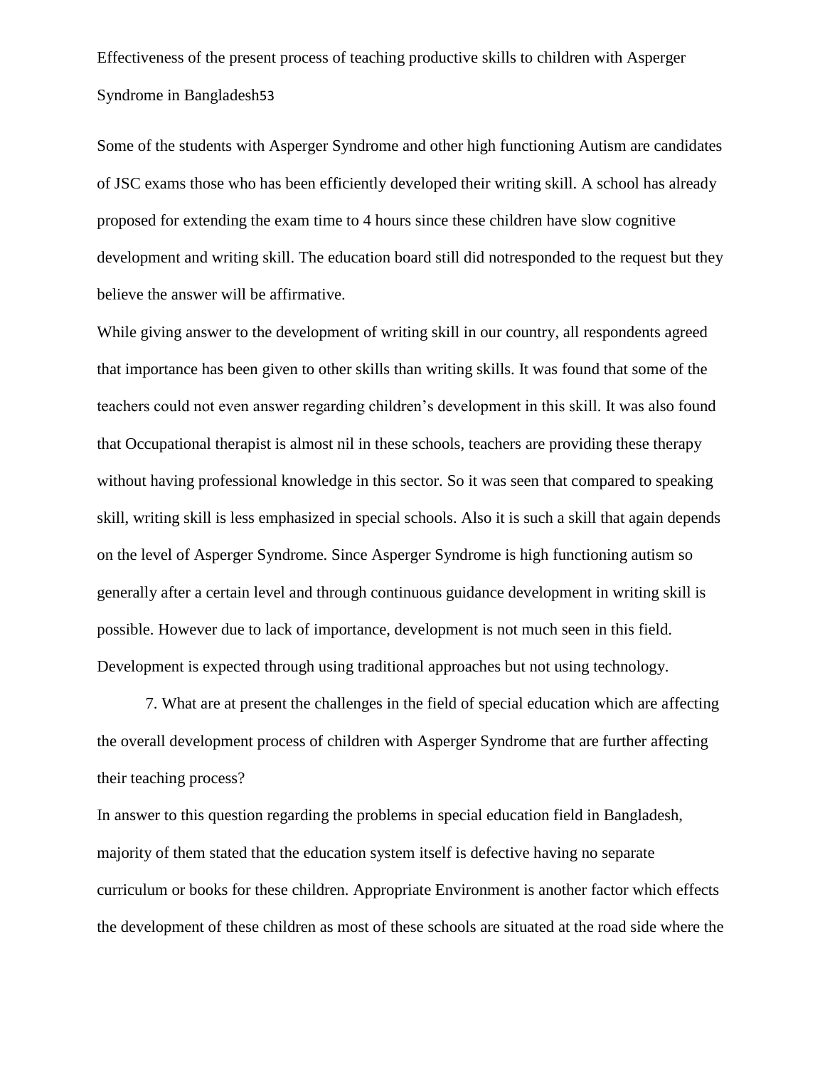Some of the students with Asperger Syndrome and other high functioning Autism are candidates of JSC exams those who has been efficiently developed their writing skill. A school has already proposed for extending the exam time to 4 hours since these children have slow cognitive development and writing skill. The education board still did notresponded to the request but they believe the answer will be affirmative.

While giving answer to the development of writing skill in our country, all respondents agreed that importance has been given to other skills than writing skills. It was found that some of the teachers could not even answer regarding children's development in this skill. It was also found that Occupational therapist is almost nil in these schools, teachers are providing these therapy without having professional knowledge in this sector. So it was seen that compared to speaking skill, writing skill is less emphasized in special schools. Also it is such a skill that again depends on the level of Asperger Syndrome. Since Asperger Syndrome is high functioning autism so generally after a certain level and through continuous guidance development in writing skill is possible. However due to lack of importance, development is not much seen in this field. Development is expected through using traditional approaches but not using technology.

7. What are at present the challenges in the field of special education which are affecting the overall development process of children with Asperger Syndrome that are further affecting their teaching process?

In answer to this question regarding the problems in special education field in Bangladesh, majority of them stated that the education system itself is defective having no separate curriculum or books for these children. Appropriate Environment is another factor which effects the development of these children as most of these schools are situated at the road side where the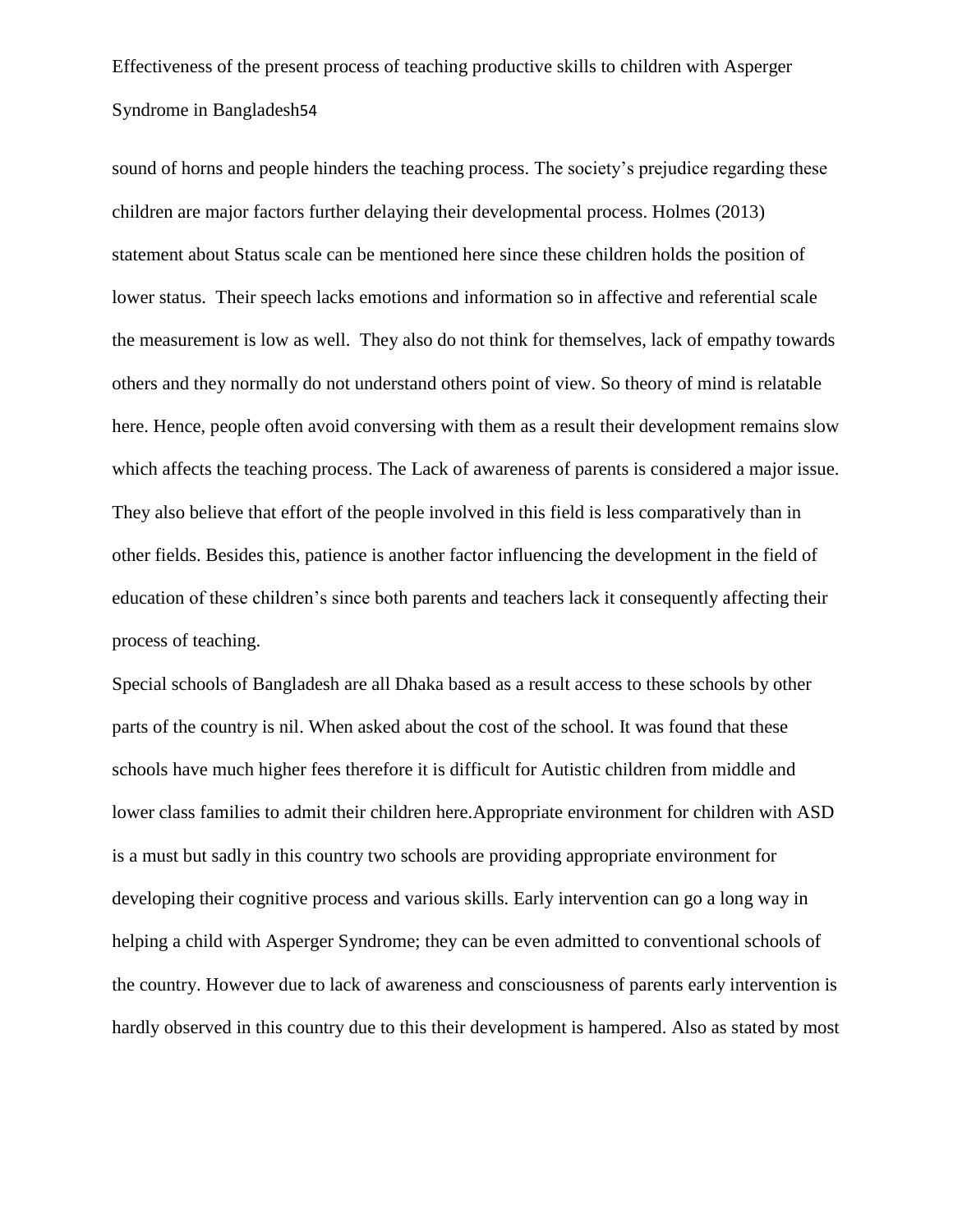sound of horns and people hinders the teaching process. The society's prejudice regarding these children are major factors further delaying their developmental process. Holmes (2013) statement about Status scale can be mentioned here since these children holds the position of lower status. Their speech lacks emotions and information so in affective and referential scale the measurement is low as well. They also do not think for themselves, lack of empathy towards others and they normally do not understand others point of view. So theory of mind is relatable here. Hence, people often avoid conversing with them as a result their development remains slow which affects the teaching process. The Lack of awareness of parents is considered a major issue. They also believe that effort of the people involved in this field is less comparatively than in other fields. Besides this, patience is another factor influencing the development in the field of education of these children's since both parents and teachers lack it consequently affecting their process of teaching.

Special schools of Bangladesh are all Dhaka based as a result access to these schools by other parts of the country is nil. When asked about the cost of the school. It was found that these schools have much higher fees therefore it is difficult for Autistic children from middle and lower class families to admit their children here.Appropriate environment for children with ASD is a must but sadly in this country two schools are providing appropriate environment for developing their cognitive process and various skills. Early intervention can go a long way in helping a child with Asperger Syndrome; they can be even admitted to conventional schools of the country. However due to lack of awareness and consciousness of parents early intervention is hardly observed in this country due to this their development is hampered. Also as stated by most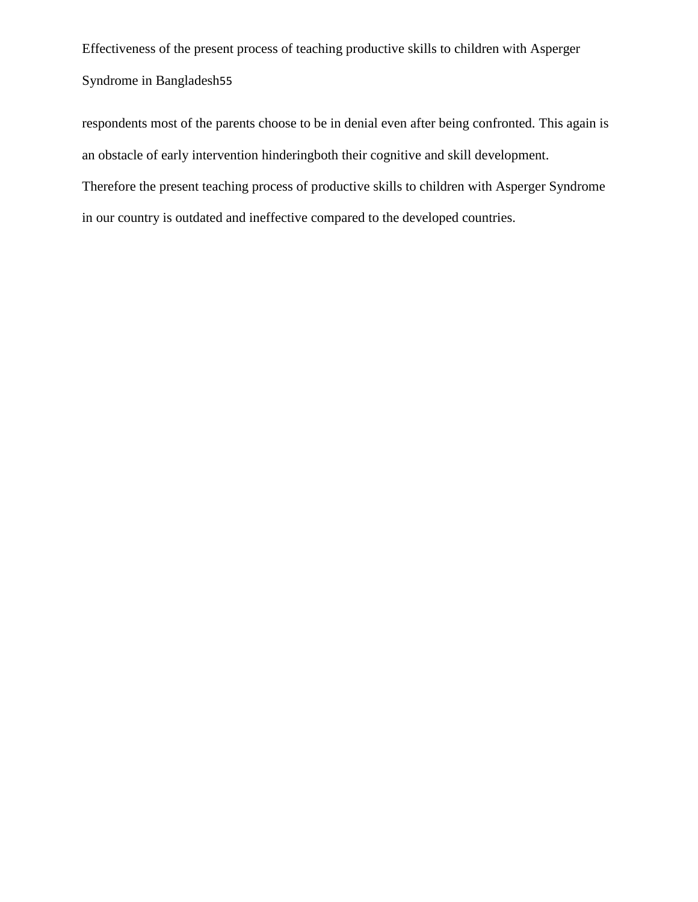respondents most of the parents choose to be in denial even after being confronted. This again is an obstacle of early intervention hinderingboth their cognitive and skill development. Therefore the present teaching process of productive skills to children with Asperger Syndrome in our country is outdated and ineffective compared to the developed countries.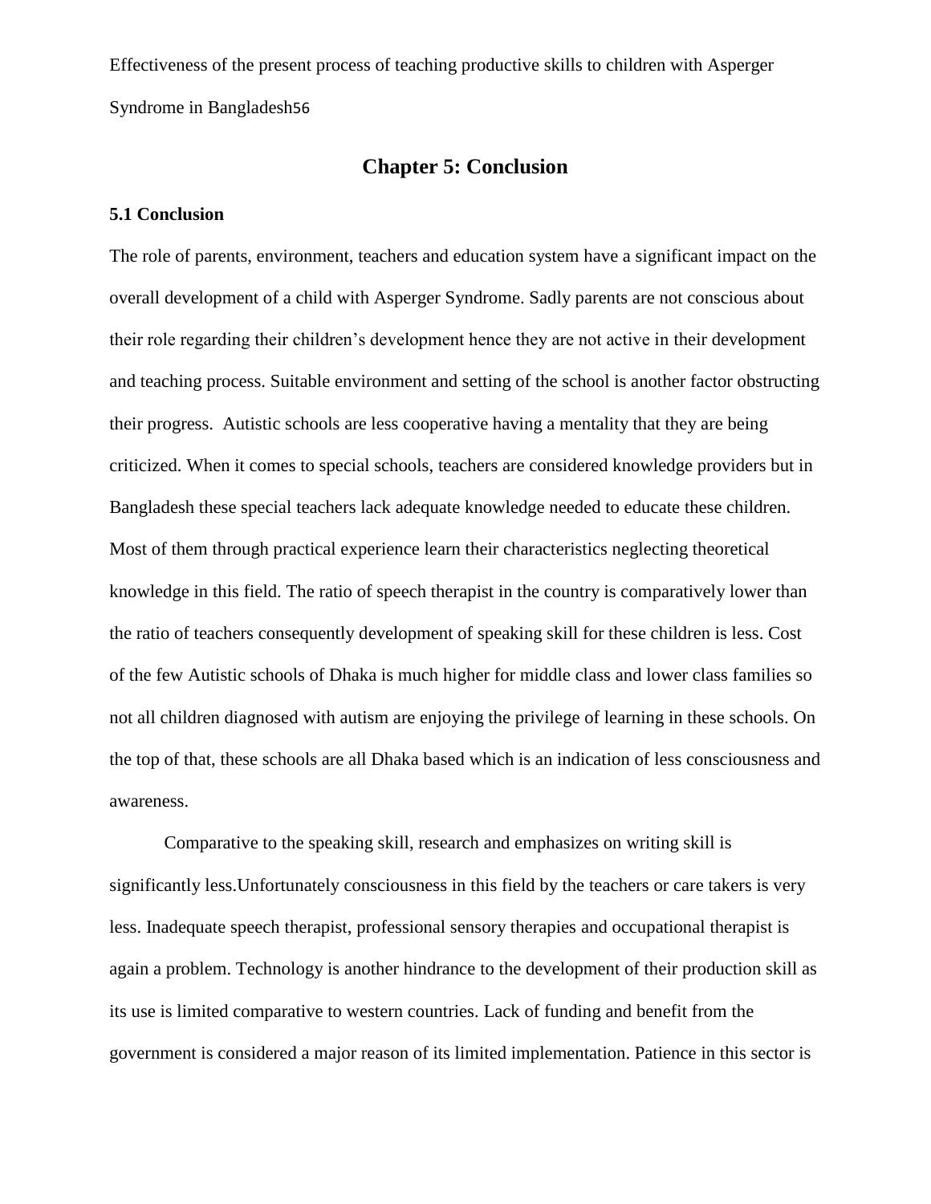# Chapter 5: Conclusion

### 5.1 Conclusion

The role of parents, environment, teachers and education system have a significant impact on the overall development of a child with Asperger Syndrome. Sadly parents are not conscious about their role regarding their children's development hence they are not active in their development and teaching process. Suitable environment and setting of the school is another factor obstructing their progress. Autistic schools are less cooperative having a mentality that they are being criticized. When it comes to special schools, teachers are considered knowledge providers but in Bangladesh these special teachers lack adequate knowledge needed to educate these children. Most of them through practical experience learn their characteristics neglecting theoretical knowledge in this field. The ratio of speech therapist in the country is comparatively lower than the ratio of teachers consequently development of speaking skill for these children is less. Cost of the few Autistic schools of Dhaka is much higher for middle class and lower class families so not all children diagnosed with autism are enjoying the privilege of learning in these schools. On the top of that, these schools are all Dhaka based which is an indication of less consciousness and awareness.

Comparative to the speaking skill, research and emphasizes on writing skill is significantly less.Unfortunately consciousness in this field by the teachers or care takers is very less. Inadequate speech therapist, professional sensory therapies and occupational therapist is again a problem. Technology is another hindrance to the development of their production skill as its use is limited comparative to western countries. Lack of funding and benefit from the government is considered a major reason of its limited implementation. Patience in this sector is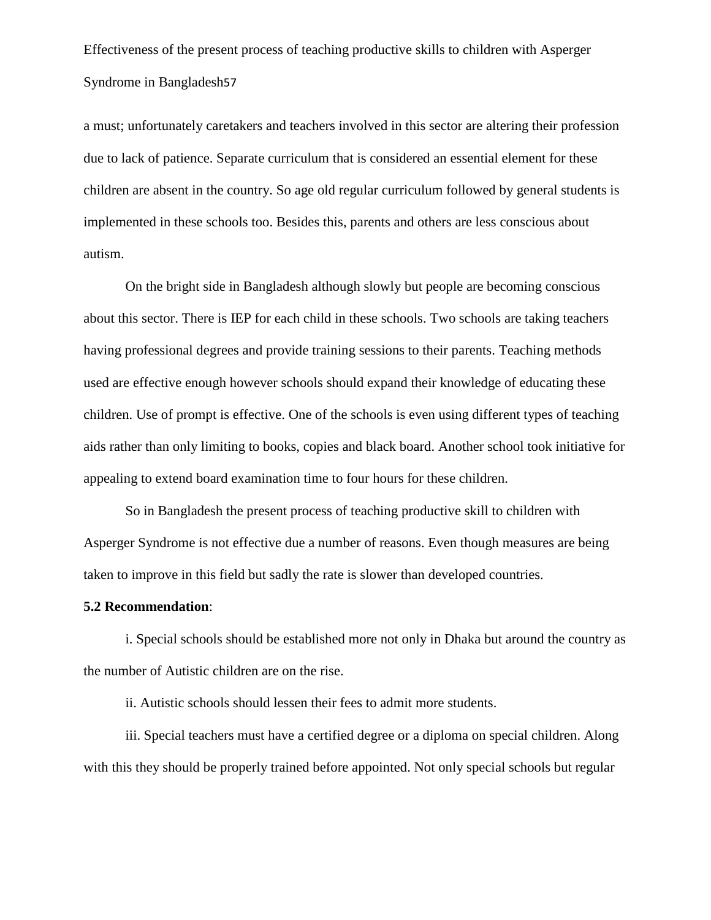a must; unfortunately caretakers and teachers involved in this sector are altering their profession due to lack of patience. Separate curriculum that is considered an essential element for these children are absent in the country. So age old regular curriculum followed by general students is implemented in these schools too. Besides this, parents and others are less conscious about autism.

On the bright side in Bangladesh although slowly but people are becoming conscious about this sector. There is IEP for each child in these schools. Two schools are taking teachers having professional degrees and provide training sessions to their parents. Teaching methods used are effective enough however schools should expand their knowledge of educating these children. Use of prompt is effective. One of the schools is even using different types of teaching aids rather than only limiting to books, copies and black board. Another school took initiative for appealing to extend board examination time to four hours for these children.

So in Bangladesh the present process of teaching productive skill to children with Asperger Syndrome is not effective due a number of reasons. Even though measures are being taken to improve in this field but sadly the rate is slower than developed countries.

**5.2 Recommendation**:

i. Special schools should be established more not only in Dhaka but around the country as the number of Autistic children are on the rise.

ii. Autistic schools should lessen their fees to admit more students.

iii. Special teachers must have a certified degree or a diploma on special children. Along with this they should be properly trained before appointed. Not only special schools but regular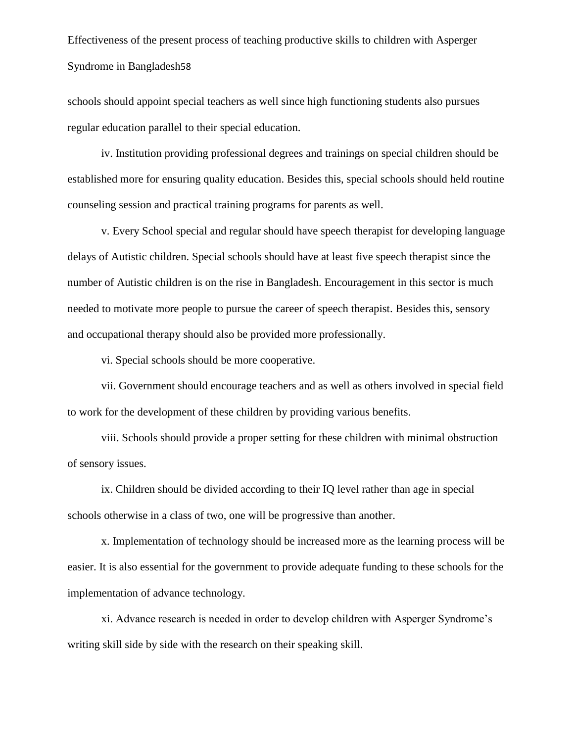schools should appoint special teachers as well since high functioning students also pursues regular education parallel to their special education.

iv. Institution providing professional degrees and trainings on special children should be established more for ensuring quality education. Besides this, special schools should held routine counseling session and practical training programs for parents as well.

v. Every School special and regular should have speech therapist for developing language delays of Autistic children. Special schools should have at least five speech therapist since the number of Autistic children is on the rise in Bangladesh. Encouragement in this sector is much needed to motivate more people to pursue the career of speech therapist. Besides this, sensory and occupational therapy should also be provided more professionally.

vi. Special schools should be more cooperative.

vii. Government should encourage teachers and as well as others involved in special field to work for the development of these children by providing various benefits.

viii. Schools should provide a proper setting for these children with minimal obstruction of sensory issues.

ix. Children should be divided according to their IQ level rather than age in special schools otherwise in a class of two, one will be progressive than another.

x. Implementation of technology should be increased more as the learning process will be easier. It is also essential for the government to provide adequate funding to these schools for the implementation of advance technology.

xi. Advance research is needed in order to develop children with Asperger Syndrome's writing skill side by side with the research on their speaking skill.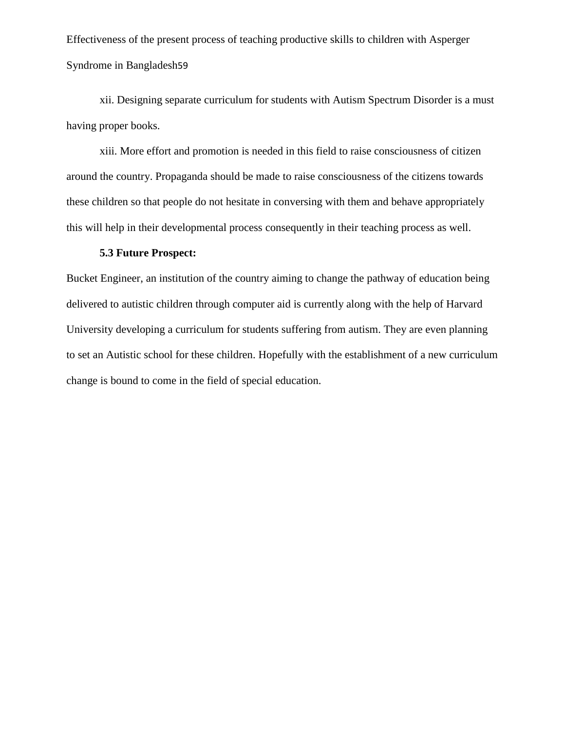xii. Designing separate curriculum for students with Autism Spectrum Disorder is a must having proper books.

xiii. More effort and promotion is needed in this field to raise consciousness of citizen around the country. Propaganda should be made to raise consciousness of the citizens towards these children so that people do not hesitate in conversing with them and behave appropriately this will help in their developmental process consequently in their teaching process as well.

### 5.3 Future Prospect:

Bucket Engineer, an institution of the country aiming to change the pathway of education being delivered to autistic children through computer aid is currently along with the help of Harvard University developing a curriculum for students suffering from autism. They are even planning to set an Autistic school for these children. Hopefully with the establishment of a new curriculum change is bound to come in the field of special education.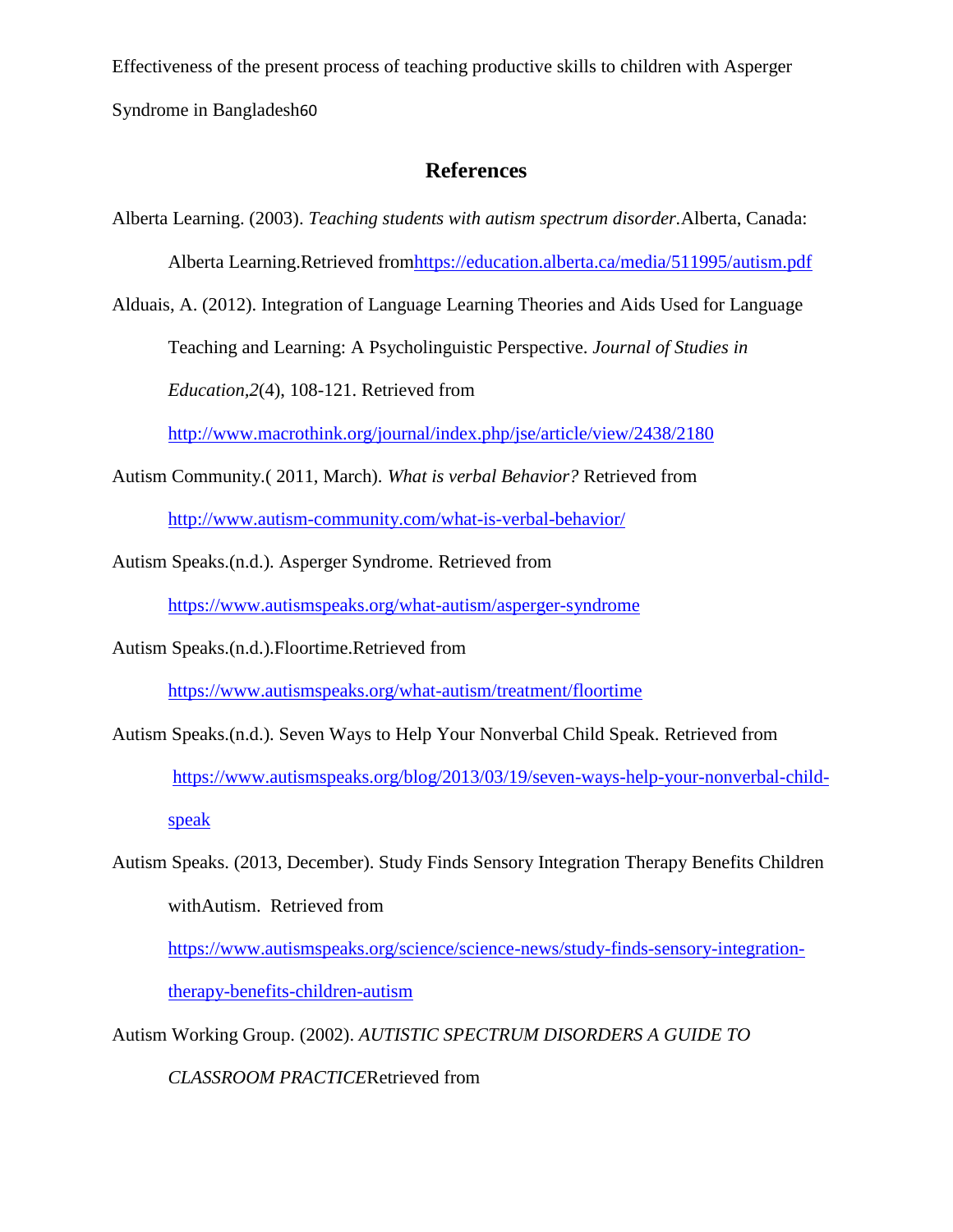## References

Alberta Learning. (2003). *Teaching students with autism spectrum disorder*.Alberta, Canada: Alberta Learning.Retrieved fromhttps://education.alberta.ca/media/511995/autism.pdf

Alduais, A. (2012). Integration of Language Learning Theories and Aids Used for Language Teaching and Learning: A Psycholinguistic Perspective. *Journal of Studies in Education*,*2*(4), 108-121. Retrieved from http://www.macrothink.org/journal/index.php/jse/article/view/2438/2180

Autism Community.( 2011, March). *What is verbal Behavior?* Retrieved from http://www.autism-community.com/what-is-verbal-behavior/

Autism Speaks.(n.d.). Asperger Syndrome. Retrieved from https://www.autismspeaks.org/what-autism/asperger-syndrome

Autism Speaks.(n.d.).Floortime.Retrieved from https://www.autismspeaks.org/what-autism/treatment/floortime

Autism Speaks.(n.d.). Seven Ways to Help Your Nonverbal Child Speak. Retrieved from https://www.autismspeaks.org/blog/2013/03/19/seven-ways-help-your-nonverbal-child-speak

Autism Speaks. (2013, December). Study Finds Sensory Integration Therapy Benefits Children withAutism. Retrieved from https://www.autismspeaks.org/science/science-news/study-finds-sensory-integration-therapy-benefits-children-autism

Autism Working Group. (2002). *AUTISTIC SPECTRUM DISORDERS A GUIDE TO CLASSROOM PRACTICE*Retrieved from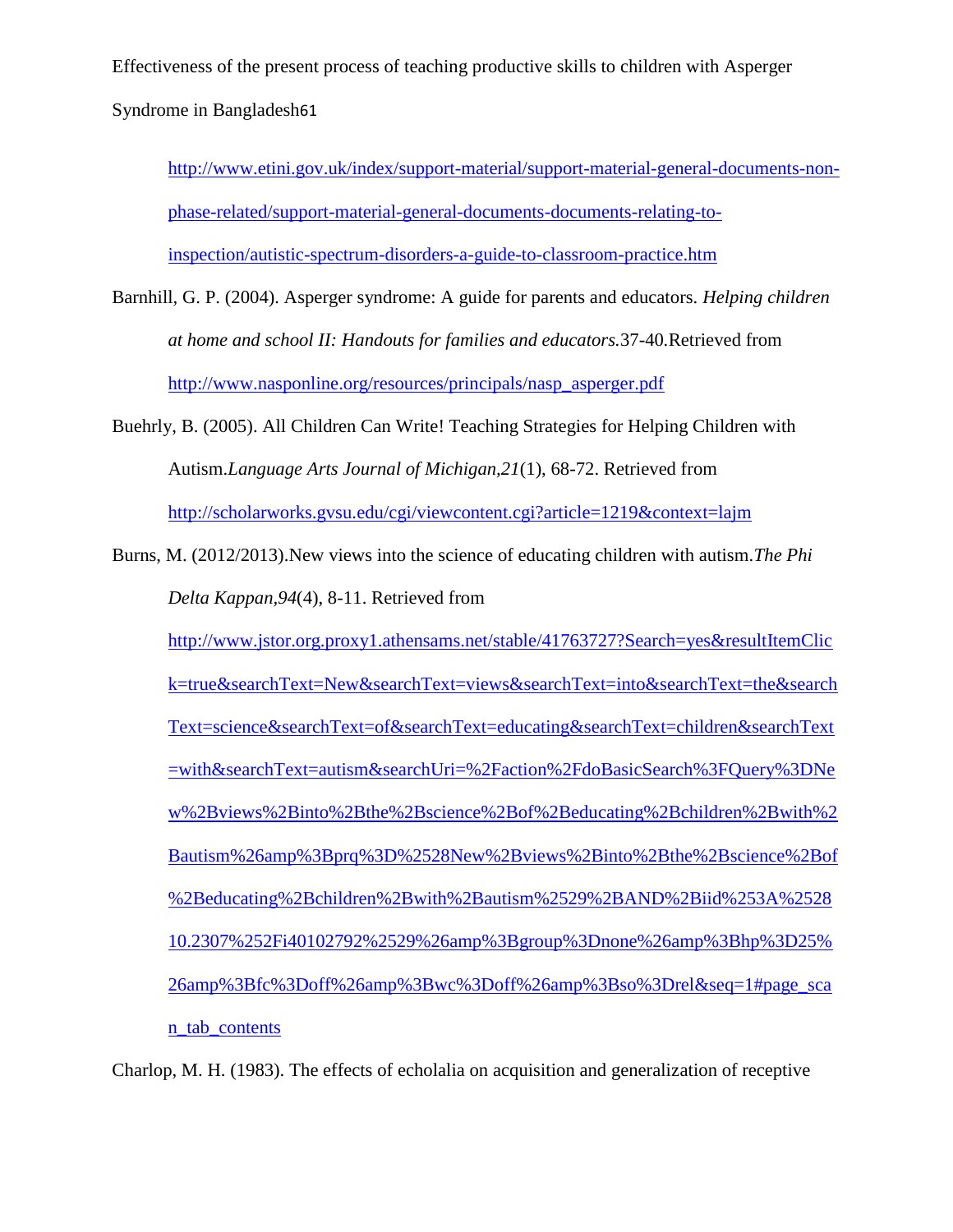http://www.etini.gov.uk/index/support-material/support-material-general-documents-non-phase-related/support-material-general-documents-documents-relating-to-inspection/autistic-spectrum-disorders-a-guide-to-classroom-practice.htm

Barnhill, G. P. (2004). Asperger syndrome: A guide for parents and educators. *Helping children at home and school II: Handouts for families and educators.*37-40.Retrieved from http://www.nasponline.org/resources/principals/nasp_asperger.pdf

Buehrly, B. (2005). All Children Can Write! Teaching Strategies for Helping Children with Autism.*Language Arts Journal of Michigan*,*21*(1), 68-72. Retrieved from http://scholarworks.gvsu.edu/cgi/viewcontent.cgi?article=1219&context=lajm

Burns, M. (2012/2013).New views into the science of educating children with autism.*The Phi Delta Kappan*,*94*(4), 8-11. Retrieved from http://www.jstor.org.proxy1.athensams.net/stable/41763727?Search=yes&resultItemClick=true&searchText=New&searchText=views&searchText=into&searchText=the&searchText=science&searchText=of&searchText=educating&searchText=children&searchText=with&searchText=autism&searchUri=%2Faction%2FdoBasicSearch%3FQuery%3DNew%2Bviews%2Binto%2Bthe%2Bscience%2Bof%2Beducating%2Bchildren%2Bwith%2Bautism%26amp%3Bprq%3D%2528New%2Bviews%2Binto%2Bthe%2Bscience%2Bof%2Beducating%2Bchildren%2Bwith%2Bautism%2529%2BAND%2Biid%253A%252810.2307%252Fi40102792%2529%26amp%3Bgroup%3Dnone%26amp%3Bhp%3D25%26amp%3Bfc%3Doff%26amp%3Bwc%3Doff%26amp%3Bso%3Drel&seq=1#page_scan_tab_contents

Charlop, M. H. (1983). The effects of echolalia on acquisition and generalization of receptive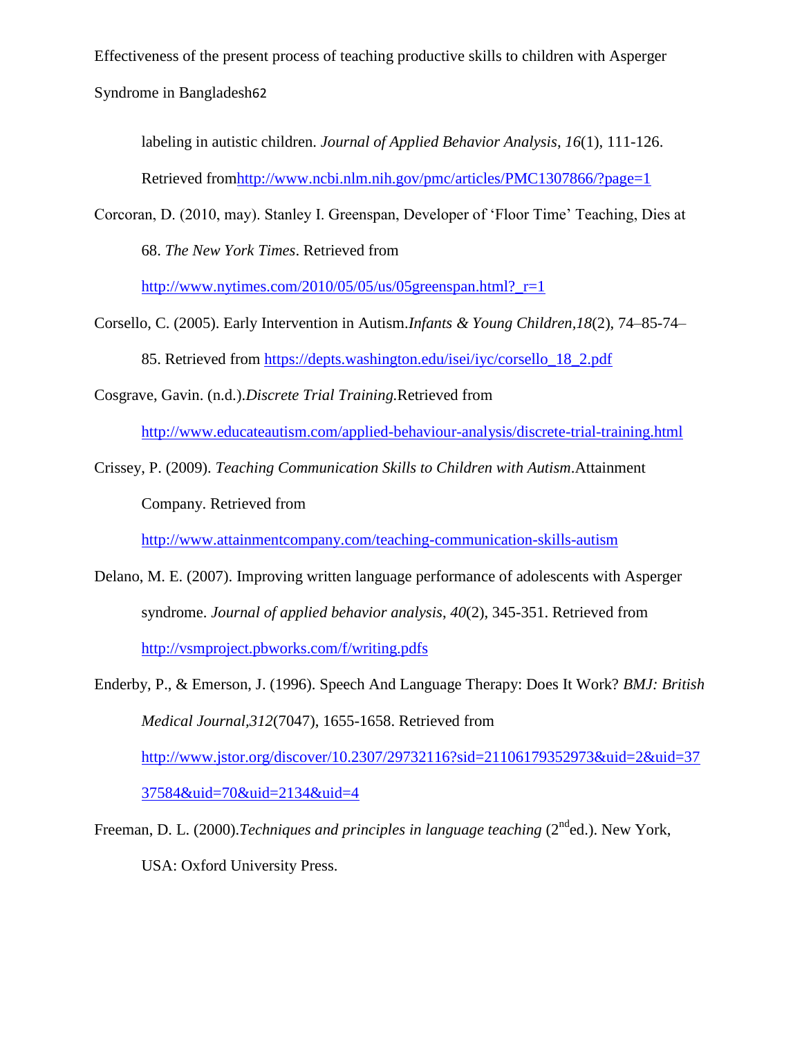labeling in autistic children. *Journal of Applied Behavior Analysis*, *16*(1), 111-126. Retrieved fromhttp://www.ncbi.nlm.nih.gov/pmc/articles/PMC1307866/?page=1

Corcoran, D. (2010, may). Stanley I. Greenspan, Developer of 'Floor Time' Teaching, Dies at 68. *The New York Times*. Retrieved from http://www.nytimes.com/2010/05/05/us/05greenspan.html?_r=1

Corsello, C. (2005). Early Intervention in Autism.*Infants & Young Children,18*(2), 74–85-74–85. Retrieved from https://depts.washington.edu/isei/iyc/corsello_18_2.pdf

Cosgrave, Gavin. (n.d.).*Discrete Trial Training.*Retrieved from http://www.educateautism.com/applied-behaviour-analysis/discrete-trial-training.html

Crissey, P. (2009). *Teaching Communication Skills to Children with Autism*.Attainment Company. Retrieved from http://www.attainmentcompany.com/teaching-communication-skills-autism

Delano, M. E. (2007). Improving written language performance of adolescents with Asperger syndrome. *Journal of applied behavior analysis*, *40*(2), 345-351. Retrieved from http://vsmproject.pbworks.com/f/writing.pdfs

Enderby, P., & Emerson, J. (1996). Speech And Language Therapy: Does It Work? *BMJ: British Medical Journal,312*(7047), 1655-1658. Retrieved from http://www.jstor.org/discover/10.2307/29732116?sid=21106179352973&uid=2&uid=3737584&uid=70&uid=2134&uid=4

Freeman, D. L. (2000).*Techniques and principles in language teaching* (2nd ed.). New York, USA: Oxford University Press.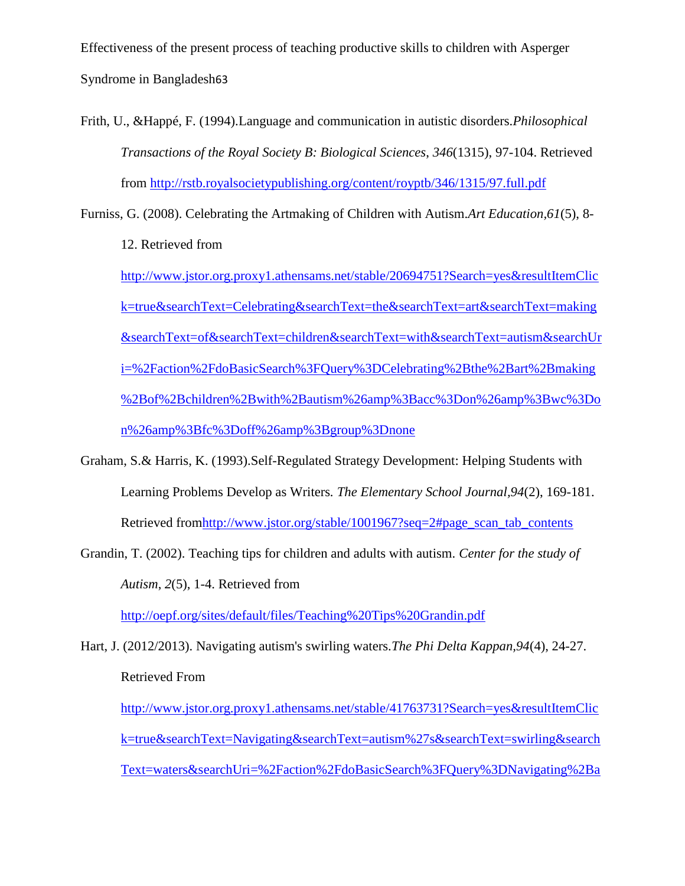Frith, U., &Happé, F. (1994).Language and communication in autistic disorders.*Philosophical Transactions of the Royal Society B: Biological Sciences*, *346*(1315), 97-104. Retrieved from http://rstb.royalsocietypublishing.org/content/royptb/346/1315/97.full.pdf

Furniss, G. (2008). Celebrating the Artmaking of Children with Autism.*Art Education,61*(5), 8-12. Retrieved from http://www.jstor.org.proxy1.athensams.net/stable/20694751?Search=yes&resultItemClick=true&searchText=Celebrating&searchText=the&searchText=art&searchText=making&searchText=of&searchText=children&searchText=with&searchText=autism&searchUri=%2Faction%2FdoBasicSearch%3FQuery%3DCelebrating%2Bthe%2Bart%2Bmaking%2Bof%2Bchildren%2Bwith%2Bautism%26amp%3Bacc%3Don%26amp%3Bwc%3Don%26amp%3Bfc%3Doff%26amp%3Bgroup%3Dnone

Graham, S.& Harris, K. (1993).Self-Regulated Strategy Development: Helping Students with Learning Problems Develop as Writers. *The Elementary School Journal,94*(2), 169-181. Retrieved fromhttp://www.jstor.org/stable/1001967?seq=2#page_scan_tab_contents

Grandin, T. (2002). Teaching tips for children and adults with autism. *Center for the study of Autism*, *2*(5), 1-4. Retrieved from http://oepf.org/sites/default/files/Teaching%20Tips%20Grandin.pdf

Hart, J. (2012/2013). Navigating autism's swirling waters.*The Phi Delta Kappan,94*(4), 24-27. Retrieved From http://www.jstor.org.proxy1.athensams.net/stable/41763731?Search=yes&resultItemClick=true&searchText=Navigating&searchText=autism%27s&searchText=swirling&searchText=waters&searchUri=%2Faction%2FdoBasicSearch%3FQuery%3DNavigating%2Ba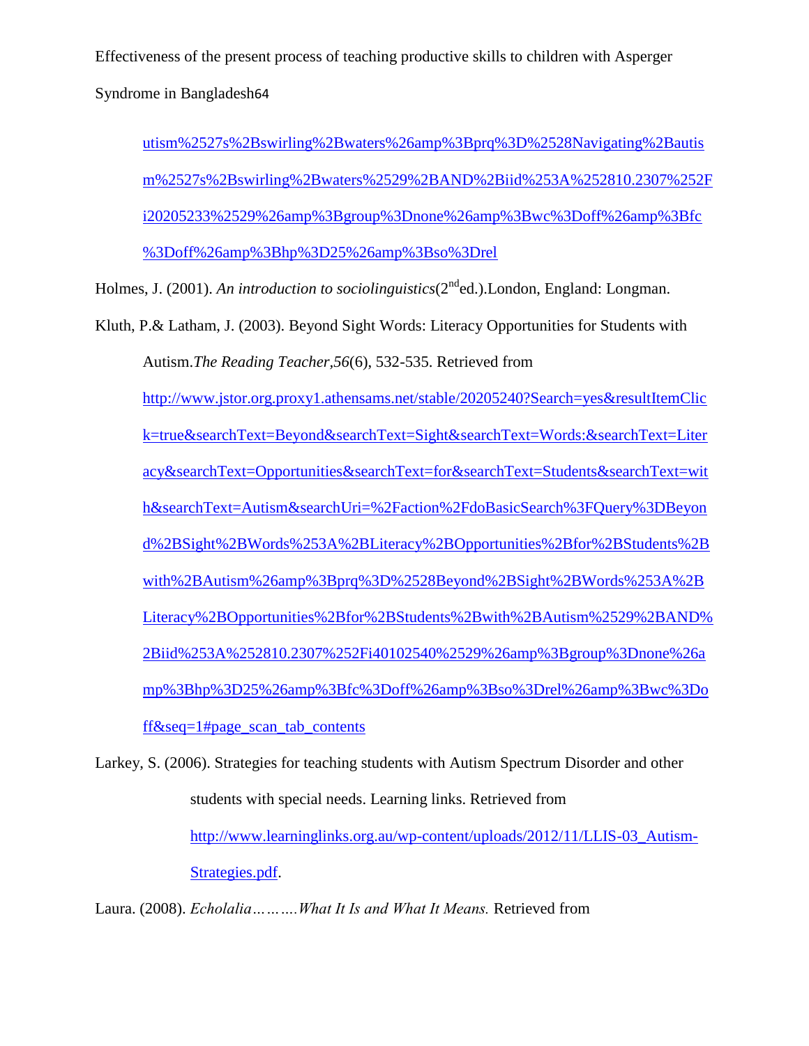utism%2527s%2Bswirling%2Bwaters%26amp%3Bprq%3D%2528Navigating%2Bautism%2527s%2Bswirling%2Bwaters%2529%2BAND%2Biid%253A%252810.2307%252Fi20205233%2529%26amp%3Bgroup%3Dnone%26amp%3Bwc%3Doff%26amp%3Bfc%3Doff%26amp%3Bhp%3D25%26amp%3Bso%3Drel

Holmes, J. (2001). *An introduction to sociolinguistics*(2nd ed.).London, England: Longman.

Kluth, P.& Latham, J. (2003). Beyond Sight Words: Literacy Opportunities for Students with Autism.*The Reading Teacher,56*(6), 532-535. Retrieved from http://www.jstor.org.proxy1.athensams.net/stable/20205240?Search=yes&resultItemClick=true&searchText=Beyond&searchText=Sight&searchText=Words:&searchText=Literacy&searchText=Opportunities&searchText=for&searchText=Students&searchText=with&searchText=Autism&searchUri=%2Faction%2FdoBasicSearch%3FQuery%3DBeyond%2BSight%2BWords%253A%2BLiteracy%2BOpportunities%2Bfor%2BStudents%2Bwith%2BAutism%26amp%3Bprq%3D%2528Beyond%2BSight%2BWords%253A%2BLiteracy%2BOpportunities%2Bfor%2BStudents%2Bwith%2BAutism%2529%2BAND%2Biid%253A%252810.2307%252Fi40102540%2529%26amp%3Bgroup%3Dnone%26amp%3Bhp%3D25%26amp%3Bfc%3Doff%26amp%3Bso%3Drel%26amp%3Bwc%3Doff&seq=1#page_scan_tab_contents

Larkey, S. (2006). Strategies for teaching students with Autism Spectrum Disorder and other students with special needs. Learning links. Retrieved from http://www.learninglinks.org.au/wp-content/uploads/2012/11/LLIS-03_Autism-Strategies.pdf.

Laura. (2008). *Echolalia……….What It Is and What It Means.* Retrieved from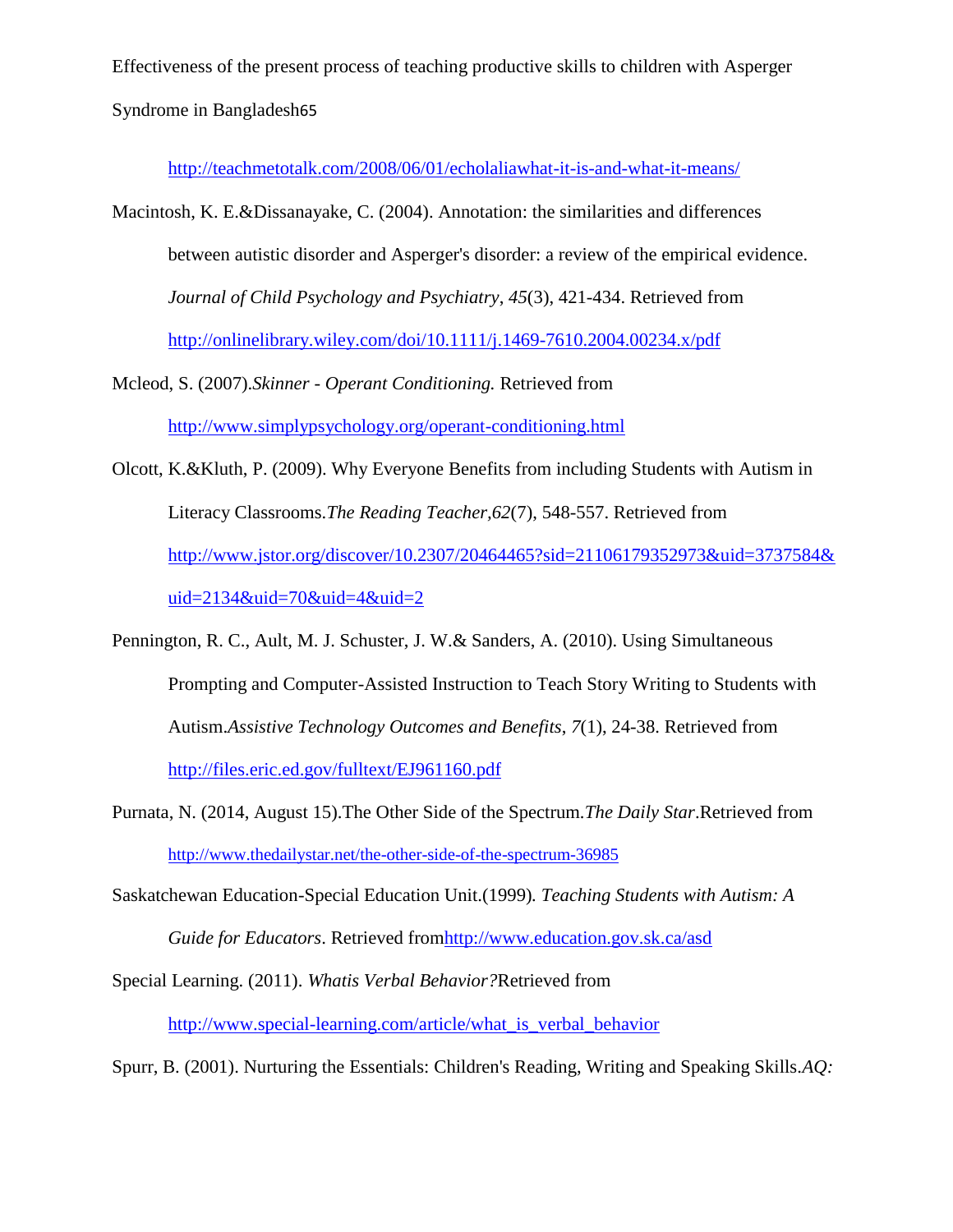http://teachmetotalk.com/2008/06/01/echolaliawhat-it-is-and-what-it-means/

Macintosh, K. E.&Dissanayake, C. (2004). Annotation: the similarities and differences between autistic disorder and Asperger's disorder: a review of the empirical evidence. *Journal of Child Psychology and Psychiatry*, *45*(3), 421-434. Retrieved from http://onlinelibrary.wiley.com/doi/10.1111/j.1469-7610.2004.00234.x/pdf

Mcleod, S. (2007).*Skinner - Operant Conditioning.* Retrieved from http://www.simplypsychology.org/operant-conditioning.html

Olcott, K.&Kluth, P. (2009). Why Everyone Benefits from including Students with Autism in Literacy Classrooms.*The Reading Teacher,62*(7), 548-557. Retrieved from http://www.jstor.org/discover/10.2307/20464465?sid=21106179352973&uid=3737584&uid=2134&uid=70&uid=4&uid=2

Pennington, R. C., Ault, M. J. Schuster, J. W.& Sanders, A. (2010). Using Simultaneous Prompting and Computer-Assisted Instruction to Teach Story Writing to Students with Autism.*Assistive Technology Outcomes and Benefits, 7*(1), 24-38. Retrieved from http://files.eric.ed.gov/fulltext/EJ961160.pdf

Purnata, N. (2014, August 15).The Other Side of the Spectrum.*The Daily Star*.Retrieved from http://www.thedailystar.net/the-other-side-of-the-spectrum-36985

Saskatchewan Education-Special Education Unit.(1999)*. Teaching Students with Autism: A Guide for Educators*. Retrieved fromhttp://www.education.gov.sk.ca/asd

Special Learning. (2011). *Whatis Verbal Behavior?*Retrieved from http://www.special-learning.com/article/what_is_verbal_behavior

Spurr, B. (2001). Nurturing the Essentials: Children's Reading, Writing and Speaking Skills.*AQ:*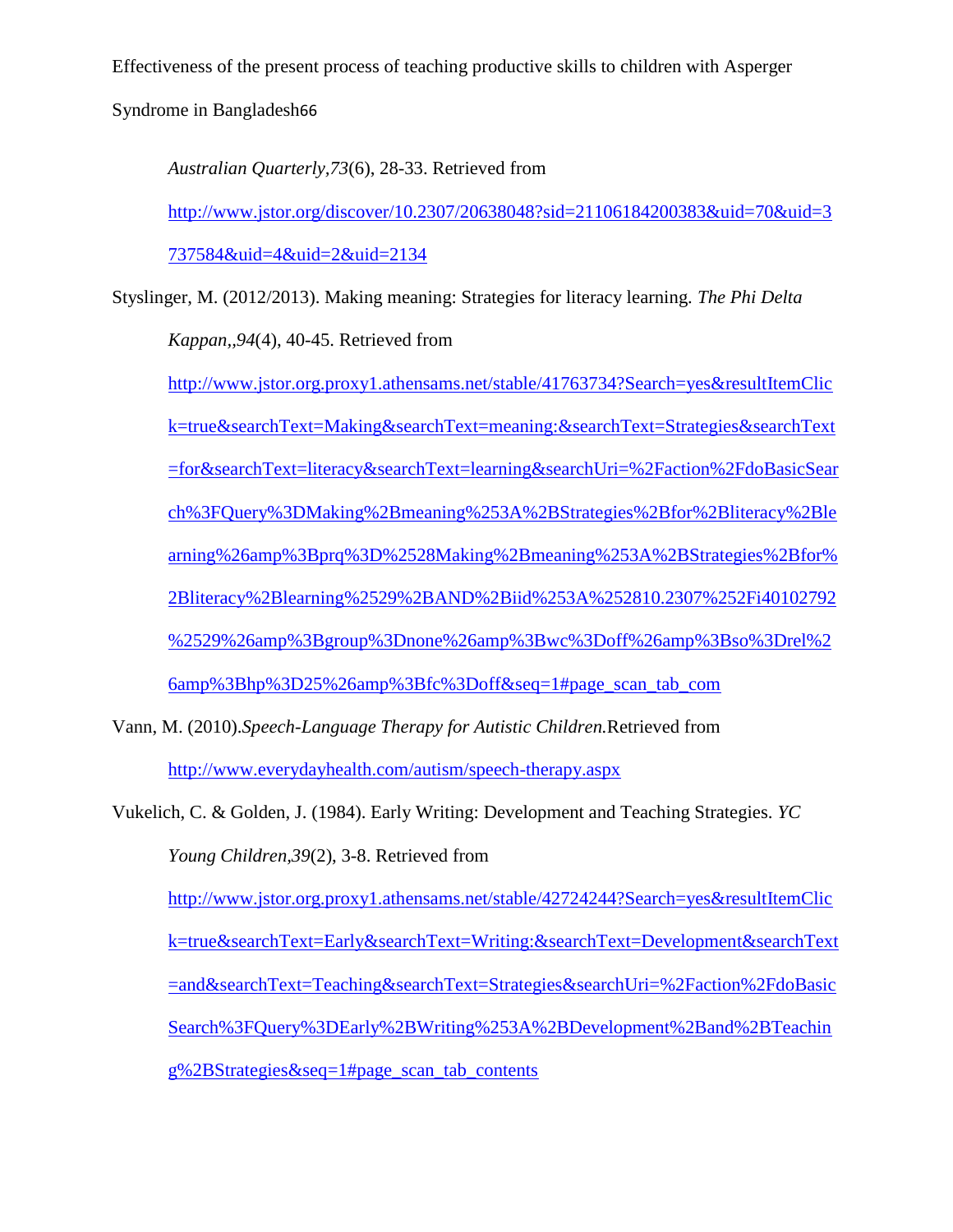*Australian Quarterly,73*(6), 28-33. Retrieved from http://www.jstor.org/discover/10.2307/20638048?sid=21106184200383&uid=70&uid=3737584&uid=4&uid=2&uid=2134

Styslinger, M. (2012/2013). Making meaning: Strategies for literacy learning. *The Phi Delta Kappan,,94*(4), 40-45. Retrieved from http://www.jstor.org.proxy1.athensams.net/stable/41763734?Search=yes&resultItemClick=true&searchText=Making&searchText=meaning:&searchText=Strategies&searchText=for&searchText=literacy&searchText=learning&searchUri=%2Faction%2FdoBasicSearch%3FQuery%3DMaking%2Bmeaning%253A%2BStrategies%2Bfor%2Bliteracy%2Blearning%26amp%3Bprq%3D%2528Making%2Bmeaning%253A%2BStrategies%2Bfor%2Bliteracy%2Blearning%2529%2BAND%2Biid%253A%252810.2307%252Fi40102792%2529%26amp%3Bgroup%3Dnone%26amp%3Bwc%3Doff%26amp%3Bso%3Drel%26amp%3Bhp%3D25%26amp%3Bfc%3Doff&seq=1#page_scan_tab_com

Vann, M. (2010).*Speech-Language Therapy for Autistic Children.*Retrieved from http://www.everydayhealth.com/autism/speech-therapy.aspx

Vukelich, C. & Golden, J. (1984). Early Writing: Development and Teaching Strategies. *YC Young Children,39*(2), 3-8. Retrieved from http://www.jstor.org.proxy1.athensams.net/stable/42724244?Search=yes&resultItemClick=true&searchText=Early&searchText=Writing:&searchText=Development&searchText=and&searchText=Teaching&searchText=Strategies&searchUri=%2Faction%2FdoBasicSearch%3FQuery%3DEarly%2BWriting%253A%2BDevelopment%2Band%2BTeaching%2BStrategies&seq=1#page_scan_tab_contents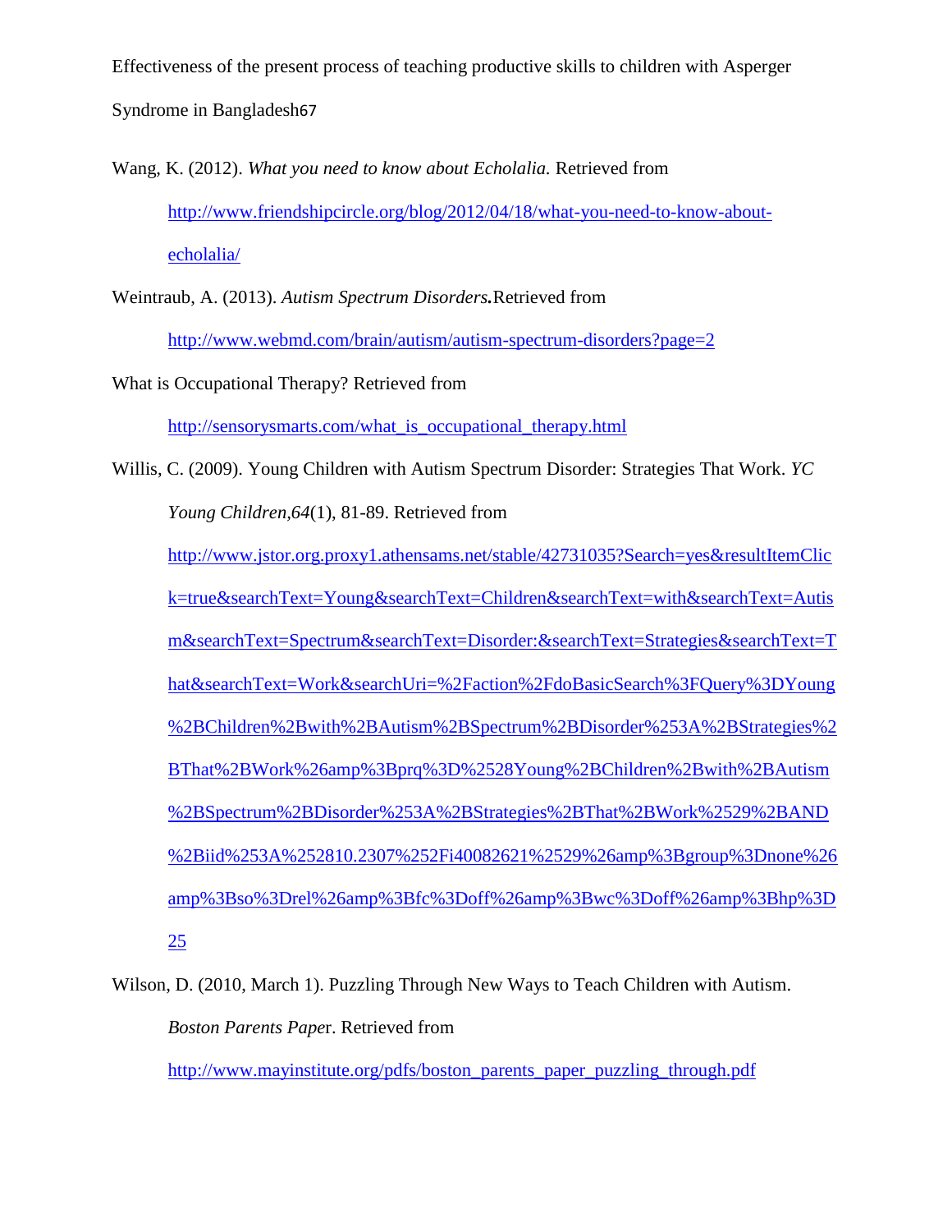Wang, K. (2012). *What you need to know about Echolalia.* Retrieved from http://www.friendshipcircle.org/blog/2012/04/18/what-you-need-to-know-about-echolalia/

Weintraub, A. (2013). ***Autism Spectrum Disorders.***Retrieved from http://www.webmd.com/brain/autism/autism-spectrum-disorders?page=2

What is Occupational Therapy? Retrieved from http://sensorysmarts.com/what_is_occupational_therapy.html

Willis, C. (2009). Young Children with Autism Spectrum Disorder: Strategies That Work. *YC Young Children,64*(1), 81-89. Retrieved from http://www.jstor.org.proxy1.athensams.net/stable/42731035?Search=yes&resultItemClick=true&searchText=Young&searchText=Children&searchText=with&searchText=Autism&searchText=Spectrum&searchText=Disorder:&searchText=Strategies&searchText=That&searchText=Work&searchUri=%2Faction%2FdoBasicSearch%3FQuery%3DYoung%2BChildren%2Bwith%2BAutism%2BSpectrum%2BDisorder%253A%2BStrategies%2BThat%2BWork%26amp%3Bprq%3D%2528Young%2BChildren%2Bwith%2BAutism%2BSpectrum%2BDisorder%253A%2BStrategies%2BThat%2BWork%2529%2BAND%2Biid%253A%252810.2307%252Fi40082621%2529%26amp%3Bgroup%3Dnone%26amp%3Bso%3Drel%26amp%3Bfc%3Doff%26amp%3Bwc%3Doff%26amp%3Bhp%3D25

Wilson, D. (2010, March 1). Puzzling Through New Ways to Teach Children with Autism. *Boston Parents Pape*r. Retrieved from http://www.mayinstitute.org/pdfs/boston_parents_paper_puzzling_through.pdf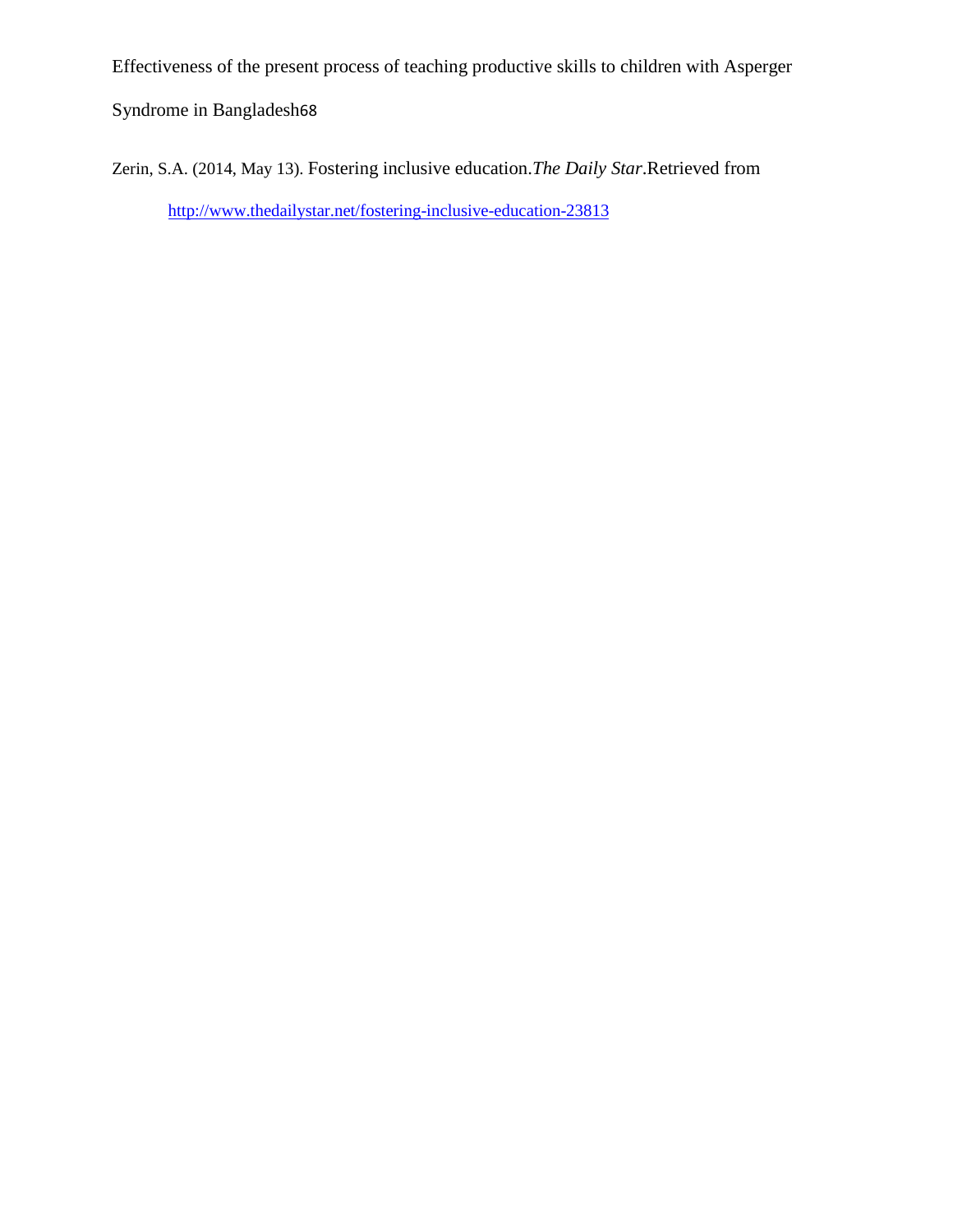Zerin, S.A. (2014, May 13). Fostering inclusive education.*The Daily Star*.Retrieved from

http://www.thedailystar.net/fostering-inclusive-education-23813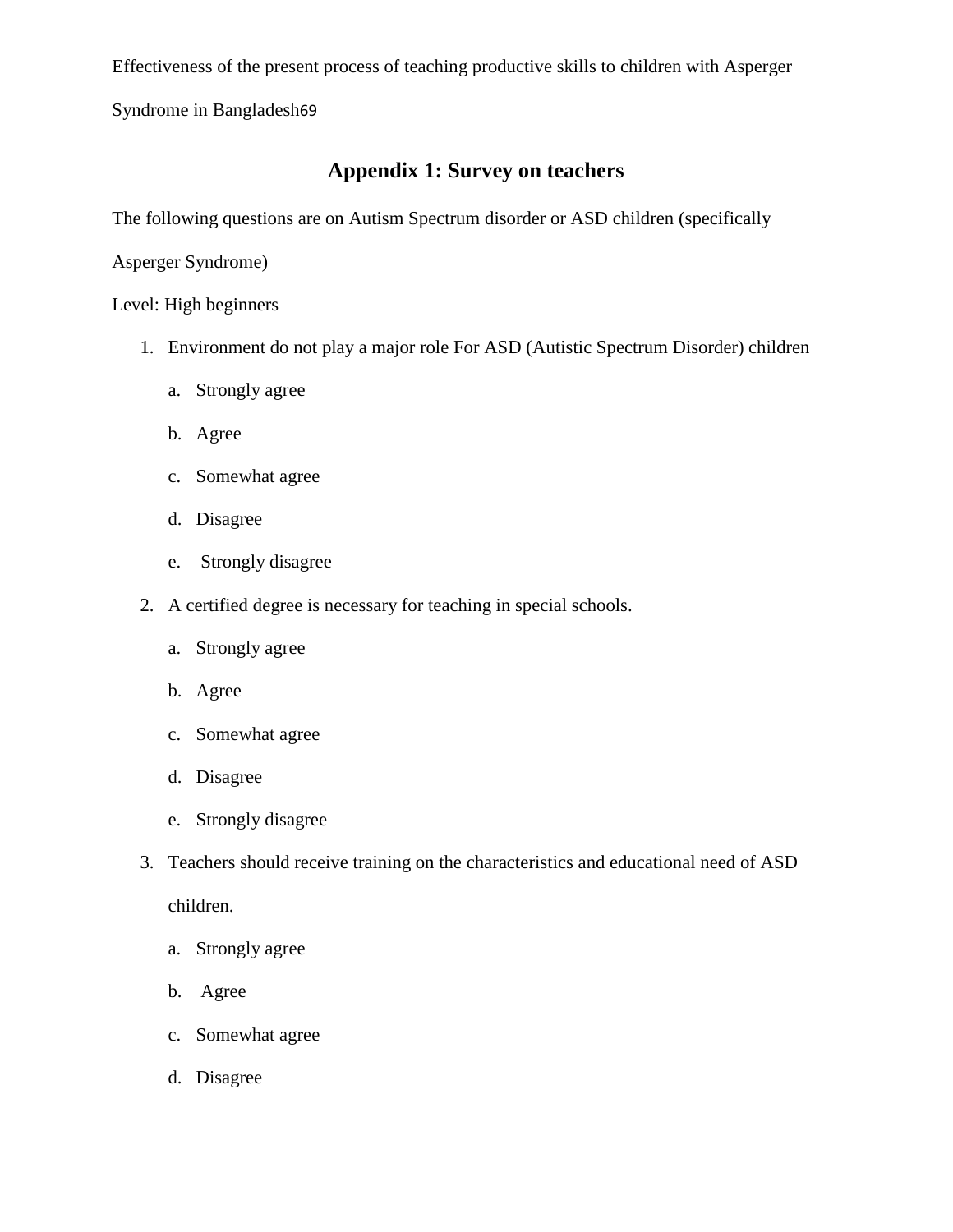## Appendix 1: Survey on teachers

The following questions are on Autism Spectrum disorder or ASD children (specifically Asperger Syndrome)

Level: High beginners

1. Environment do not play a major role For ASD (Autistic Spectrum Disorder) children
   a. Strongly agree
   b. Agree
   c. Somewhat agree
   d. Disagree
   e. Strongly disagree
2. A certified degree is necessary for teaching in special schools.
   a. Strongly agree
   b. Agree
   c. Somewhat agree
   d. Disagree
   e. Strongly disagree
3. Teachers should receive training on the characteristics and educational need of ASD children.
   a. Strongly agree
   b. Agree
   c. Somewhat agree
   d. Disagree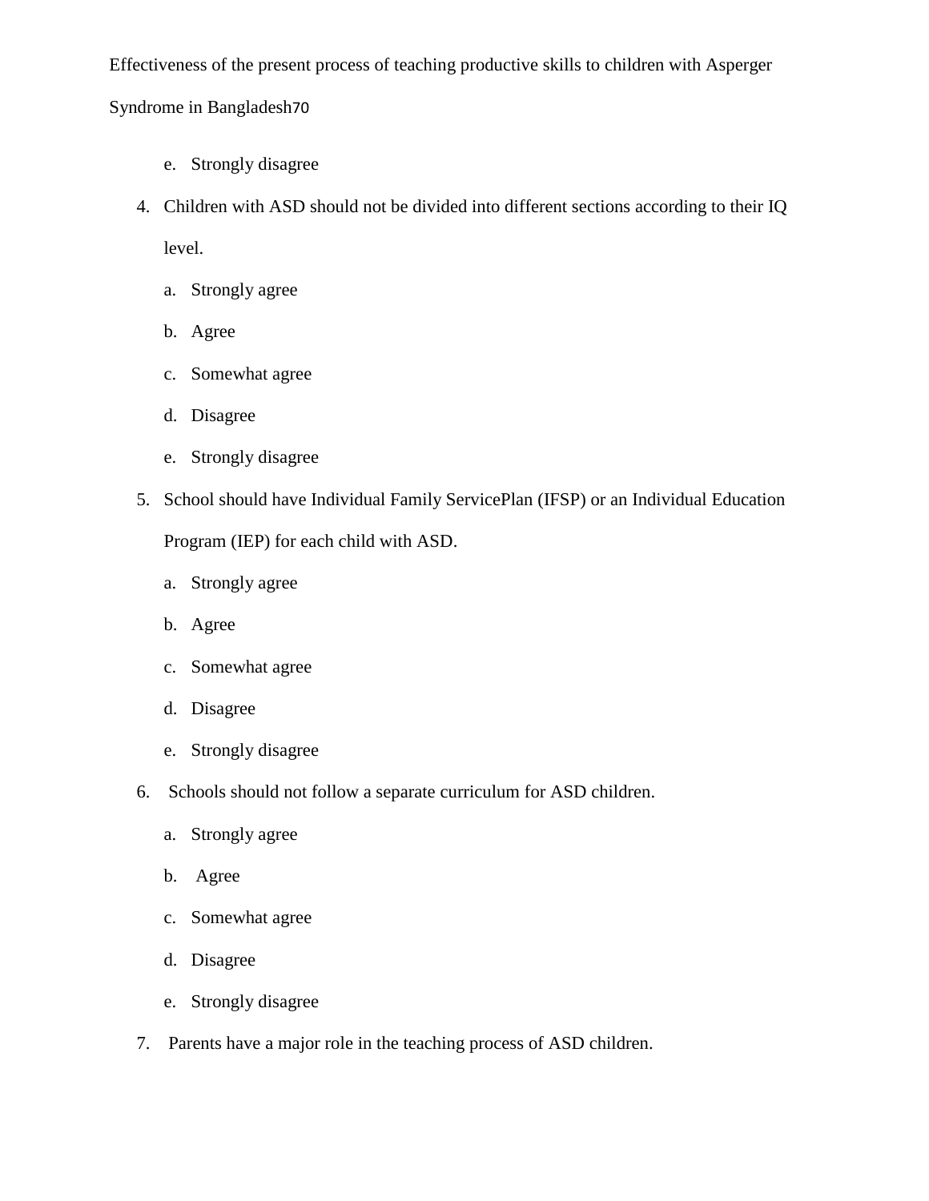e. Strongly disagree

4. Children with ASD should not be divided into different sections according to their IQ level.

   a. Strongly agree
   b. Agree
   c. Somewhat agree
   d. Disagree
   e. Strongly disagree

5. School should have Individual Family ServicePlan (IFSP) or an Individual Education Program (IEP) for each child with ASD.

   a. Strongly agree
   b. Agree
   c. Somewhat agree
   d. Disagree
   e. Strongly disagree

6. Schools should not follow a separate curriculum for ASD children.

   a. Strongly agree
   b. Agree
   c. Somewhat agree
   d. Disagree
   e. Strongly disagree

7. Parents have a major role in the teaching process of ASD children.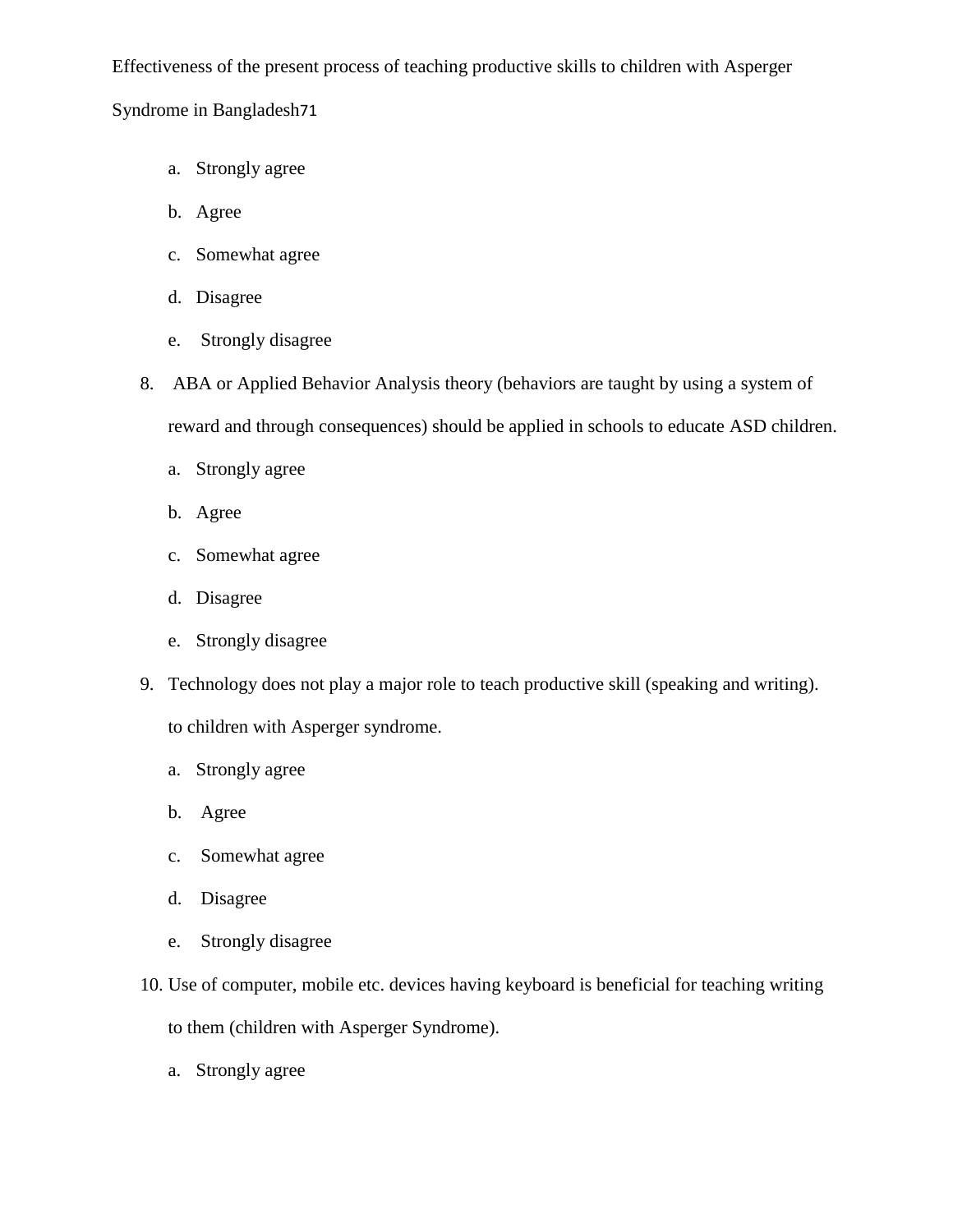a. Strongly agree

b. Agree

c. Somewhat agree

d. Disagree

e. Strongly disagree

8. ABA or Applied Behavior Analysis theory (behaviors are taught by using a system of reward and through consequences) should be applied in schools to educate ASD children.

    a. Strongly agree

    b. Agree

    c. Somewhat agree

    d. Disagree

    e. Strongly disagree

9. Technology does not play a major role to teach productive skill (speaking and writing). to children with Asperger syndrome.

    a. Strongly agree

    b. Agree

    c. Somewhat agree

    d. Disagree

    e. Strongly disagree

10. Use of computer, mobile etc. devices having keyboard is beneficial for teaching writing to them (children with Asperger Syndrome).

    a. Strongly agree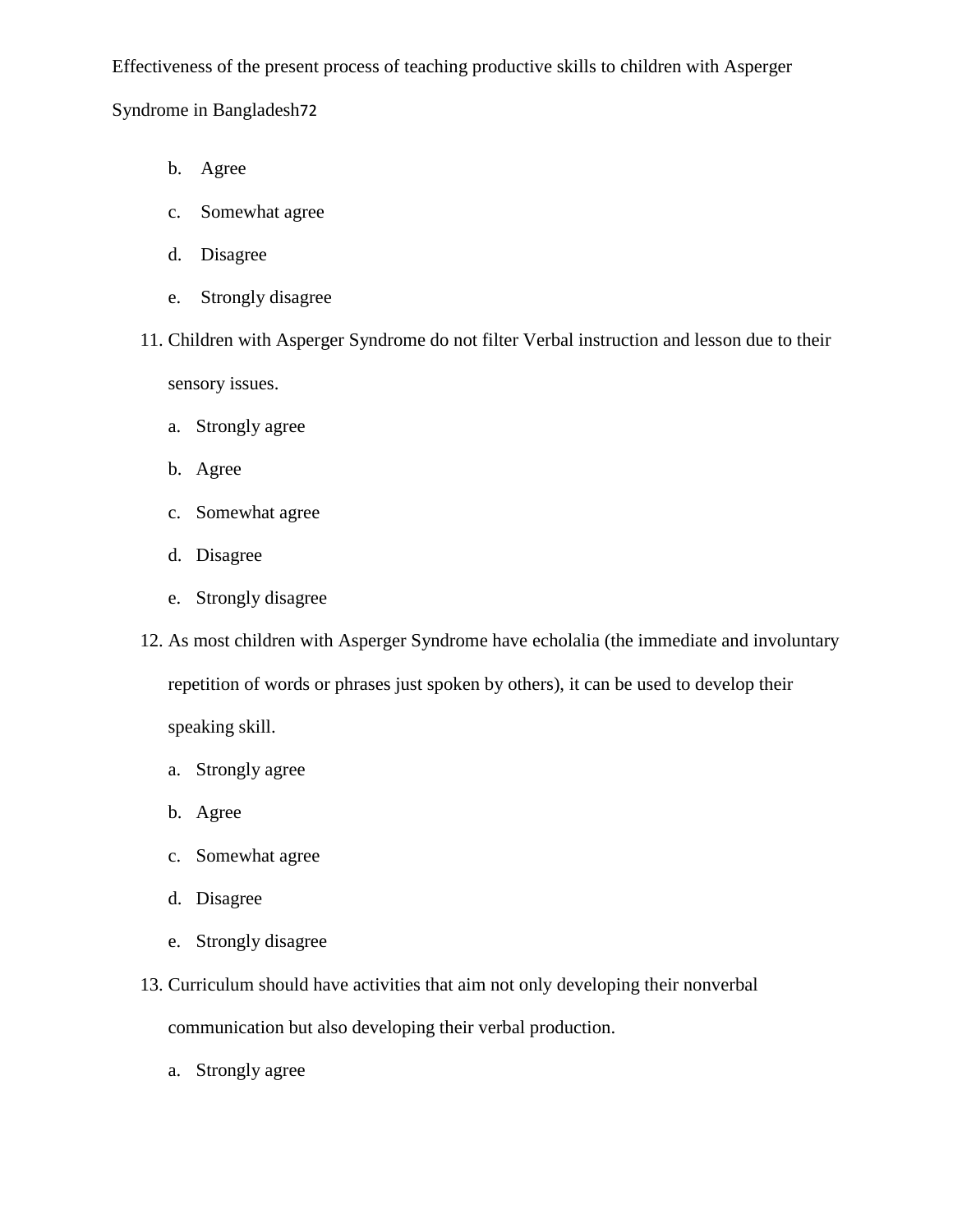b. Agree

c. Somewhat agree

d. Disagree

e. Strongly disagree

11. Children with Asperger Syndrome do not filter Verbal instruction and lesson due to their sensory issues.

    a. Strongly agree

    b. Agree

    c. Somewhat agree

    d. Disagree

    e. Strongly disagree

12. As most children with Asperger Syndrome have echolalia (the immediate and involuntary repetition of words or phrases just spoken by others), it can be used to develop their speaking skill.

    a. Strongly agree

    b. Agree

    c. Somewhat agree

    d. Disagree

    e. Strongly disagree

13. Curriculum should have activities that aim not only developing their nonverbal communication but also developing their verbal production.

    a. Strongly agree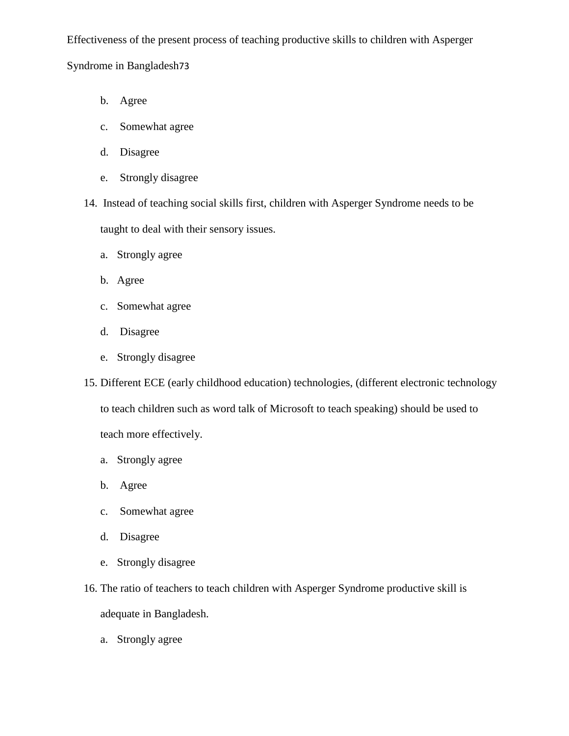b. Agree

c. Somewhat agree

d. Disagree

e. Strongly disagree

14. Instead of teaching social skills first, children with Asperger Syndrome needs to be taught to deal with their sensory issues.

a. Strongly agree

b. Agree

c. Somewhat agree

d. Disagree

e. Strongly disagree

15. Different ECE (early childhood education) technologies, (different electronic technology to teach children such as word talk of Microsoft to teach speaking) should be used to teach more effectively.

a. Strongly agree

b. Agree

c. Somewhat agree

d. Disagree

e. Strongly disagree

16. The ratio of teachers to teach children with Asperger Syndrome productive skill is adequate in Bangladesh.

a. Strongly agree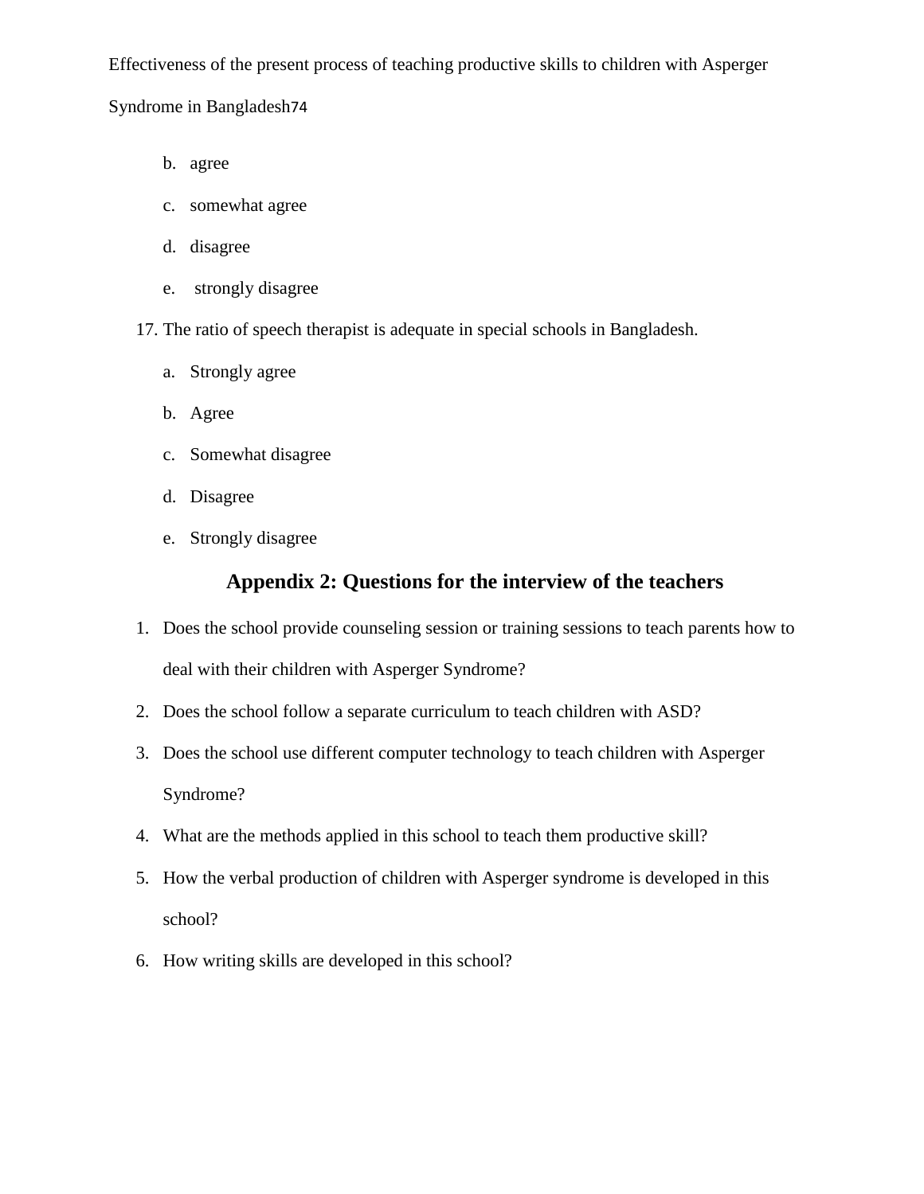b. agree

c. somewhat agree

d. disagree

e. strongly disagree

17. The ratio of speech therapist is adequate in special schools in Bangladesh.

    a. Strongly agree

    b. Agree

    c. Somewhat disagree

    d. Disagree

    e. Strongly disagree

## Appendix 2: Questions for the interview of the teachers

1. Does the school provide counseling session or training sessions to teach parents how to deal with their children with Asperger Syndrome?
2. Does the school follow a separate curriculum to teach children with ASD?
3. Does the school use different computer technology to teach children with Asperger Syndrome?
4. What are the methods applied in this school to teach them productive skill?
5. How the verbal production of children with Asperger syndrome is developed in this school?
6. How writing skills are developed in this school?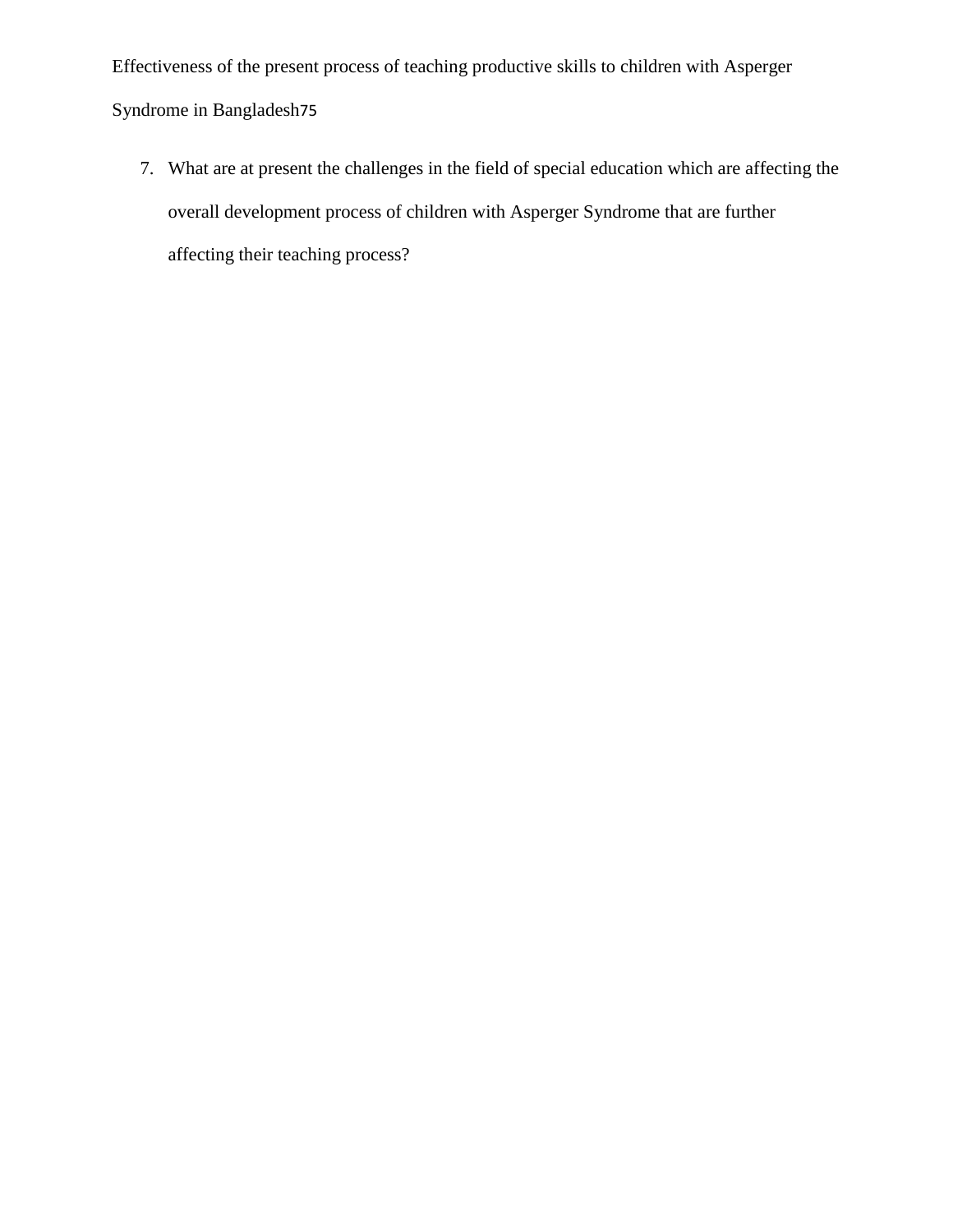7. What are at present the challenges in the field of special education which are affecting the overall development process of children with Asperger Syndrome that are further affecting their teaching process?